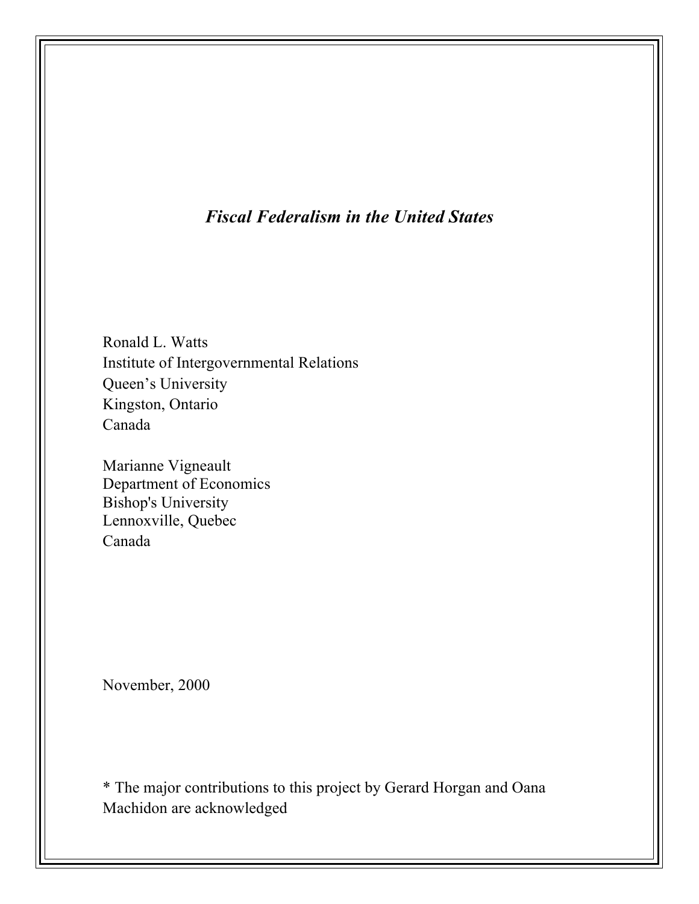# *Fiscal Federalism in the United States*

Ronald L. Watts
Institute of Intergovernmental Relations
Queen's University
Kingston, Ontario
Canada

Marianne Vigneault
Department of Economics
Bishop's University
Lennoxville, Quebec
Canada

November, 2000

* The major contributions to this project by Gerard Horgan and Oana Machidon are acknowledged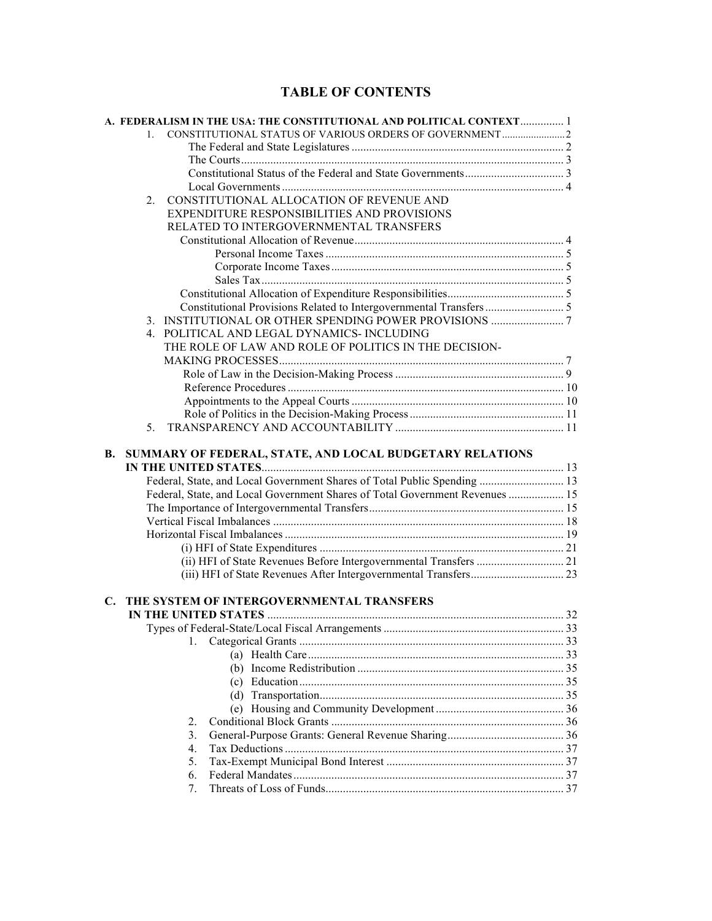# TABLE OF CONTENTS

**A. FEDERALISM IN THE USA: THE CONSTITUTIONAL AND POLITICAL CONTEXT** ............... 1

- 1. CONSTITUTIONAL STATUS OF VARIOUS ORDERS OF GOVERNMENT ........................ 2
  - The Federal and State Legislatures ........................................................................ 2
  - The Courts ............................................................................................................ 3
  - Constitutional Status of the Federal and State Governments ................................. 3
  - Local Governments ................................................................................................ 4
- 2. CONSTITUTIONAL ALLOCATION OF REVENUE AND EXPENDITURE RESPONSIBILITIES AND PROVISIONS RELATED TO INTERGOVERNMENTAL TRANSFERS
  - Constitutional Allocation of Revenue ....................................................................... 4
    - Personal Income Taxes ................................................................................. 5
    - Corporate Income Taxes ............................................................................... 5
    - Sales Tax ....................................................................................................... 5
  - Constitutional Allocation of Expenditure Responsibilities ....................................... 5
  - Constitutional Provisions Related to Intergovernmental Transfers ........................... 5
- 3. INSTITUTIONAL OR OTHER SPENDING POWER PROVISIONS ......................... 7
- 4. POLITICAL AND LEGAL DYNAMICS- INCLUDING THE ROLE OF LAW AND ROLE OF POLITICS IN THE DECISION-MAKING PROCESSES ................................................................................................ 7
  - Role of Law in the Decision-Making Process .......................................................... 9
  - Reference Procedures ............................................................................................. 10
  - Appointments to the Appeal Courts ........................................................................ 10
  - Role of Politics in the Decision-Making Process .................................................... 11
- 5. TRANSPARENCY AND ACCOUNTABILITY .......................................................... 11

**B. SUMMARY OF FEDERAL, STATE, AND LOCAL BUDGETARY RELATIONS IN THE UNITED STATES** ....................................................................................................... 13

- Federal, State, and Local Government Shares of Total Public Spending ............................. 13
- Federal, State, and Local Government Shares of Total Government Revenues ................... 15
- The Importance of Intergovernmental Transfers .................................................................. 15
- Vertical Fiscal Imbalances .................................................................................................. 18
- Horizontal Fiscal Imbalances .............................................................................................. 19
  - (i) HFI of State Expenditures ................................................................................... 21
  - (ii) HFI of State Revenues Before Intergovernmental Transfers ............................. 21
  - (iii) HFI of State Revenues After Intergovernmental Transfers ................................ 23

**C. THE SYSTEM OF INTERGOVERNMENTAL TRANSFERS IN THE UNITED STATES** ..................................................................................................... 32

- Types of Federal-State/Local Fiscal Arrangements ............................................................. 33
  - 1. Categorical Grants .......................................................................................... 33
    - (a) Health Care ....................................................................................... 33
    - (b) Income Redistribution ...................................................................... 35
    - (c) Education .......................................................................................... 35
    - (d) Transportation ................................................................................... 35
    - (e) Housing and Community Development ............................................ 36
  - 2. Conditional Block Grants ............................................................................... 36
  - 3. General-Purpose Grants: General Revenue Sharing ........................................ 36
  - 4. Tax Deductions ............................................................................................... 37
  - 5. Tax-Exempt Municipal Bond Interest ............................................................. 37
  - 6. Federal Mandates ............................................................................................ 37
  - 7. Threats of Loss of Funds ................................................................................. 37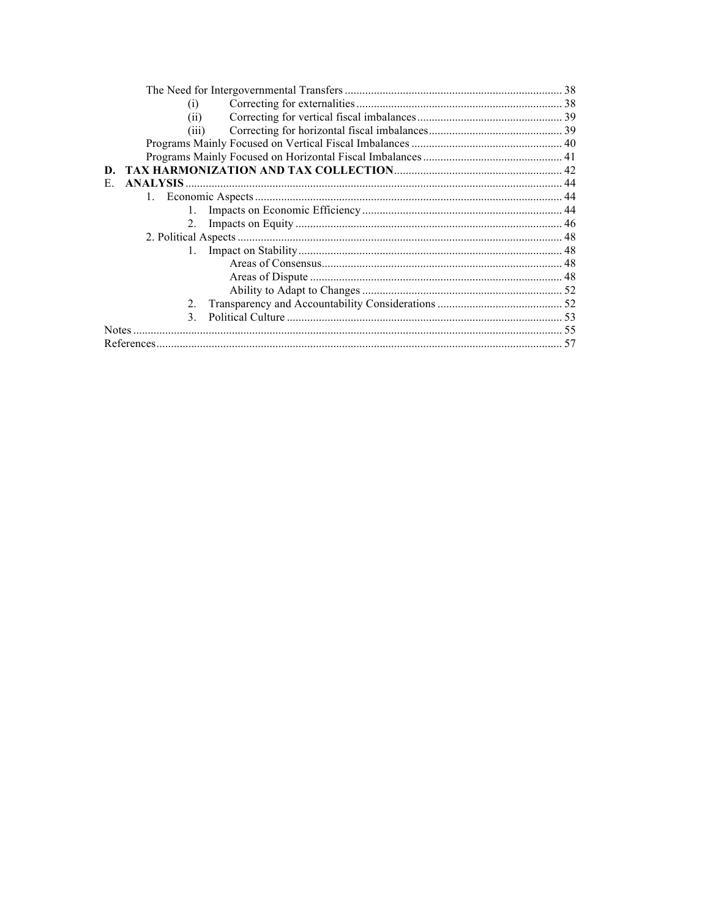The Need for Intergovernmental Transfers .......... 38

- (i) Correcting for externalities .......... 38
- (ii) Correcting for vertical fiscal imbalances .......... 39
- (iii) Correcting for horizontal fiscal imbalances .......... 39

Programs Mainly Focused on Vertical Fiscal Imbalances .......... 40

Programs Mainly Focused on Horizontal Fiscal Imbalances .......... 41

**D. TAX HARMONIZATION AND TAX COLLECTION** .......... 42

E. **ANALYSIS** .......... 44

1. Economic Aspects .......... 44
   1. Impacts on Economic Efficiency .......... 44
   2. Impacts on Equity .......... 46

2. Political Aspects .......... 48
   1. Impact on Stability .......... 48
      - Areas of Consensus .......... 48
      - Areas of Dispute .......... 48
      - Ability to Adapt to Changes .......... 52
   2. Transparency and Accountability Considerations .......... 52
   3. Political Culture .......... 53

Notes .......... 55

References .......... 57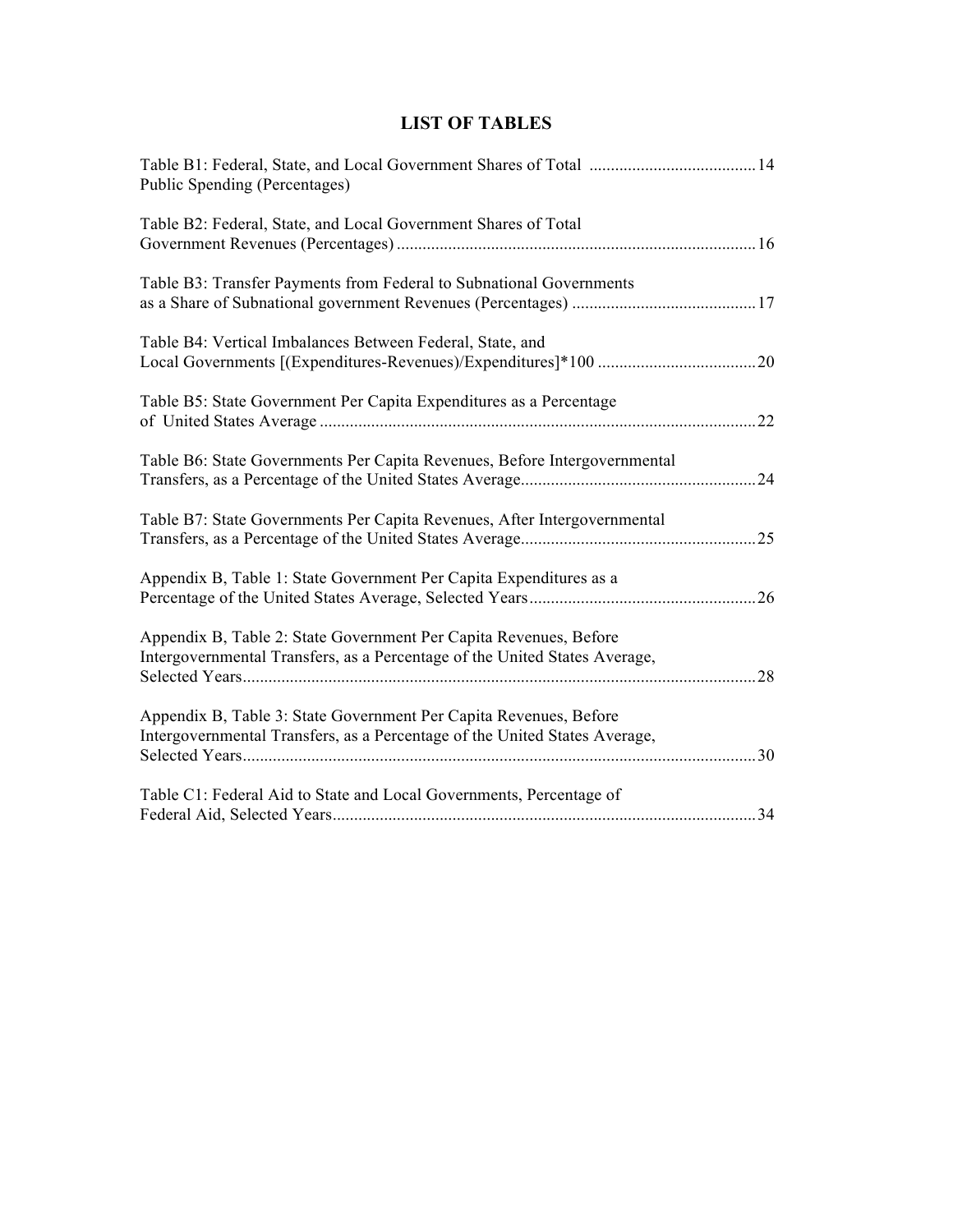# LIST OF TABLES

Table B1: Federal, State, and Local Government Shares of Total Public Spending (Percentages) ....... 14

Table B2: Federal, State, and Local Government Shares of Total Government Revenues (Percentages) ....... 16

Table B3: Transfer Payments from Federal to Subnational Governments as a Share of Subnational government Revenues (Percentages) ....... 17

Table B4: Vertical Imbalances Between Federal, State, and Local Governments [(Expenditures-Revenues)/Expenditures]*100 ....... 20

Table B5: State Government Per Capita Expenditures as a Percentage of United States Average ....... 22

Table B6: State Governments Per Capita Revenues, Before Intergovernmental Transfers, as a Percentage of the United States Average ....... 24

Table B7: State Governments Per Capita Revenues, After Intergovernmental Transfers, as a Percentage of the United States Average ....... 25

Appendix B, Table 1: State Government Per Capita Expenditures as a Percentage of the United States Average, Selected Years ....... 26

Appendix B, Table 2: State Government Per Capita Revenues, Before Intergovernmental Transfers, as a Percentage of the United States Average, Selected Years ....... 28

Appendix B, Table 3: State Government Per Capita Revenues, Before Intergovernmental Transfers, as a Percentage of the United States Average, Selected Years ....... 30

Table C1: Federal Aid to State and Local Governments, Percentage of Federal Aid, Selected Years ....... 34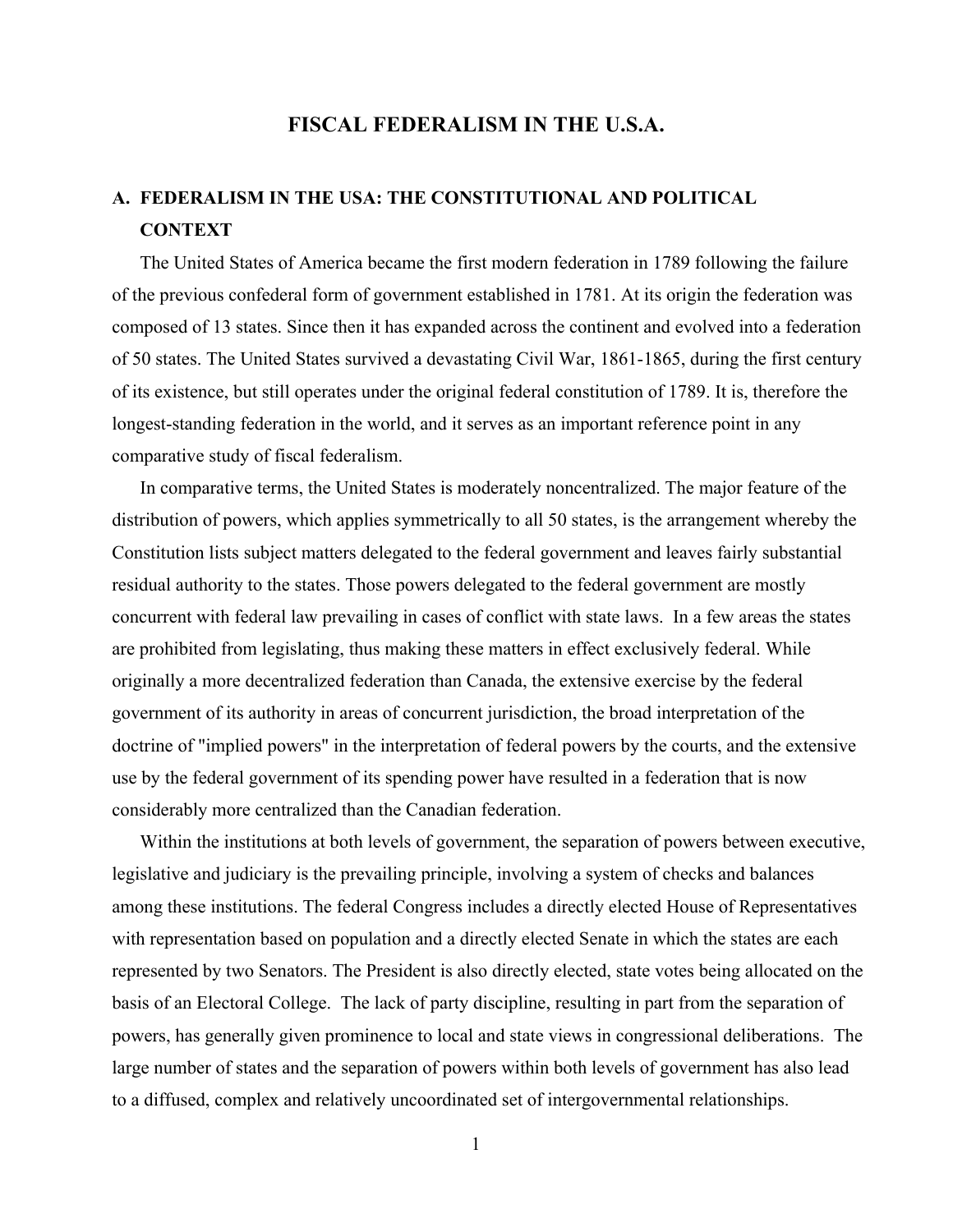# FISCAL FEDERALISM IN THE U.S.A.

## A. FEDERALISM IN THE USA: THE CONSTITUTIONAL AND POLITICAL CONTEXT

The United States of America became the first modern federation in 1789 following the failure of the previous confederal form of government established in 1781. At its origin the federation was composed of 13 states. Since then it has expanded across the continent and evolved into a federation of 50 states. The United States survived a devastating Civil War, 1861-1865, during the first century of its existence, but still operates under the original federal constitution of 1789. It is, therefore the longest-standing federation in the world, and it serves as an important reference point in any comparative study of fiscal federalism.

In comparative terms, the United States is moderately noncentralized. The major feature of the distribution of powers, which applies symmetrically to all 50 states, is the arrangement whereby the Constitution lists subject matters delegated to the federal government and leaves fairly substantial residual authority to the states. Those powers delegated to the federal government are mostly concurrent with federal law prevailing in cases of conflict with state laws. In a few areas the states are prohibited from legislating, thus making these matters in effect exclusively federal. While originally a more decentralized federation than Canada, the extensive exercise by the federal government of its authority in areas of concurrent jurisdiction, the broad interpretation of the doctrine of "implied powers" in the interpretation of federal powers by the courts, and the extensive use by the federal government of its spending power have resulted in a federation that is now considerably more centralized than the Canadian federation.

Within the institutions at both levels of government, the separation of powers between executive, legislative and judiciary is the prevailing principle, involving a system of checks and balances among these institutions. The federal Congress includes a directly elected House of Representatives with representation based on population and a directly elected Senate in which the states are each represented by two Senators. The President is also directly elected, state votes being allocated on the basis of an Electoral College. The lack of party discipline, resulting in part from the separation of powers, has generally given prominence to local and state views in congressional deliberations. The large number of states and the separation of powers within both levels of government has also lead to a diffused, complex and relatively uncoordinated set of intergovernmental relationships.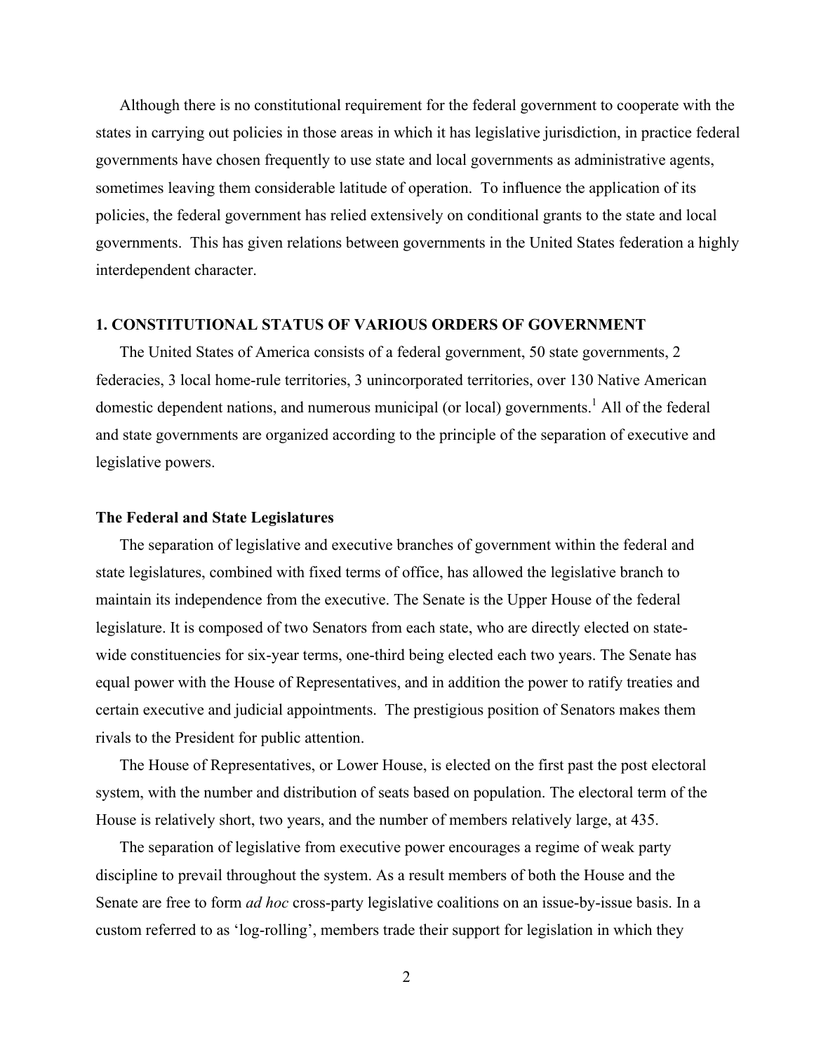Although there is no constitutional requirement for the federal government to cooperate with the states in carrying out policies in those areas in which it has legislative jurisdiction, in practice federal governments have chosen frequently to use state and local governments as administrative agents, sometimes leaving them considerable latitude of operation. To influence the application of its policies, the federal government has relied extensively on conditional grants to the state and local governments. This has given relations between governments in the United States federation a highly interdependent character.

## 1. CONSTITUTIONAL STATUS OF VARIOUS ORDERS OF GOVERNMENT

The United States of America consists of a federal government, 50 state governments, 2 federacies, 3 local home-rule territories, 3 unincorporated territories, over 130 Native American domestic dependent nations, and numerous municipal (or local) governments.[1] All of the federal and state governments are organized according to the principle of the separation of executive and legislative powers.

### The Federal and State Legislatures

The separation of legislative and executive branches of government within the federal and state legislatures, combined with fixed terms of office, has allowed the legislative branch to maintain its independence from the executive. The Senate is the Upper House of the federal legislature. It is composed of two Senators from each state, who are directly elected on state-wide constituencies for six-year terms, one-third being elected each two years. The Senate has equal power with the House of Representatives, and in addition the power to ratify treaties and certain executive and judicial appointments. The prestigious position of Senators makes them rivals to the President for public attention.

The House of Representatives, or Lower House, is elected on the first past the post electoral system, with the number and distribution of seats based on population. The electoral term of the House is relatively short, two years, and the number of members relatively large, at 435.

The separation of legislative from executive power encourages a regime of weak party discipline to prevail throughout the system. As a result members of both the House and the Senate are free to form *ad hoc* cross-party legislative coalitions on an issue-by-issue basis. In a custom referred to as 'log-rolling', members trade their support for legislation in which they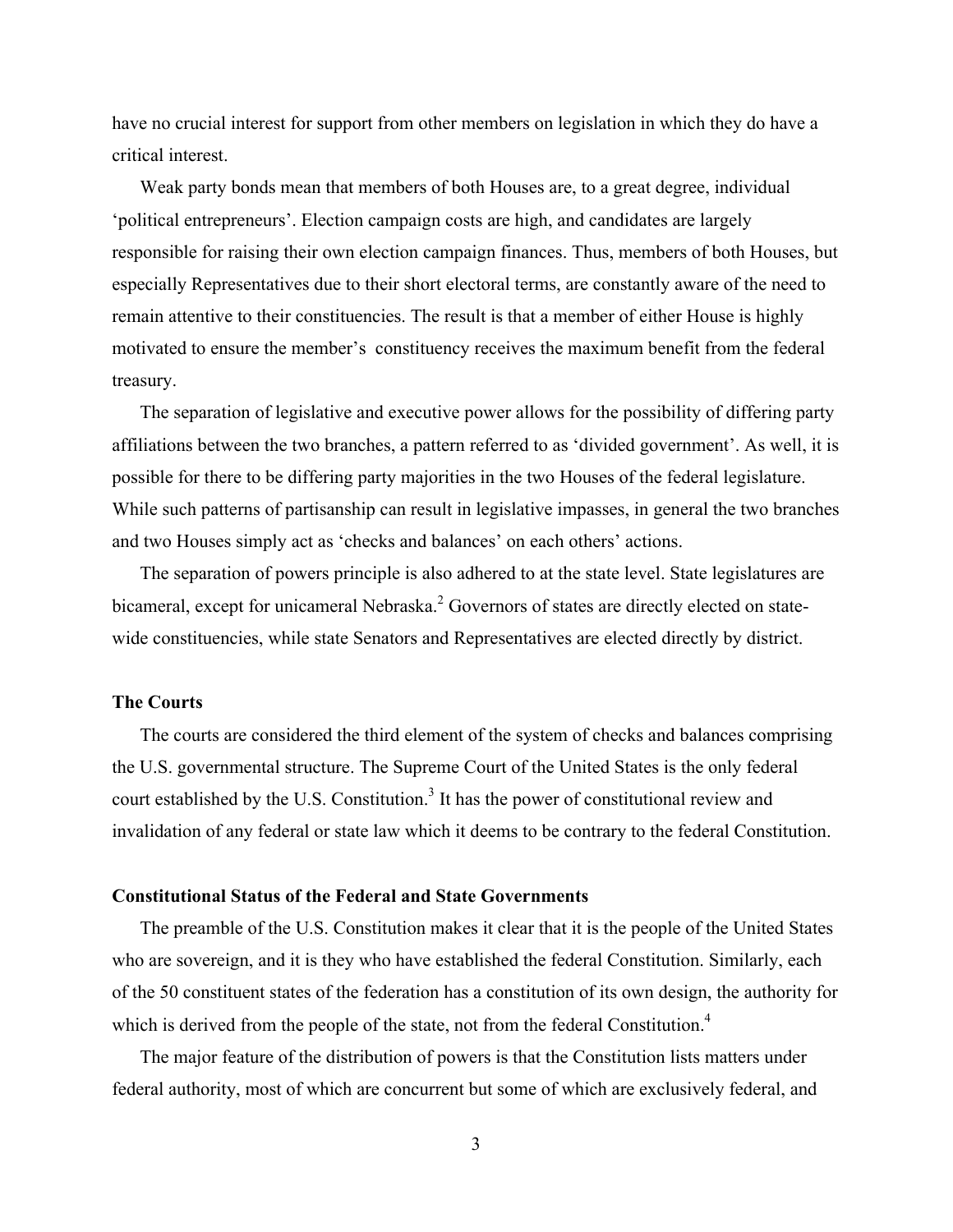have no crucial interest for support from other members on legislation in which they do have a critical interest.

Weak party bonds mean that members of both Houses are, to a great degree, individual 'political entrepreneurs'. Election campaign costs are high, and candidates are largely responsible for raising their own election campaign finances. Thus, members of both Houses, but especially Representatives due to their short electoral terms, are constantly aware of the need to remain attentive to their constituencies. The result is that a member of either House is highly motivated to ensure the member's constituency receives the maximum benefit from the federal treasury.

The separation of legislative and executive power allows for the possibility of differing party affiliations between the two branches, a pattern referred to as 'divided government'. As well, it is possible for there to be differing party majorities in the two Houses of the federal legislature. While such patterns of partisanship can result in legislative impasses, in general the two branches and two Houses simply act as 'checks and balances' on each others' actions.

The separation of powers principle is also adhered to at the state level. State legislatures are bicameral, except for unicameral Nebraska.[2] Governors of states are directly elected on state-wide constituencies, while state Senators and Representatives are elected directly by district.

### The Courts

The courts are considered the third element of the system of checks and balances comprising the U.S. governmental structure. The Supreme Court of the United States is the only federal court established by the U.S. Constitution.[3] It has the power of constitutional review and invalidation of any federal or state law which it deems to be contrary to the federal Constitution.

### Constitutional Status of the Federal and State Governments

The preamble of the U.S. Constitution makes it clear that it is the people of the United States who are sovereign, and it is they who have established the federal Constitution. Similarly, each of the 50 constituent states of the federation has a constitution of its own design, the authority for which is derived from the people of the state, not from the federal Constitution.[4]

The major feature of the distribution of powers is that the Constitution lists matters under federal authority, most of which are concurrent but some of which are exclusively federal, and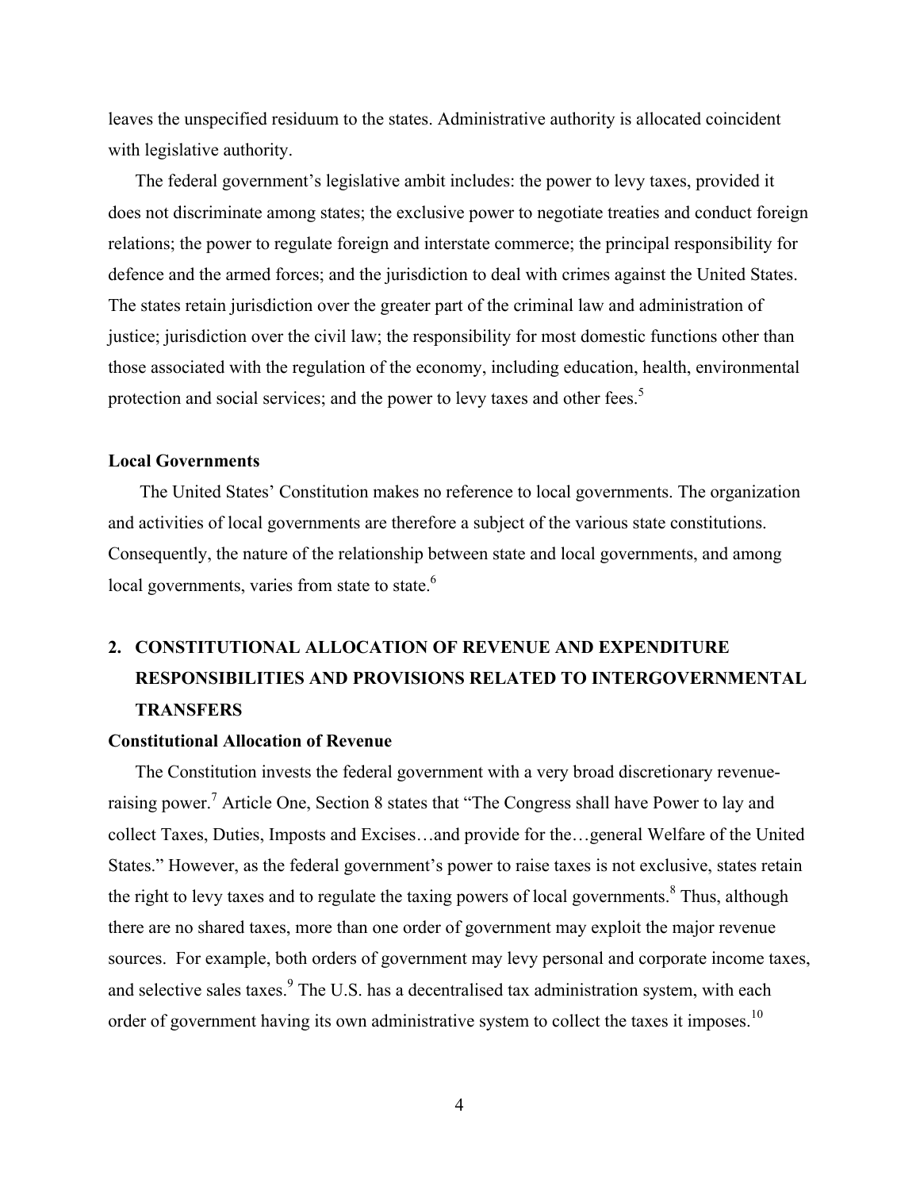leaves the unspecified residuum to the states. Administrative authority is allocated coincident with legislative authority.

The federal government's legislative ambit includes: the power to levy taxes, provided it does not discriminate among states; the exclusive power to negotiate treaties and conduct foreign relations; the power to regulate foreign and interstate commerce; the principal responsibility for defence and the armed forces; and the jurisdiction to deal with crimes against the United States. The states retain jurisdiction over the greater part of the criminal law and administration of justice; jurisdiction over the civil law; the responsibility for most domestic functions other than those associated with the regulation of the economy, including education, health, environmental protection and social services; and the power to levy taxes and other fees.[5]

### Local Governments

The United States' Constitution makes no reference to local governments. The organization and activities of local governments are therefore a subject of the various state constitutions. Consequently, the nature of the relationship between state and local governments, and among local governments, varies from state to state.[6]

## 2. CONSTITUTIONAL ALLOCATION OF REVENUE AND EXPENDITURE RESPONSIBILITIES AND PROVISIONS RELATED TO INTERGOVERNMENTAL TRANSFERS

### Constitutional Allocation of Revenue

The Constitution invests the federal government with a very broad discretionary revenue-raising power.[7] Article One, Section 8 states that "The Congress shall have Power to lay and collect Taxes, Duties, Imposts and Excises…and provide for the…general Welfare of the United States." However, as the federal government's power to raise taxes is not exclusive, states retain the right to levy taxes and to regulate the taxing powers of local governments.[8] Thus, although there are no shared taxes, more than one order of government may exploit the major revenue sources. For example, both orders of government may levy personal and corporate income taxes, and selective sales taxes.[9] The U.S. has a decentralised tax administration system, with each order of government having its own administrative system to collect the taxes it imposes.[10]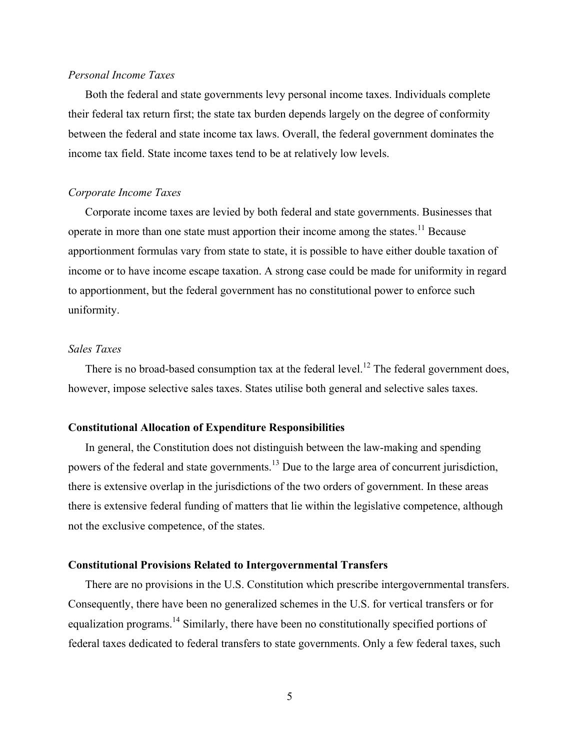*Personal Income Taxes*

Both the federal and state governments levy personal income taxes. Individuals complete their federal tax return first; the state tax burden depends largely on the degree of conformity between the federal and state income tax laws. Overall, the federal government dominates the income tax field. State income taxes tend to be at relatively low levels.

*Corporate Income Taxes*

Corporate income taxes are levied by both federal and state governments. Businesses that operate in more than one state must apportion their income among the states.[11] Because apportionment formulas vary from state to state, it is possible to have either double taxation of income or to have income escape taxation. A strong case could be made for uniformity in regard to apportionment, but the federal government has no constitutional power to enforce such uniformity.

*Sales Taxes*

There is no broad-based consumption tax at the federal level.[12] The federal government does, however, impose selective sales taxes. States utilise both general and selective sales taxes.

**Constitutional Allocation of Expenditure Responsibilities**

In general, the Constitution does not distinguish between the law-making and spending powers of the federal and state governments.[13] Due to the large area of concurrent jurisdiction, there is extensive overlap in the jurisdictions of the two orders of government. In these areas there is extensive federal funding of matters that lie within the legislative competence, although not the exclusive competence, of the states.

**Constitutional Provisions Related to Intergovernmental Transfers**

There are no provisions in the U.S. Constitution which prescribe intergovernmental transfers. Consequently, there have been no generalized schemes in the U.S. for vertical transfers or for equalization programs.[14] Similarly, there have been no constitutionally specified portions of federal taxes dedicated to federal transfers to state governments. Only a few federal taxes, such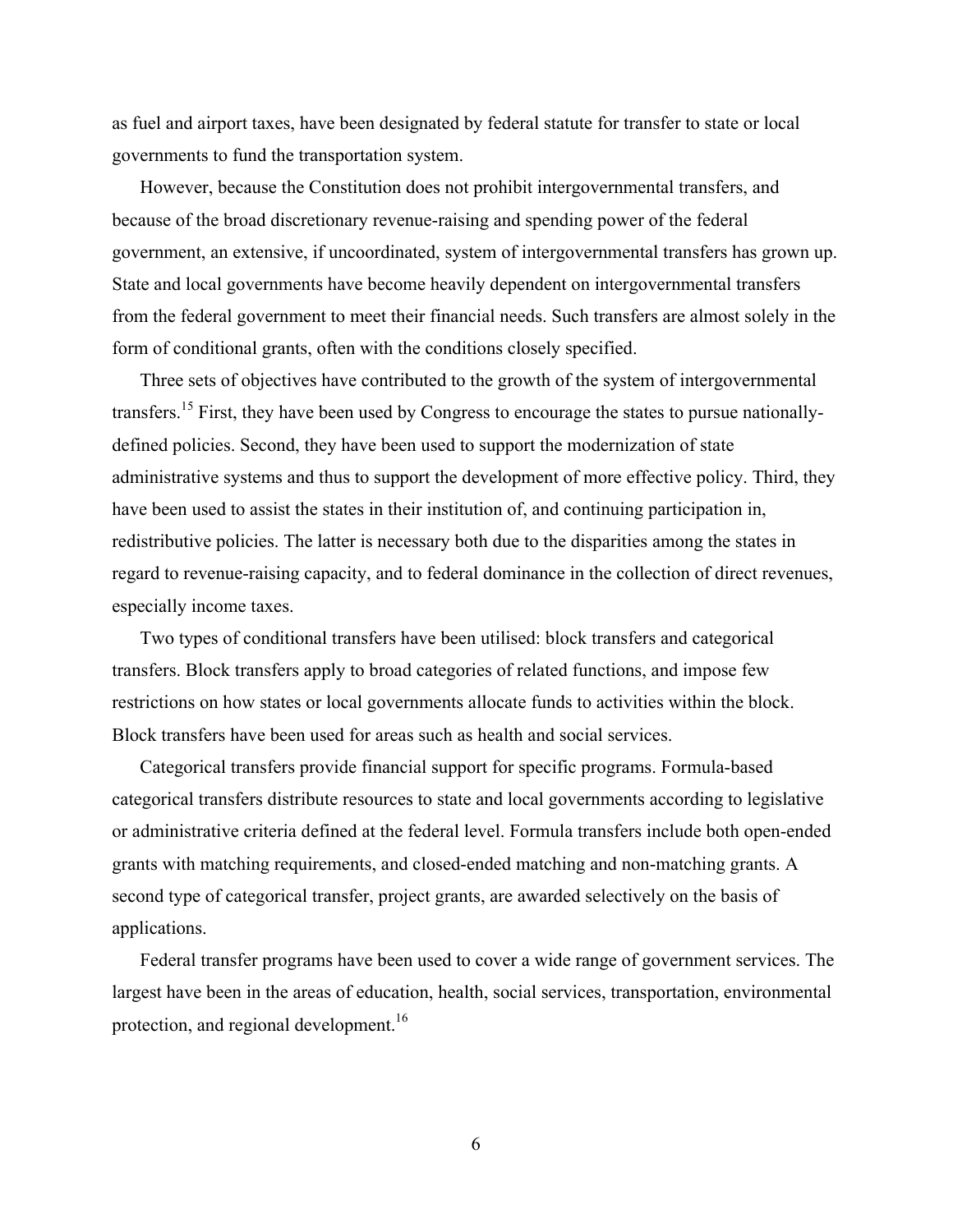as fuel and airport taxes, have been designated by federal statute for transfer to state or local governments to fund the transportation system.

However, because the Constitution does not prohibit intergovernmental transfers, and because of the broad discretionary revenue-raising and spending power of the federal government, an extensive, if uncoordinated, system of intergovernmental transfers has grown up. State and local governments have become heavily dependent on intergovernmental transfers from the federal government to meet their financial needs. Such transfers are almost solely in the form of conditional grants, often with the conditions closely specified.

Three sets of objectives have contributed to the growth of the system of intergovernmental transfers.[15] First, they have been used by Congress to encourage the states to pursue nationally-defined policies. Second, they have been used to support the modernization of state administrative systems and thus to support the development of more effective policy. Third, they have been used to assist the states in their institution of, and continuing participation in, redistributive policies. The latter is necessary both due to the disparities among the states in regard to revenue-raising capacity, and to federal dominance in the collection of direct revenues, especially income taxes.

Two types of conditional transfers have been utilised: block transfers and categorical transfers. Block transfers apply to broad categories of related functions, and impose few restrictions on how states or local governments allocate funds to activities within the block. Block transfers have been used for areas such as health and social services.

Categorical transfers provide financial support for specific programs. Formula-based categorical transfers distribute resources to state and local governments according to legislative or administrative criteria defined at the federal level. Formula transfers include both open-ended grants with matching requirements, and closed-ended matching and non-matching grants. A second type of categorical transfer, project grants, are awarded selectively on the basis of applications.

Federal transfer programs have been used to cover a wide range of government services. The largest have been in the areas of education, health, social services, transportation, environmental protection, and regional development.[16]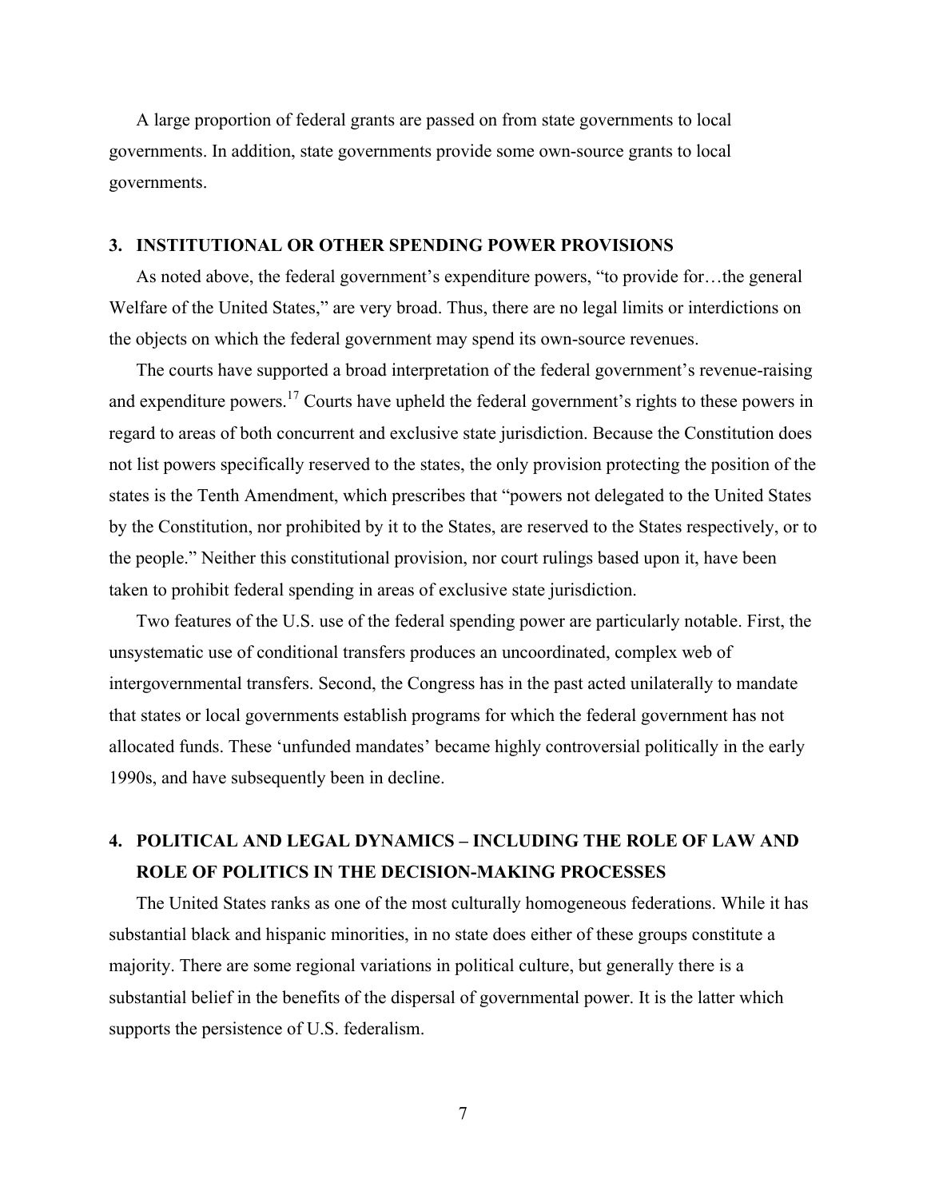A large proportion of federal grants are passed on from state governments to local governments. In addition, state governments provide some own-source grants to local governments.

## 3. INSTITUTIONAL OR OTHER SPENDING POWER PROVISIONS

As noted above, the federal government's expenditure powers, "to provide for…the general Welfare of the United States," are very broad. Thus, there are no legal limits or interdictions on the objects on which the federal government may spend its own-source revenues.

The courts have supported a broad interpretation of the federal government's revenue-raising and expenditure powers.[17] Courts have upheld the federal government's rights to these powers in regard to areas of both concurrent and exclusive state jurisdiction. Because the Constitution does not list powers specifically reserved to the states, the only provision protecting the position of the states is the Tenth Amendment, which prescribes that "powers not delegated to the United States by the Constitution, nor prohibited by it to the States, are reserved to the States respectively, or to the people." Neither this constitutional provision, nor court rulings based upon it, have been taken to prohibit federal spending in areas of exclusive state jurisdiction.

Two features of the U.S. use of the federal spending power are particularly notable. First, the unsystematic use of conditional transfers produces an uncoordinated, complex web of intergovernmental transfers. Second, the Congress has in the past acted unilaterally to mandate that states or local governments establish programs for which the federal government has not allocated funds. These 'unfunded mandates' became highly controversial politically in the early 1990s, and have subsequently been in decline.

## 4. POLITICAL AND LEGAL DYNAMICS – INCLUDING THE ROLE OF LAW AND ROLE OF POLITICS IN THE DECISION-MAKING PROCESSES

The United States ranks as one of the most culturally homogeneous federations. While it has substantial black and hispanic minorities, in no state does either of these groups constitute a majority. There are some regional variations in political culture, but generally there is a substantial belief in the benefits of the dispersal of governmental power. It is the latter which supports the persistence of U.S. federalism.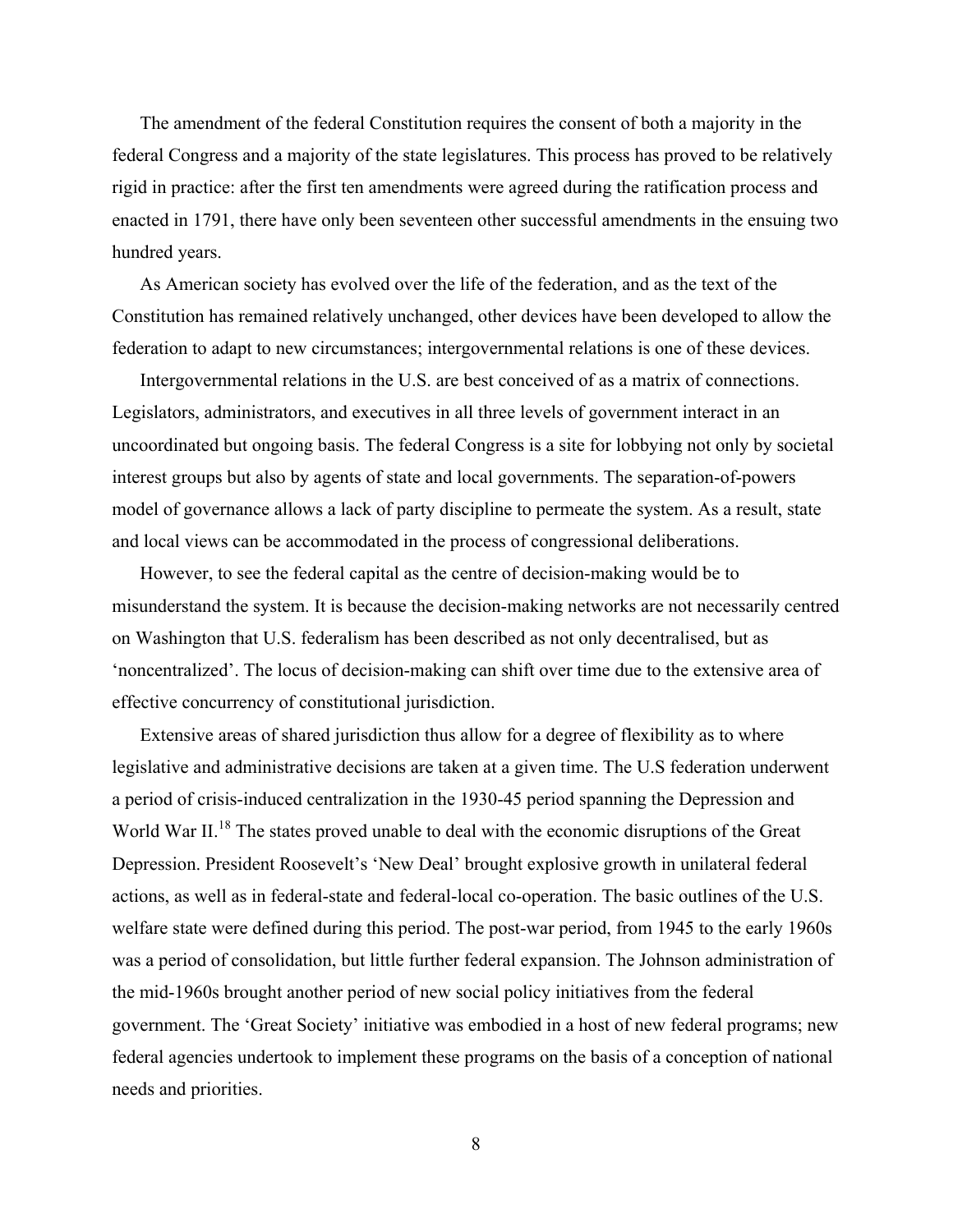The amendment of the federal Constitution requires the consent of both a majority in the federal Congress and a majority of the state legislatures. This process has proved to be relatively rigid in practice: after the first ten amendments were agreed during the ratification process and enacted in 1791, there have only been seventeen other successful amendments in the ensuing two hundred years.

As American society has evolved over the life of the federation, and as the text of the Constitution has remained relatively unchanged, other devices have been developed to allow the federation to adapt to new circumstances; intergovernmental relations is one of these devices.

Intergovernmental relations in the U.S. are best conceived of as a matrix of connections. Legislators, administrators, and executives in all three levels of government interact in an uncoordinated but ongoing basis. The federal Congress is a site for lobbying not only by societal interest groups but also by agents of state and local governments. The separation-of-powers model of governance allows a lack of party discipline to permeate the system. As a result, state and local views can be accommodated in the process of congressional deliberations.

However, to see the federal capital as the centre of decision-making would be to misunderstand the system. It is because the decision-making networks are not necessarily centred on Washington that U.S. federalism has been described as not only decentralised, but as 'noncentralized'. The locus of decision-making can shift over time due to the extensive area of effective concurrency of constitutional jurisdiction.

Extensive areas of shared jurisdiction thus allow for a degree of flexibility as to where legislative and administrative decisions are taken at a given time. The U.S federation underwent a period of crisis-induced centralization in the 1930-45 period spanning the Depression and World War II.[18] The states proved unable to deal with the economic disruptions of the Great Depression. President Roosevelt's 'New Deal' brought explosive growth in unilateral federal actions, as well as in federal-state and federal-local co-operation. The basic outlines of the U.S. welfare state were defined during this period. The post-war period, from 1945 to the early 1960s was a period of consolidation, but little further federal expansion. The Johnson administration of the mid-1960s brought another period of new social policy initiatives from the federal government. The 'Great Society' initiative was embodied in a host of new federal programs; new federal agencies undertook to implement these programs on the basis of a conception of national needs and priorities.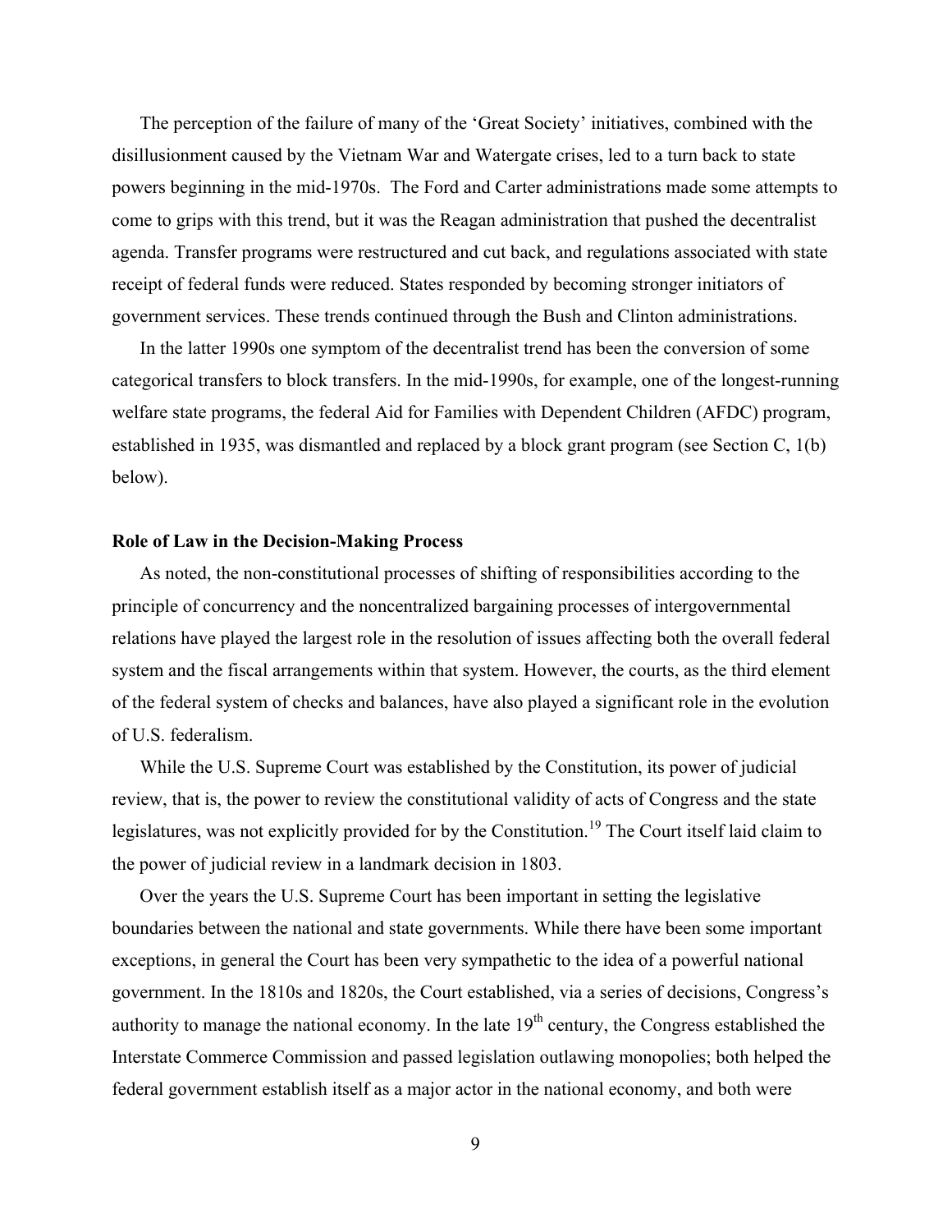The perception of the failure of many of the 'Great Society' initiatives, combined with the disillusionment caused by the Vietnam War and Watergate crises, led to a turn back to state powers beginning in the mid-1970s. The Ford and Carter administrations made some attempts to come to grips with this trend, but it was the Reagan administration that pushed the decentralist agenda. Transfer programs were restructured and cut back, and regulations associated with state receipt of federal funds were reduced. States responded by becoming stronger initiators of government services. These trends continued through the Bush and Clinton administrations.

In the latter 1990s one symptom of the decentralist trend has been the conversion of some categorical transfers to block transfers. In the mid-1990s, for example, one of the longest-running welfare state programs, the federal Aid for Families with Dependent Children (AFDC) program, established in 1935, was dismantled and replaced by a block grant program (see Section C, 1(b) below).

**Role of Law in the Decision-Making Process**

As noted, the non-constitutional processes of shifting of responsibilities according to the principle of concurrency and the noncentralized bargaining processes of intergovernmental relations have played the largest role in the resolution of issues affecting both the overall federal system and the fiscal arrangements within that system. However, the courts, as the third element of the federal system of checks and balances, have also played a significant role in the evolution of U.S. federalism.

While the U.S. Supreme Court was established by the Constitution, its power of judicial review, that is, the power to review the constitutional validity of acts of Congress and the state legislatures, was not explicitly provided for by the Constitution.[19] The Court itself laid claim to the power of judicial review in a landmark decision in 1803.

Over the years the U.S. Supreme Court has been important in setting the legislative boundaries between the national and state governments. While there have been some important exceptions, in general the Court has been very sympathetic to the idea of a powerful national government. In the 1810s and 1820s, the Court established, via a series of decisions, Congress's authority to manage the national economy. In the late 19th century, the Congress established the Interstate Commerce Commission and passed legislation outlawing monopolies; both helped the federal government establish itself as a major actor in the national economy, and both were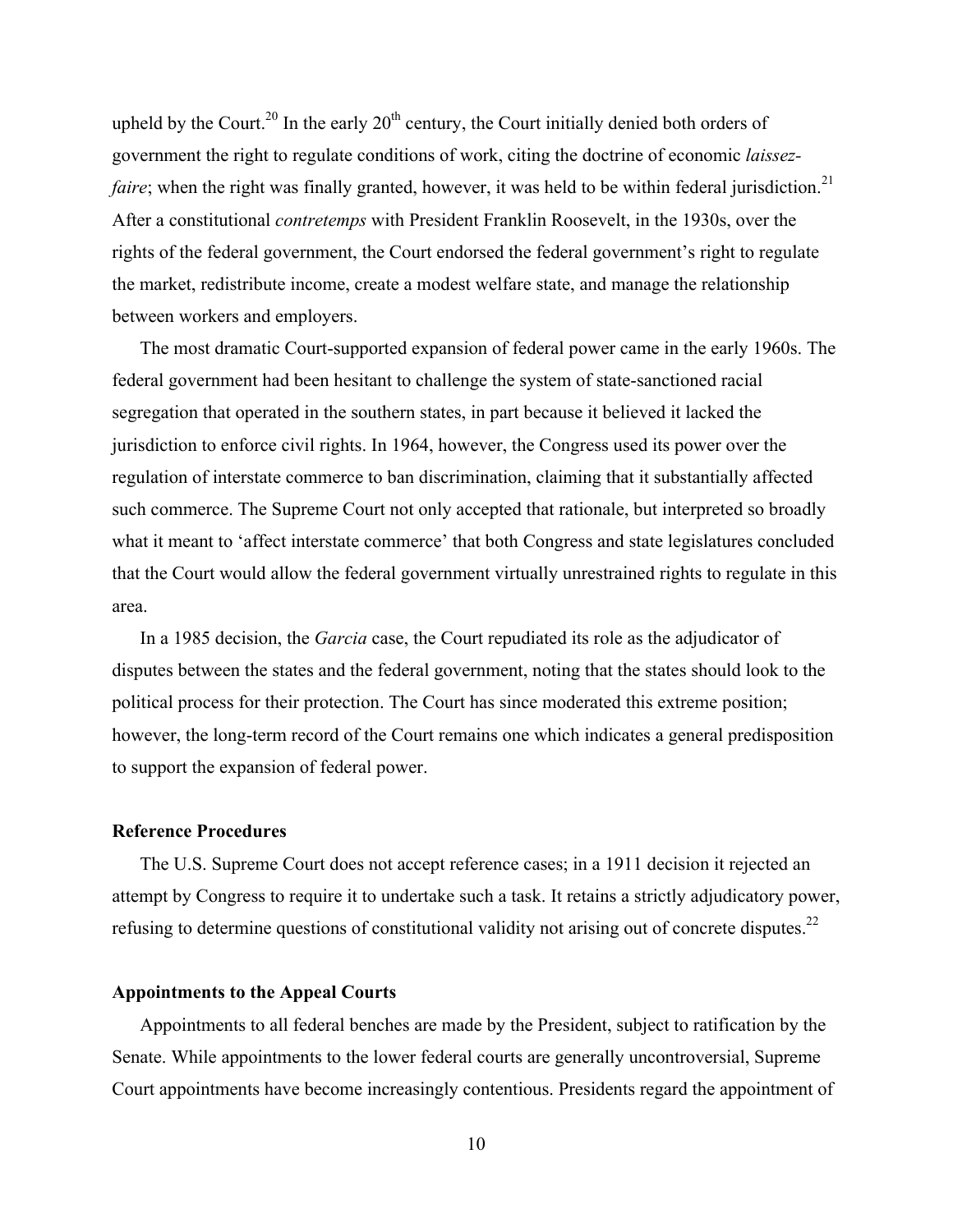upheld by the Court.[20] In the early 20th century, the Court initially denied both orders of government the right to regulate conditions of work, citing the doctrine of economic *laissez-faire*; when the right was finally granted, however, it was held to be within federal jurisdiction.[21] After a constitutional *contretemps* with President Franklin Roosevelt, in the 1930s, over the rights of the federal government, the Court endorsed the federal government's right to regulate the market, redistribute income, create a modest welfare state, and manage the relationship between workers and employers.

The most dramatic Court-supported expansion of federal power came in the early 1960s. The federal government had been hesitant to challenge the system of state-sanctioned racial segregation that operated in the southern states, in part because it believed it lacked the jurisdiction to enforce civil rights. In 1964, however, the Congress used its power over the regulation of interstate commerce to ban discrimination, claiming that it substantially affected such commerce. The Supreme Court not only accepted that rationale, but interpreted so broadly what it meant to 'affect interstate commerce' that both Congress and state legislatures concluded that the Court would allow the federal government virtually unrestrained rights to regulate in this area.

In a 1985 decision, the *Garcia* case, the Court repudiated its role as the adjudicator of disputes between the states and the federal government, noting that the states should look to the political process for their protection. The Court has since moderated this extreme position; however, the long-term record of the Court remains one which indicates a general predisposition to support the expansion of federal power.

### Reference Procedures

The U.S. Supreme Court does not accept reference cases; in a 1911 decision it rejected an attempt by Congress to require it to undertake such a task. It retains a strictly adjudicatory power, refusing to determine questions of constitutional validity not arising out of concrete disputes.[22]

### Appointments to the Appeal Courts

Appointments to all federal benches are made by the President, subject to ratification by the Senate. While appointments to the lower federal courts are generally uncontroversial, Supreme Court appointments have become increasingly contentious. Presidents regard the appointment of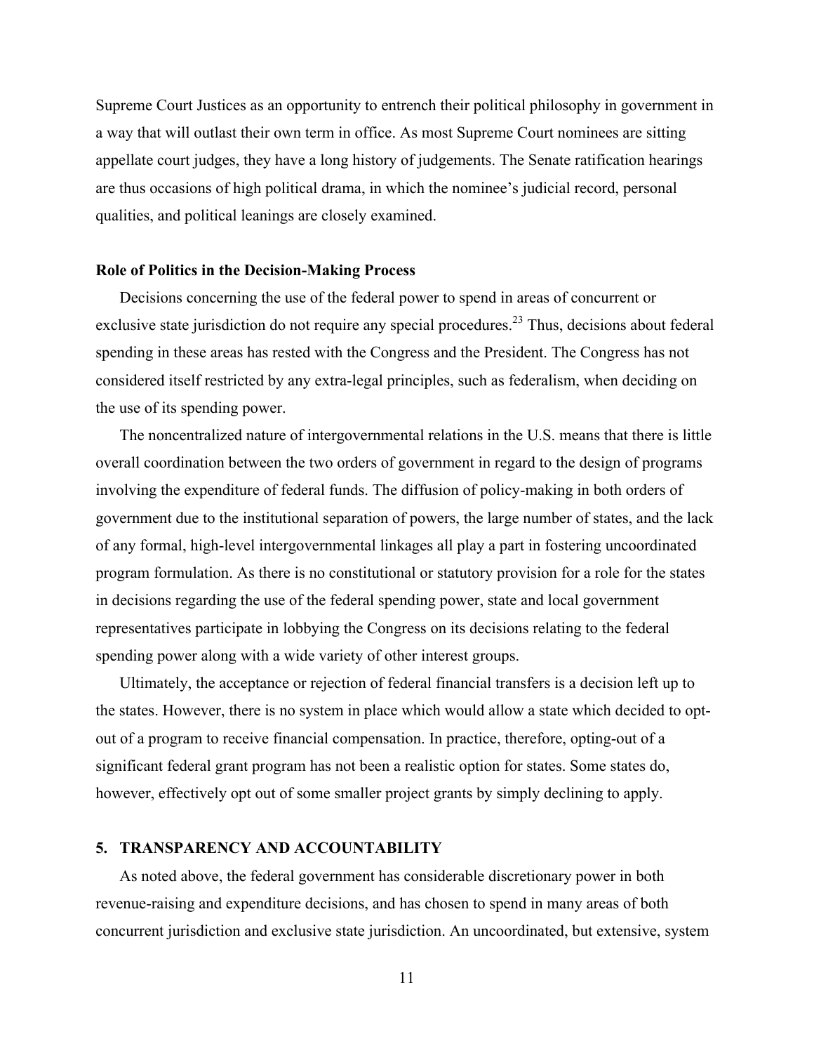Supreme Court Justices as an opportunity to entrench their political philosophy in government in a way that will outlast their own term in office. As most Supreme Court nominees are sitting appellate court judges, they have a long history of judgements. The Senate ratification hearings are thus occasions of high political drama, in which the nominee's judicial record, personal qualities, and political leanings are closely examined.

### Role of Politics in the Decision-Making Process

Decisions concerning the use of the federal power to spend in areas of concurrent or exclusive state jurisdiction do not require any special procedures.[23] Thus, decisions about federal spending in these areas has rested with the Congress and the President. The Congress has not considered itself restricted by any extra-legal principles, such as federalism, when deciding on the use of its spending power.

The noncentralized nature of intergovernmental relations in the U.S. means that there is little overall coordination between the two orders of government in regard to the design of programs involving the expenditure of federal funds. The diffusion of policy-making in both orders of government due to the institutional separation of powers, the large number of states, and the lack of any formal, high-level intergovernmental linkages all play a part in fostering uncoordinated program formulation. As there is no constitutional or statutory provision for a role for the states in decisions regarding the use of the federal spending power, state and local government representatives participate in lobbying the Congress on its decisions relating to the federal spending power along with a wide variety of other interest groups.

Ultimately, the acceptance or rejection of federal financial transfers is a decision left up to the states. However, there is no system in place which would allow a state which decided to opt-out of a program to receive financial compensation. In practice, therefore, opting-out of a significant federal grant program has not been a realistic option for states. Some states do, however, effectively opt out of some smaller project grants by simply declining to apply.

## 5. TRANSPARENCY AND ACCOUNTABILITY

As noted above, the federal government has considerable discretionary power in both revenue-raising and expenditure decisions, and has chosen to spend in many areas of both concurrent jurisdiction and exclusive state jurisdiction. An uncoordinated, but extensive, system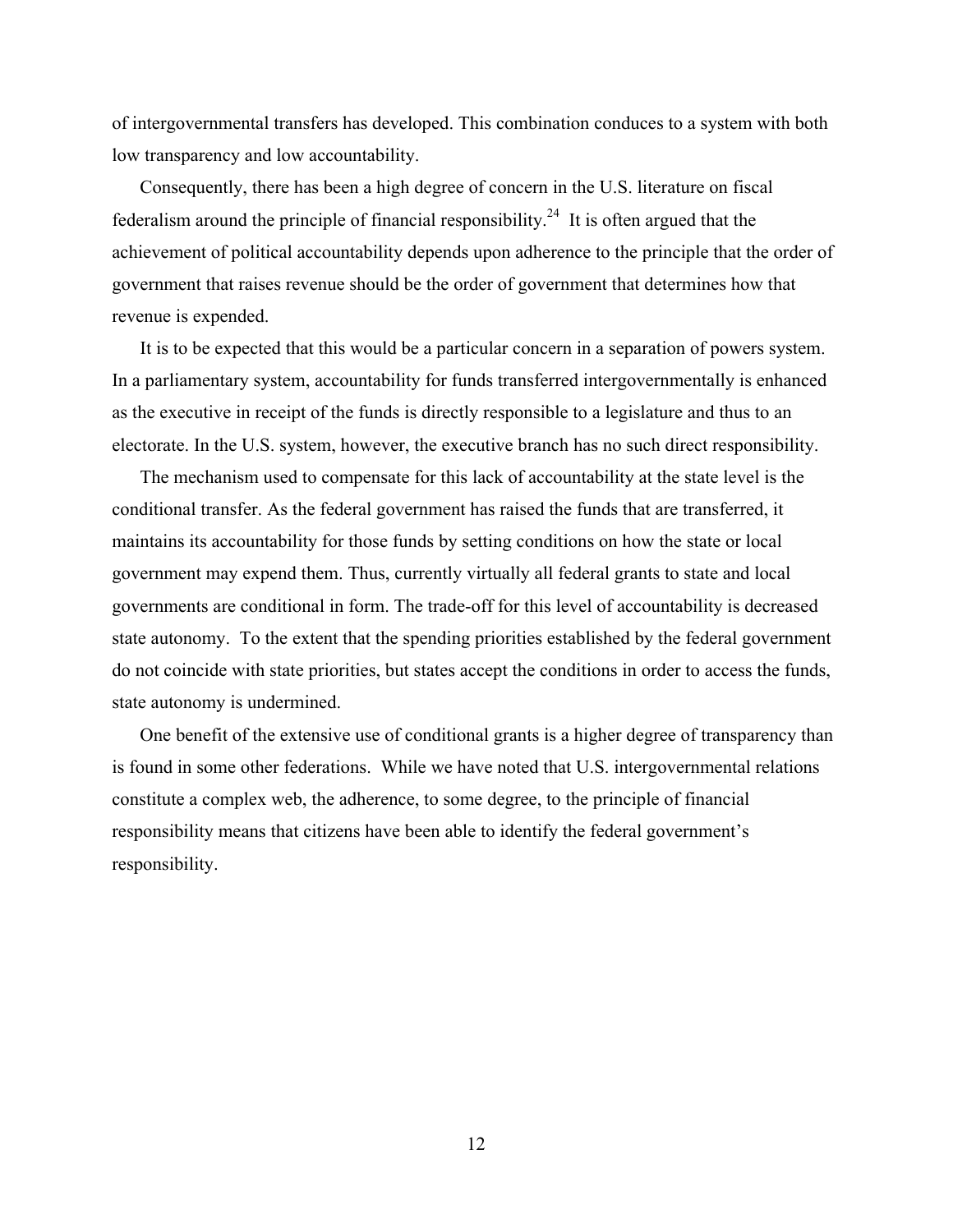of intergovernmental transfers has developed. This combination conduces to a system with both low transparency and low accountability.

Consequently, there has been a high degree of concern in the U.S. literature on fiscal federalism around the principle of financial responsibility.[24] It is often argued that the achievement of political accountability depends upon adherence to the principle that the order of government that raises revenue should be the order of government that determines how that revenue is expended.

It is to be expected that this would be a particular concern in a separation of powers system. In a parliamentary system, accountability for funds transferred intergovernmentally is enhanced as the executive in receipt of the funds is directly responsible to a legislature and thus to an electorate. In the U.S. system, however, the executive branch has no such direct responsibility.

The mechanism used to compensate for this lack of accountability at the state level is the conditional transfer. As the federal government has raised the funds that are transferred, it maintains its accountability for those funds by setting conditions on how the state or local government may expend them. Thus, currently virtually all federal grants to state and local governments are conditional in form. The trade-off for this level of accountability is decreased state autonomy. To the extent that the spending priorities established by the federal government do not coincide with state priorities, but states accept the conditions in order to access the funds, state autonomy is undermined.

One benefit of the extensive use of conditional grants is a higher degree of transparency than is found in some other federations. While we have noted that U.S. intergovernmental relations constitute a complex web, the adherence, to some degree, to the principle of financial responsibility means that citizens have been able to identify the federal government's responsibility.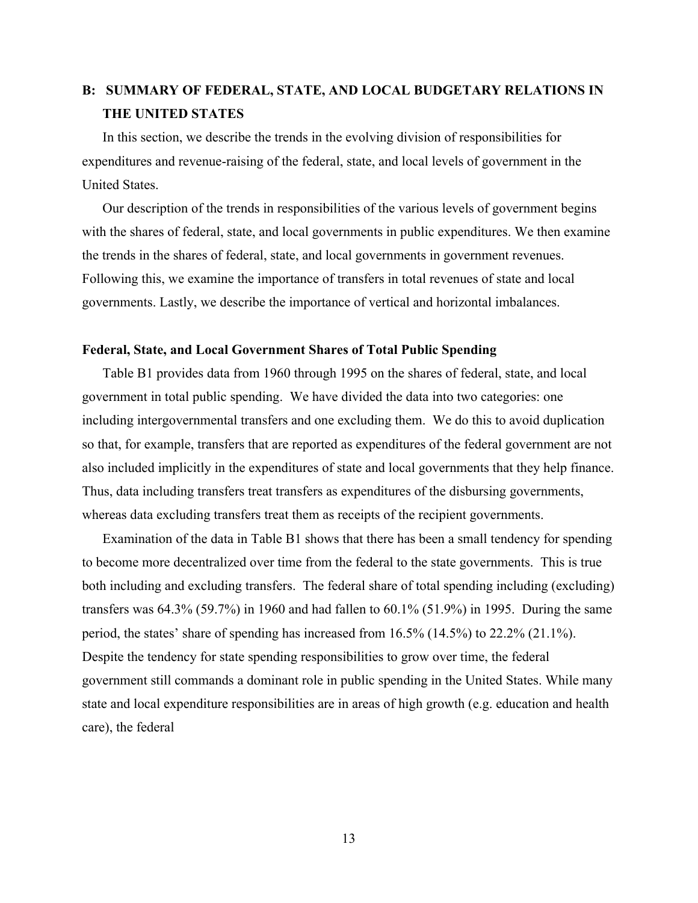## B: SUMMARY OF FEDERAL, STATE, AND LOCAL BUDGETARY RELATIONS IN THE UNITED STATES

In this section, we describe the trends in the evolving division of responsibilities for expenditures and revenue-raising of the federal, state, and local levels of government in the United States.

Our description of the trends in responsibilities of the various levels of government begins with the shares of federal, state, and local governments in public expenditures. We then examine the trends in the shares of federal, state, and local governments in government revenues. Following this, we examine the importance of transfers in total revenues of state and local governments. Lastly, we describe the importance of vertical and horizontal imbalances.

### Federal, State, and Local Government Shares of Total Public Spending

Table B1 provides data from 1960 through 1995 on the shares of federal, state, and local government in total public spending. We have divided the data into two categories: one including intergovernmental transfers and one excluding them. We do this to avoid duplication so that, for example, transfers that are reported as expenditures of the federal government are not also included implicitly in the expenditures of state and local governments that they help finance. Thus, data including transfers treat transfers as expenditures of the disbursing governments, whereas data excluding transfers treat them as receipts of the recipient governments.

Examination of the data in Table B1 shows that there has been a small tendency for spending to become more decentralized over time from the federal to the state governments. This is true both including and excluding transfers. The federal share of total spending including (excluding) transfers was 64.3% (59.7%) in 1960 and had fallen to 60.1% (51.9%) in 1995. During the same period, the states' share of spending has increased from 16.5% (14.5%) to 22.2% (21.1%). Despite the tendency for state spending responsibilities to grow over time, the federal government still commands a dominant role in public spending in the United States. While many state and local expenditure responsibilities are in areas of high growth (e.g. education and health care), the federal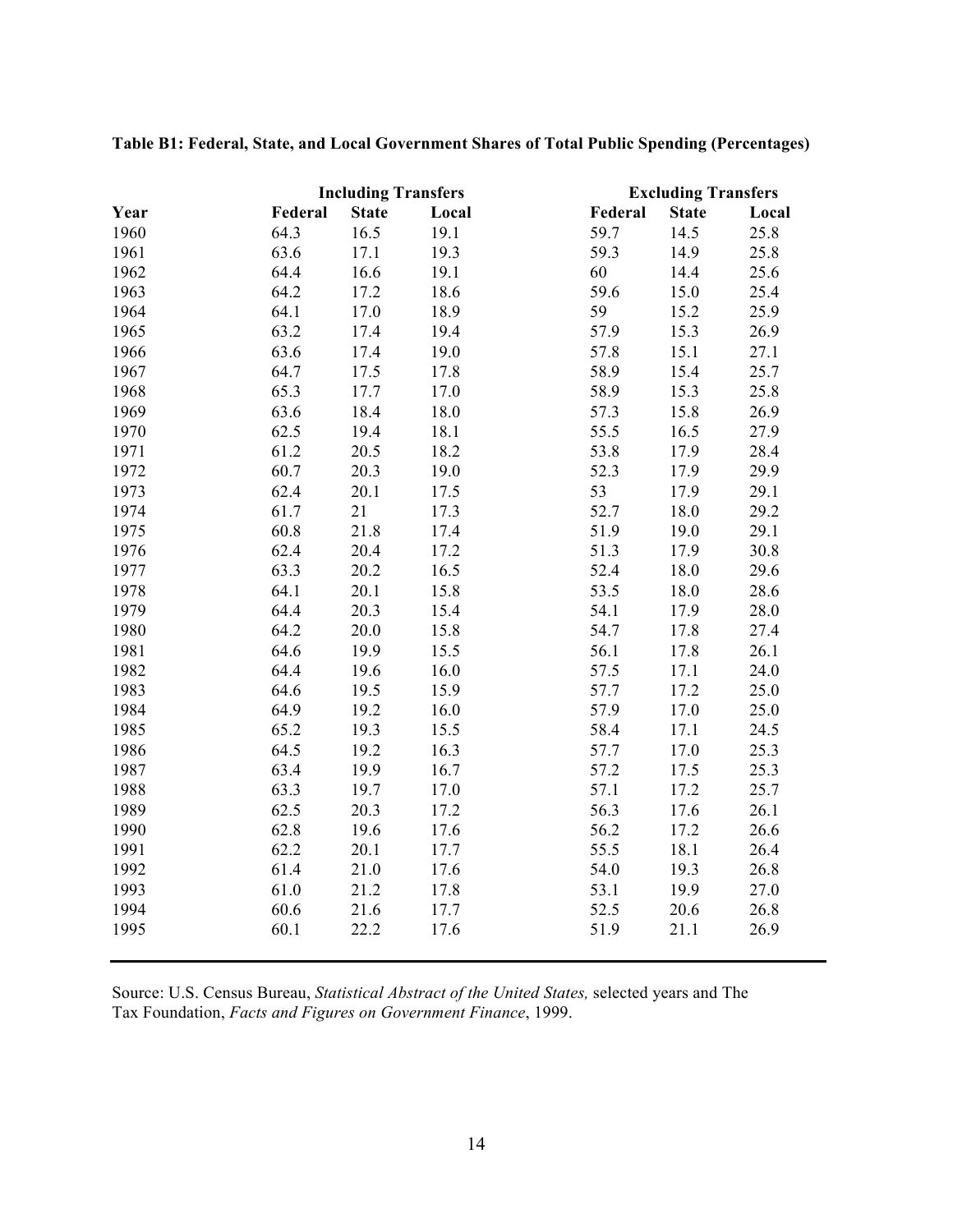**Table B1: Federal, State, and Local Government Shares of Total Public Spending (Percentages)**

| | Including Transfers | | | Excluding Transfers | | |
|---|---|---|---|---|---|---|
| Year | Federal | State | Local | Federal | State | Local |
| 1960 | 64.3 | 16.5 | 19.1 | 59.7 | 14.5 | 25.8 |
| 1961 | 63.6 | 17.1 | 19.3 | 59.3 | 14.9 | 25.8 |
| 1962 | 64.4 | 16.6 | 19.1 | 60 | 14.4 | 25.6 |
| 1963 | 64.2 | 17.2 | 18.6 | 59.6 | 15.0 | 25.4 |
| 1964 | 64.1 | 17.0 | 18.9 | 59 | 15.2 | 25.9 |
| 1965 | 63.2 | 17.4 | 19.4 | 57.9 | 15.3 | 26.9 |
| 1966 | 63.6 | 17.4 | 19.0 | 57.8 | 15.1 | 27.1 |
| 1967 | 64.7 | 17.5 | 17.8 | 58.9 | 15.4 | 25.7 |
| 1968 | 65.3 | 17.7 | 17.0 | 58.9 | 15.3 | 25.8 |
| 1969 | 63.6 | 18.4 | 18.0 | 57.3 | 15.8 | 26.9 |
| 1970 | 62.5 | 19.4 | 18.1 | 55.5 | 16.5 | 27.9 |
| 1971 | 61.2 | 20.5 | 18.2 | 53.8 | 17.9 | 28.4 |
| 1972 | 60.7 | 20.3 | 19.0 | 52.3 | 17.9 | 29.9 |
| 1973 | 62.4 | 20.1 | 17.5 | 53 | 17.9 | 29.1 |
| 1974 | 61.7 | 21 | 17.3 | 52.7 | 18.0 | 29.2 |
| 1975 | 60.8 | 21.8 | 17.4 | 51.9 | 19.0 | 29.1 |
| 1976 | 62.4 | 20.4 | 17.2 | 51.3 | 17.9 | 30.8 |
| 1977 | 63.3 | 20.2 | 16.5 | 52.4 | 18.0 | 29.6 |
| 1978 | 64.1 | 20.1 | 15.8 | 53.5 | 18.0 | 28.6 |
| 1979 | 64.4 | 20.3 | 15.4 | 54.1 | 17.9 | 28.0 |
| 1980 | 64.2 | 20.0 | 15.8 | 54.7 | 17.8 | 27.4 |
| 1981 | 64.6 | 19.9 | 15.5 | 56.1 | 17.8 | 26.1 |
| 1982 | 64.4 | 19.6 | 16.0 | 57.5 | 17.1 | 24.0 |
| 1983 | 64.6 | 19.5 | 15.9 | 57.7 | 17.2 | 25.0 |
| 1984 | 64.9 | 19.2 | 16.0 | 57.9 | 17.0 | 25.0 |
| 1985 | 65.2 | 19.3 | 15.5 | 58.4 | 17.1 | 24.5 |
| 1986 | 64.5 | 19.2 | 16.3 | 57.7 | 17.0 | 25.3 |
| 1987 | 63.4 | 19.9 | 16.7 | 57.2 | 17.5 | 25.3 |
| 1988 | 63.3 | 19.7 | 17.0 | 57.1 | 17.2 | 25.7 |
| 1989 | 62.5 | 20.3 | 17.2 | 56.3 | 17.6 | 26.1 |
| 1990 | 62.8 | 19.6 | 17.6 | 56.2 | 17.2 | 26.6 |
| 1991 | 62.2 | 20.1 | 17.7 | 55.5 | 18.1 | 26.4 |
| 1992 | 61.4 | 21.0 | 17.6 | 54.0 | 19.3 | 26.8 |
| 1993 | 61.0 | 21.2 | 17.8 | 53.1 | 19.9 | 27.0 |
| 1994 | 60.6 | 21.6 | 17.7 | 52.5 | 20.6 | 26.8 |
| 1995 | 60.1 | 22.2 | 17.6 | 51.9 | 21.1 | 26.9 |

Source: U.S. Census Bureau, *Statistical Abstract of the United States,* selected years and The Tax Foundation, *Facts and Figures on Government Finance*, 1999.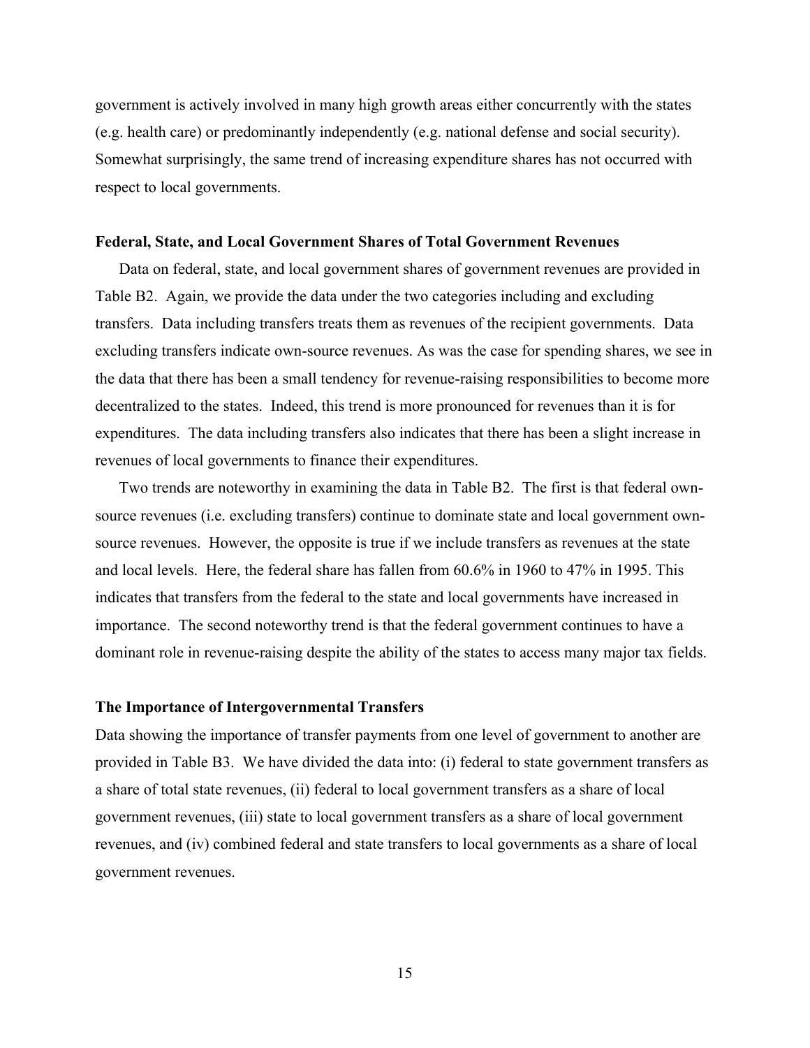government is actively involved in many high growth areas either concurrently with the states (e.g. health care) or predominantly independently (e.g. national defense and social security). Somewhat surprisingly, the same trend of increasing expenditure shares has not occurred with respect to local governments.

### Federal, State, and Local Government Shares of Total Government Revenues

Data on federal, state, and local government shares of government revenues are provided in Table B2. Again, we provide the data under the two categories including and excluding transfers. Data including transfers treats them as revenues of the recipient governments. Data excluding transfers indicate own-source revenues. As was the case for spending shares, we see in the data that there has been a small tendency for revenue-raising responsibilities to become more decentralized to the states. Indeed, this trend is more pronounced for revenues than it is for expenditures. The data including transfers also indicates that there has been a slight increase in revenues of local governments to finance their expenditures.

Two trends are noteworthy in examining the data in Table B2. The first is that federal own-source revenues (i.e. excluding transfers) continue to dominate state and local government own-source revenues. However, the opposite is true if we include transfers as revenues at the state and local levels. Here, the federal share has fallen from 60.6% in 1960 to 47% in 1995. This indicates that transfers from the federal to the state and local governments have increased in importance. The second noteworthy trend is that the federal government continues to have a dominant role in revenue-raising despite the ability of the states to access many major tax fields.

### The Importance of Intergovernmental Transfers

Data showing the importance of transfer payments from one level of government to another are provided in Table B3. We have divided the data into: (i) federal to state government transfers as a share of total state revenues, (ii) federal to local government transfers as a share of local government revenues, (iii) state to local government transfers as a share of local government revenues, and (iv) combined federal and state transfers to local governments as a share of local government revenues.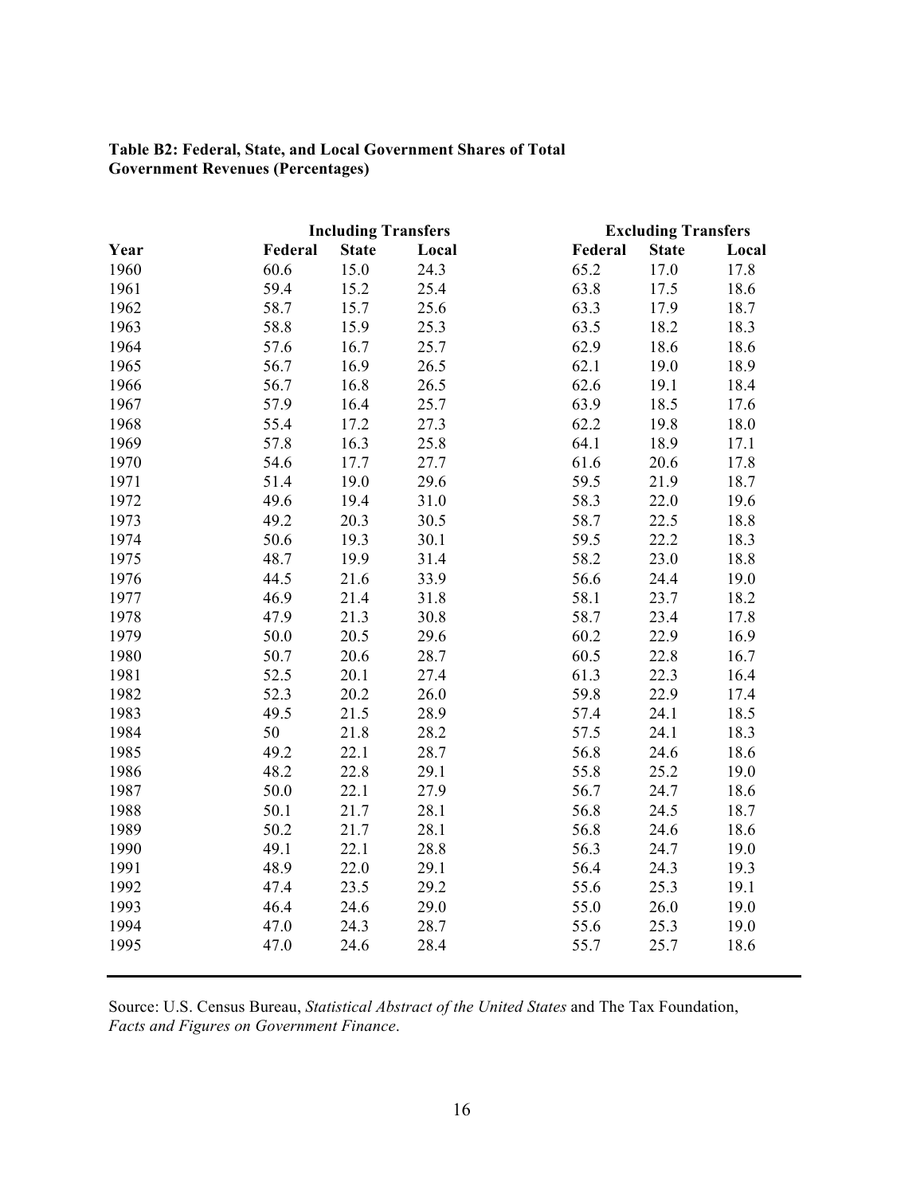**Table B2: Federal, State, and Local Government Shares of Total Government Revenues (Percentages)**

| | Including Transfers | | | Excluding Transfers | | |
|---|---|---|---|---|---|---|
| Year | Federal | State | Local | Federal | State | Local |
| 1960 | 60.6 | 15.0 | 24.3 | 65.2 | 17.0 | 17.8 |
| 1961 | 59.4 | 15.2 | 25.4 | 63.8 | 17.5 | 18.6 |
| 1962 | 58.7 | 15.7 | 25.6 | 63.3 | 17.9 | 18.7 |
| 1963 | 58.8 | 15.9 | 25.3 | 63.5 | 18.2 | 18.3 |
| 1964 | 57.6 | 16.7 | 25.7 | 62.9 | 18.6 | 18.6 |
| 1965 | 56.7 | 16.9 | 26.5 | 62.1 | 19.0 | 18.9 |
| 1966 | 56.7 | 16.8 | 26.5 | 62.6 | 19.1 | 18.4 |
| 1967 | 57.9 | 16.4 | 25.7 | 63.9 | 18.5 | 17.6 |
| 1968 | 55.4 | 17.2 | 27.3 | 62.2 | 19.8 | 18.0 |
| 1969 | 57.8 | 16.3 | 25.8 | 64.1 | 18.9 | 17.1 |
| 1970 | 54.6 | 17.7 | 27.7 | 61.6 | 20.6 | 17.8 |
| 1971 | 51.4 | 19.0 | 29.6 | 59.5 | 21.9 | 18.7 |
| 1972 | 49.6 | 19.4 | 31.0 | 58.3 | 22.0 | 19.6 |
| 1973 | 49.2 | 20.3 | 30.5 | 58.7 | 22.5 | 18.8 |
| 1974 | 50.6 | 19.3 | 30.1 | 59.5 | 22.2 | 18.3 |
| 1975 | 48.7 | 19.9 | 31.4 | 58.2 | 23.0 | 18.8 |
| 1976 | 44.5 | 21.6 | 33.9 | 56.6 | 24.4 | 19.0 |
| 1977 | 46.9 | 21.4 | 31.8 | 58.1 | 23.7 | 18.2 |
| 1978 | 47.9 | 21.3 | 30.8 | 58.7 | 23.4 | 17.8 |
| 1979 | 50.0 | 20.5 | 29.6 | 60.2 | 22.9 | 16.9 |
| 1980 | 50.7 | 20.6 | 28.7 | 60.5 | 22.8 | 16.7 |
| 1981 | 52.5 | 20.1 | 27.4 | 61.3 | 22.3 | 16.4 |
| 1982 | 52.3 | 20.2 | 26.0 | 59.8 | 22.9 | 17.4 |
| 1983 | 49.5 | 21.5 | 28.9 | 57.4 | 24.1 | 18.5 |
| 1984 | 50 | 21.8 | 28.2 | 57.5 | 24.1 | 18.3 |
| 1985 | 49.2 | 22.1 | 28.7 | 56.8 | 24.6 | 18.6 |
| 1986 | 48.2 | 22.8 | 29.1 | 55.8 | 25.2 | 19.0 |
| 1987 | 50.0 | 22.1 | 27.9 | 56.7 | 24.7 | 18.6 |
| 1988 | 50.1 | 21.7 | 28.1 | 56.8 | 24.5 | 18.7 |
| 1989 | 50.2 | 21.7 | 28.1 | 56.8 | 24.6 | 18.6 |
| 1990 | 49.1 | 22.1 | 28.8 | 56.3 | 24.7 | 19.0 |
| 1991 | 48.9 | 22.0 | 29.1 | 56.4 | 24.3 | 19.3 |
| 1992 | 47.4 | 23.5 | 29.2 | 55.6 | 25.3 | 19.1 |
| 1993 | 46.4 | 24.6 | 29.0 | 55.0 | 26.0 | 19.0 |
| 1994 | 47.0 | 24.3 | 28.7 | 55.6 | 25.3 | 19.0 |
| 1995 | 47.0 | 24.6 | 28.4 | 55.7 | 25.7 | 18.6 |

Source: U.S. Census Bureau, *Statistical Abstract of the United States* and The Tax Foundation, *Facts and Figures on Government Finance*.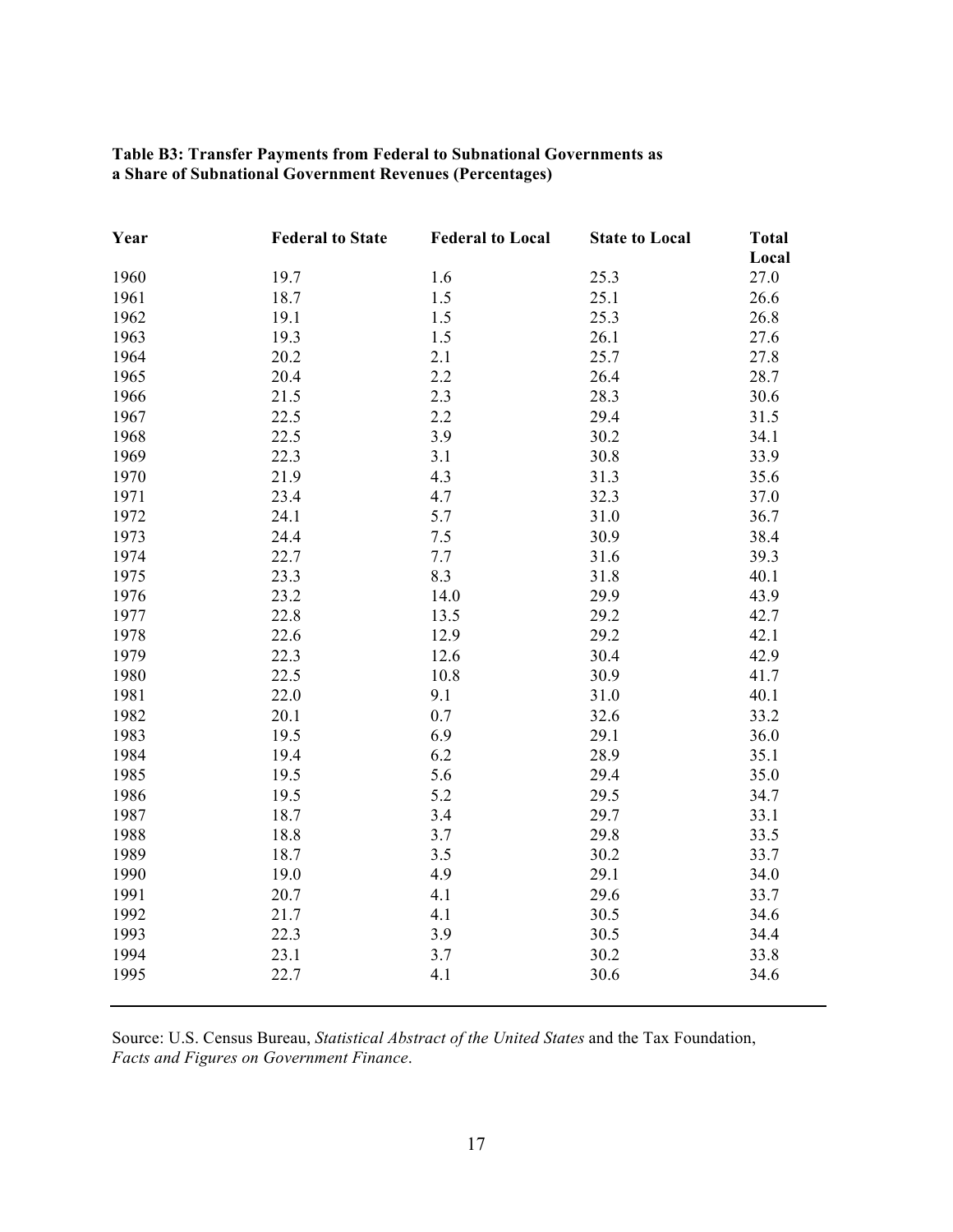**Table B3: Transfer Payments from Federal to Subnational Governments as a Share of Subnational Government Revenues (Percentages)**

| Year | Federal to State | Federal to Local | State to Local | Total Local |
|---|---|---|---|---|
| 1960 | 19.7 | 1.6 | 25.3 | 27.0 |
| 1961 | 18.7 | 1.5 | 25.1 | 26.6 |
| 1962 | 19.1 | 1.5 | 25.3 | 26.8 |
| 1963 | 19.3 | 1.5 | 26.1 | 27.6 |
| 1964 | 20.2 | 2.1 | 25.7 | 27.8 |
| 1965 | 20.4 | 2.2 | 26.4 | 28.7 |
| 1966 | 21.5 | 2.3 | 28.3 | 30.6 |
| 1967 | 22.5 | 2.2 | 29.4 | 31.5 |
| 1968 | 22.5 | 3.9 | 30.2 | 34.1 |
| 1969 | 22.3 | 3.1 | 30.8 | 33.9 |
| 1970 | 21.9 | 4.3 | 31.3 | 35.6 |
| 1971 | 23.4 | 4.7 | 32.3 | 37.0 |
| 1972 | 24.1 | 5.7 | 31.0 | 36.7 |
| 1973 | 24.4 | 7.5 | 30.9 | 38.4 |
| 1974 | 22.7 | 7.7 | 31.6 | 39.3 |
| 1975 | 23.3 | 8.3 | 31.8 | 40.1 |
| 1976 | 23.2 | 14.0 | 29.9 | 43.9 |
| 1977 | 22.8 | 13.5 | 29.2 | 42.7 |
| 1978 | 22.6 | 12.9 | 29.2 | 42.1 |
| 1979 | 22.3 | 12.6 | 30.4 | 42.9 |
| 1980 | 22.5 | 10.8 | 30.9 | 41.7 |
| 1981 | 22.0 | 9.1 | 31.0 | 40.1 |
| 1982 | 20.1 | 0.7 | 32.6 | 33.2 |
| 1983 | 19.5 | 6.9 | 29.1 | 36.0 |
| 1984 | 19.4 | 6.2 | 28.9 | 35.1 |
| 1985 | 19.5 | 5.6 | 29.4 | 35.0 |
| 1986 | 19.5 | 5.2 | 29.5 | 34.7 |
| 1987 | 18.7 | 3.4 | 29.7 | 33.1 |
| 1988 | 18.8 | 3.7 | 29.8 | 33.5 |
| 1989 | 18.7 | 3.5 | 30.2 | 33.7 |
| 1990 | 19.0 | 4.9 | 29.1 | 34.0 |
| 1991 | 20.7 | 4.1 | 29.6 | 33.7 |
| 1992 | 21.7 | 4.1 | 30.5 | 34.6 |
| 1993 | 22.3 | 3.9 | 30.5 | 34.4 |
| 1994 | 23.1 | 3.7 | 30.2 | 33.8 |
| 1995 | 22.7 | 4.1 | 30.6 | 34.6 |

Source: U.S. Census Bureau, *Statistical Abstract of the United States* and the Tax Foundation, *Facts and Figures on Government Finance*.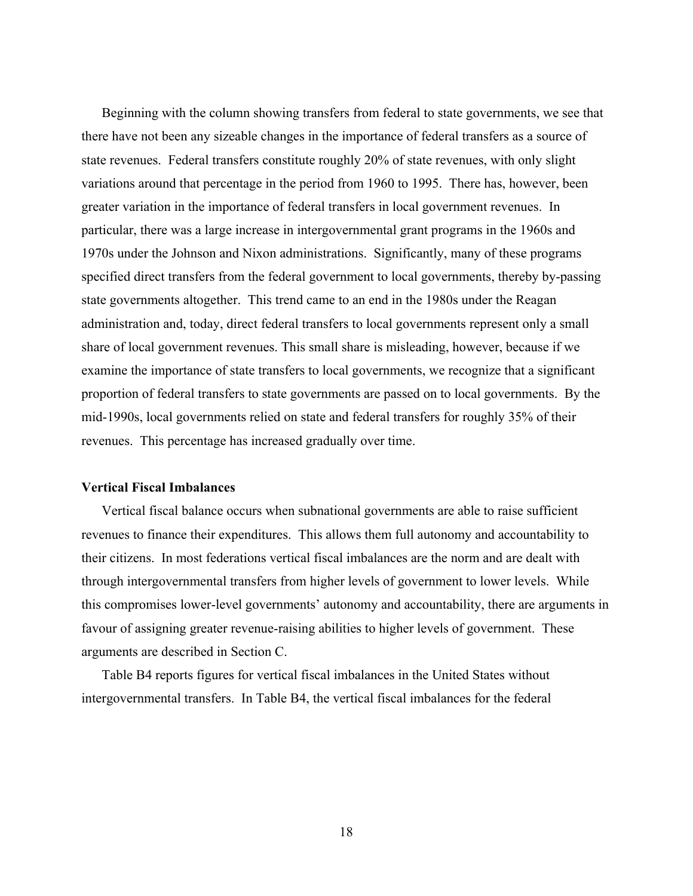Beginning with the column showing transfers from federal to state governments, we see that there have not been any sizeable changes in the importance of federal transfers as a source of state revenues. Federal transfers constitute roughly 20% of state revenues, with only slight variations around that percentage in the period from 1960 to 1995. There has, however, been greater variation in the importance of federal transfers in local government revenues. In particular, there was a large increase in intergovernmental grant programs in the 1960s and 1970s under the Johnson and Nixon administrations. Significantly, many of these programs specified direct transfers from the federal government to local governments, thereby by-passing state governments altogether. This trend came to an end in the 1980s under the Reagan administration and, today, direct federal transfers to local governments represent only a small share of local government revenues. This small share is misleading, however, because if we examine the importance of state transfers to local governments, we recognize that a significant proportion of federal transfers to state governments are passed on to local governments. By the mid-1990s, local governments relied on state and federal transfers for roughly 35% of their revenues. This percentage has increased gradually over time.

**Vertical Fiscal Imbalances**

Vertical fiscal balance occurs when subnational governments are able to raise sufficient revenues to finance their expenditures. This allows them full autonomy and accountability to their citizens. In most federations vertical fiscal imbalances are the norm and are dealt with through intergovernmental transfers from higher levels of government to lower levels. While this compromises lower-level governments' autonomy and accountability, there are arguments in favour of assigning greater revenue-raising abilities to higher levels of government. These arguments are described in Section C.

Table B4 reports figures for vertical fiscal imbalances in the United States without intergovernmental transfers. In Table B4, the vertical fiscal imbalances for the federal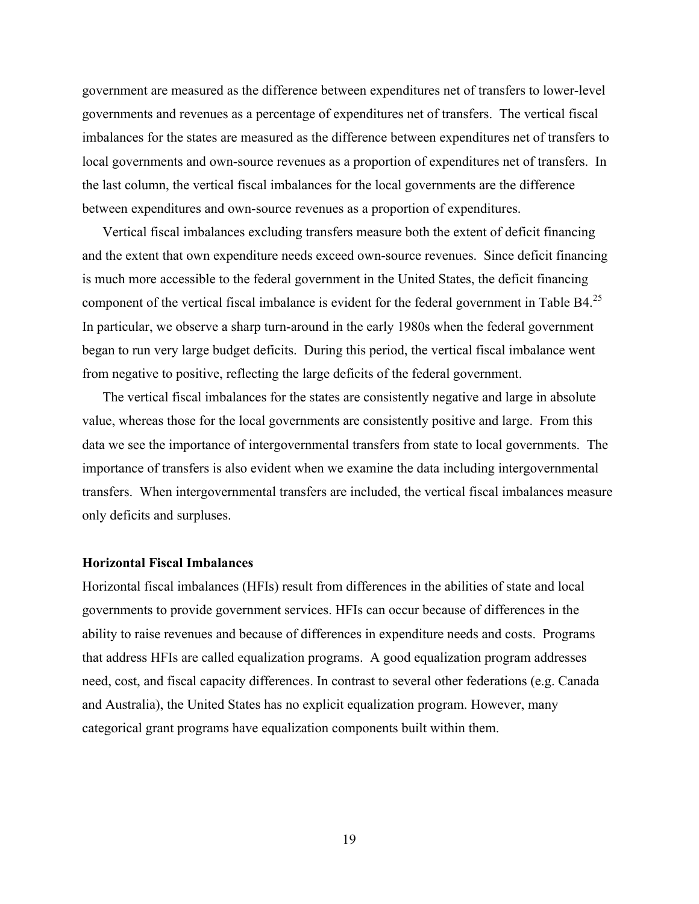government are measured as the difference between expenditures net of transfers to lower-level governments and revenues as a percentage of expenditures net of transfers. The vertical fiscal imbalances for the states are measured as the difference between expenditures net of transfers to local governments and own-source revenues as a proportion of expenditures net of transfers. In the last column, the vertical fiscal imbalances for the local governments are the difference between expenditures and own-source revenues as a proportion of expenditures.

Vertical fiscal imbalances excluding transfers measure both the extent of deficit financing and the extent that own expenditure needs exceed own-source revenues. Since deficit financing is much more accessible to the federal government in the United States, the deficit financing component of the vertical fiscal imbalance is evident for the federal government in Table B4.[25] In particular, we observe a sharp turn-around in the early 1980s when the federal government began to run very large budget deficits. During this period, the vertical fiscal imbalance went from negative to positive, reflecting the large deficits of the federal government.

The vertical fiscal imbalances for the states are consistently negative and large in absolute value, whereas those for the local governments are consistently positive and large. From this data we see the importance of intergovernmental transfers from state to local governments. The importance of transfers is also evident when we examine the data including intergovernmental transfers. When intergovernmental transfers are included, the vertical fiscal imbalances measure only deficits and surpluses.

**Horizontal Fiscal Imbalances**

Horizontal fiscal imbalances (HFIs) result from differences in the abilities of state and local governments to provide government services. HFIs can occur because of differences in the ability to raise revenues and because of differences in expenditure needs and costs. Programs that address HFIs are called equalization programs. A good equalization program addresses need, cost, and fiscal capacity differences. In contrast to several other federations (e.g. Canada and Australia), the United States has no explicit equalization program. However, many categorical grant programs have equalization components built within them.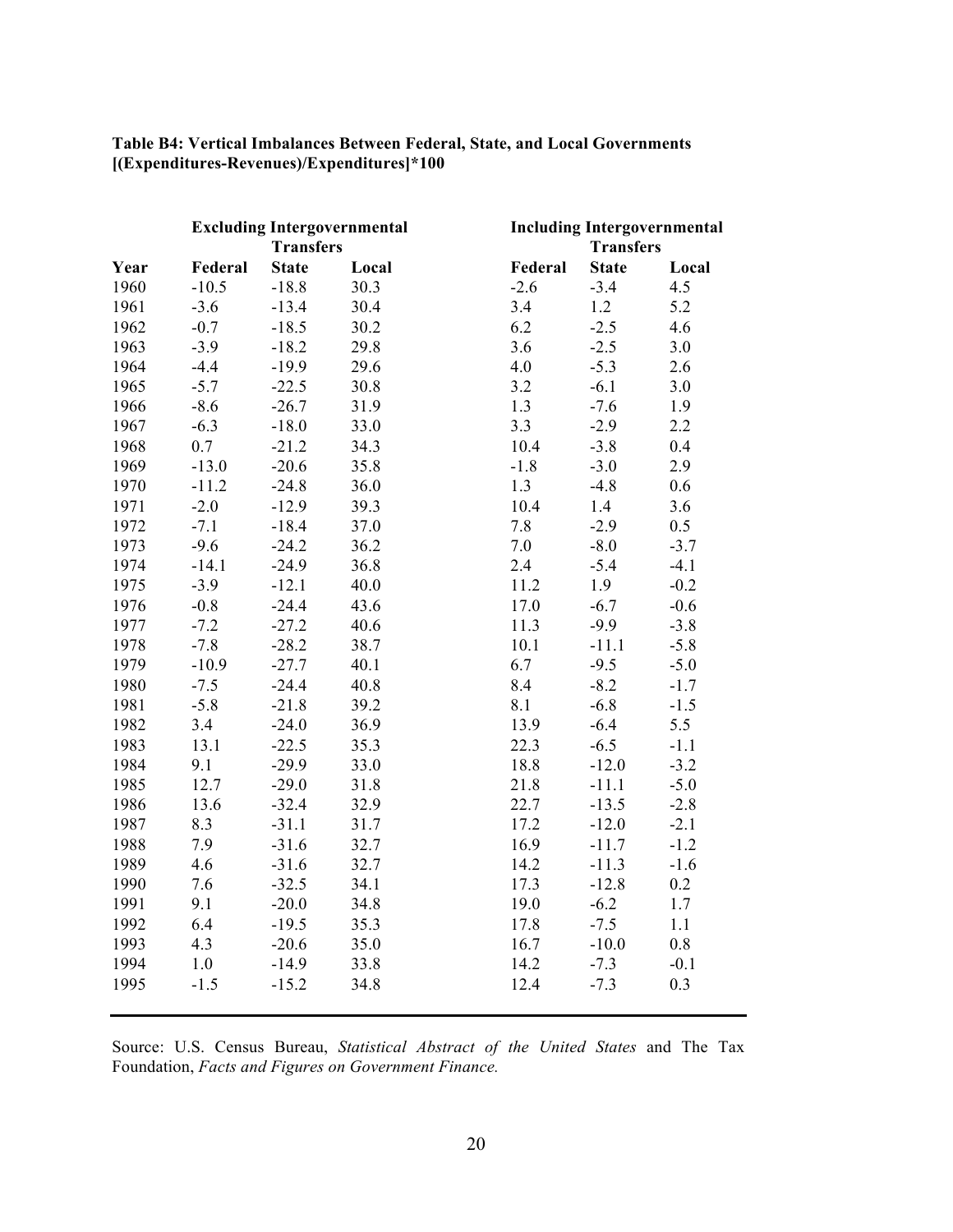**Table B4: Vertical Imbalances Between Federal, State, and Local Governments [(Expenditures-Revenues)/Expenditures]*100**

| | Excluding Intergovernmental Transfers | | | Including Intergovernmental Transfers | | |
|---|---|---|---|---|---|---|
| Year | Federal | State | Local | Federal | State | Local |
| 1960 | -10.5 | -18.8 | 30.3 | -2.6 | -3.4 | 4.5 |
| 1961 | -3.6 | -13.4 | 30.4 | 3.4 | 1.2 | 5.2 |
| 1962 | -0.7 | -18.5 | 30.2 | 6.2 | -2.5 | 4.6 |
| 1963 | -3.9 | -18.2 | 29.8 | 3.6 | -2.5 | 3.0 |
| 1964 | -4.4 | -19.9 | 29.6 | 4.0 | -5.3 | 2.6 |
| 1965 | -5.7 | -22.5 | 30.8 | 3.2 | -6.1 | 3.0 |
| 1966 | -8.6 | -26.7 | 31.9 | 1.3 | -7.6 | 1.9 |
| 1967 | -6.3 | -18.0 | 33.0 | 3.3 | -2.9 | 2.2 |
| 1968 | 0.7 | -21.2 | 34.3 | 10.4 | -3.8 | 0.4 |
| 1969 | -13.0 | -20.6 | 35.8 | -1.8 | -3.0 | 2.9 |
| 1970 | -11.2 | -24.8 | 36.0 | 1.3 | -4.8 | 0.6 |
| 1971 | -2.0 | -12.9 | 39.3 | 10.4 | 1.4 | 3.6 |
| 1972 | -7.1 | -18.4 | 37.0 | 7.8 | -2.9 | 0.5 |
| 1973 | -9.6 | -24.2 | 36.2 | 7.0 | -8.0 | -3.7 |
| 1974 | -14.1 | -24.9 | 36.8 | 2.4 | -5.4 | -4.1 |
| 1975 | -3.9 | -12.1 | 40.0 | 11.2 | 1.9 | -0.2 |
| 1976 | -0.8 | -24.4 | 43.6 | 17.0 | -6.7 | -0.6 |
| 1977 | -7.2 | -27.2 | 40.6 | 11.3 | -9.9 | -3.8 |
| 1978 | -7.8 | -28.2 | 38.7 | 10.1 | -11.1 | -5.8 |
| 1979 | -10.9 | -27.7 | 40.1 | 6.7 | -9.5 | -5.0 |
| 1980 | -7.5 | -24.4 | 40.8 | 8.4 | -8.2 | -1.7 |
| 1981 | -5.8 | -21.8 | 39.2 | 8.1 | -6.8 | -1.5 |
| 1982 | 3.4 | -24.0 | 36.9 | 13.9 | -6.4 | 5.5 |
| 1983 | 13.1 | -22.5 | 35.3 | 22.3 | -6.5 | -1.1 |
| 1984 | 9.1 | -29.9 | 33.0 | 18.8 | -12.0 | -3.2 |
| 1985 | 12.7 | -29.0 | 31.8 | 21.8 | -11.1 | -5.0 |
| 1986 | 13.6 | -32.4 | 32.9 | 22.7 | -13.5 | -2.8 |
| 1987 | 8.3 | -31.1 | 31.7 | 17.2 | -12.0 | -2.1 |
| 1988 | 7.9 | -31.6 | 32.7 | 16.9 | -11.7 | -1.2 |
| 1989 | 4.6 | -31.6 | 32.7 | 14.2 | -11.3 | -1.6 |
| 1990 | 7.6 | -32.5 | 34.1 | 17.3 | -12.8 | 0.2 |
| 1991 | 9.1 | -20.0 | 34.8 | 19.0 | -6.2 | 1.7 |
| 1992 | 6.4 | -19.5 | 35.3 | 17.8 | -7.5 | 1.1 |
| 1993 | 4.3 | -20.6 | 35.0 | 16.7 | -10.0 | 0.8 |
| 1994 | 1.0 | -14.9 | 33.8 | 14.2 | -7.3 | -0.1 |
| 1995 | -1.5 | -15.2 | 34.8 | 12.4 | -7.3 | 0.3 |

Source: U.S. Census Bureau, *Statistical Abstract of the United States* and The Tax Foundation, *Facts and Figures on Government Finance.*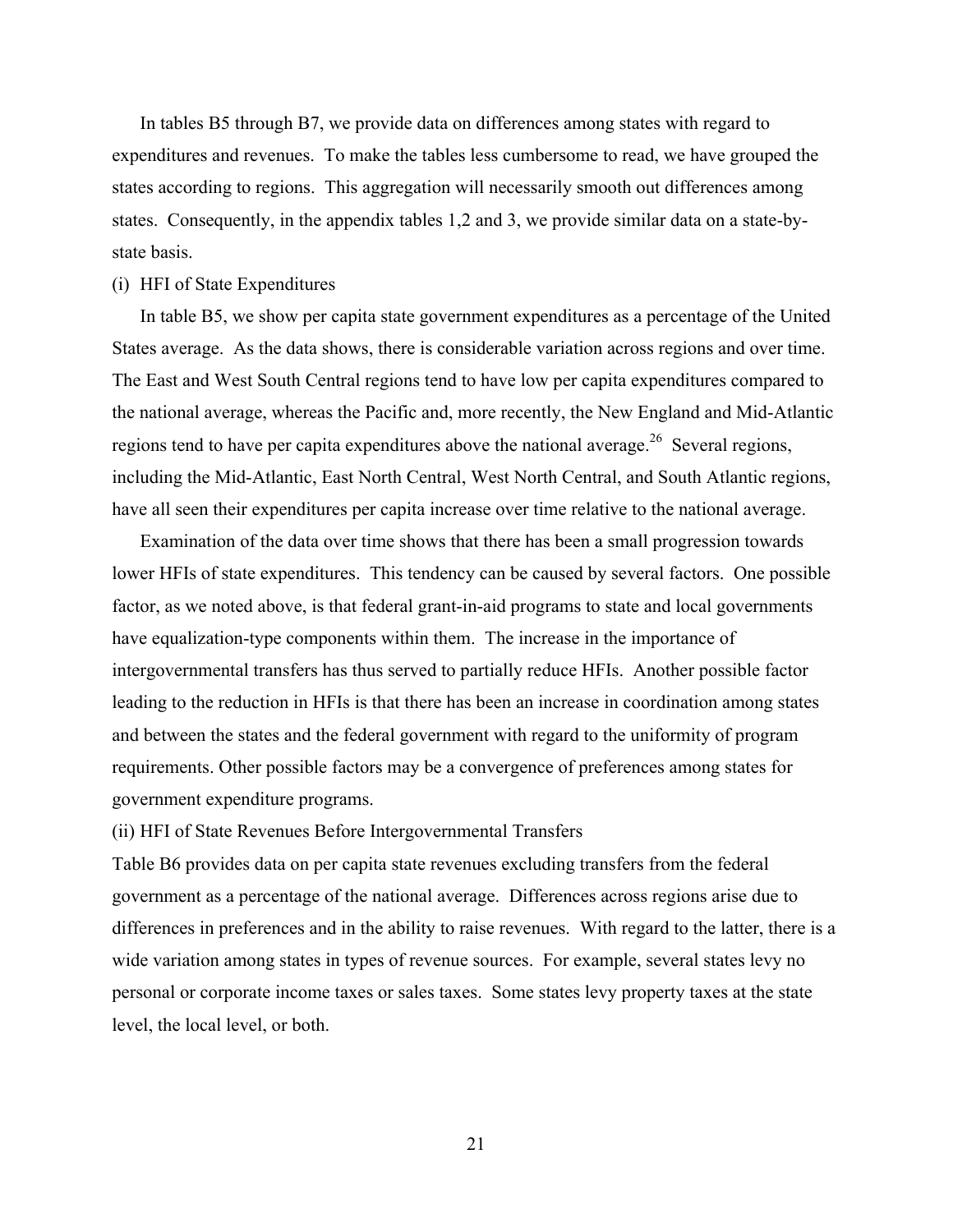In tables B5 through B7, we provide data on differences among states with regard to expenditures and revenues. To make the tables less cumbersome to read, we have grouped the states according to regions. This aggregation will necessarily smooth out differences among states. Consequently, in the appendix tables 1,2 and 3, we provide similar data on a state-by-state basis.

(i) HFI of State Expenditures

In table B5, we show per capita state government expenditures as a percentage of the United States average. As the data shows, there is considerable variation across regions and over time. The East and West South Central regions tend to have low per capita expenditures compared to the national average, whereas the Pacific and, more recently, the New England and Mid-Atlantic regions tend to have per capita expenditures above the national average.[26] Several regions, including the Mid-Atlantic, East North Central, West North Central, and South Atlantic regions, have all seen their expenditures per capita increase over time relative to the national average.

Examination of the data over time shows that there has been a small progression towards lower HFIs of state expenditures. This tendency can be caused by several factors. One possible factor, as we noted above, is that federal grant-in-aid programs to state and local governments have equalization-type components within them. The increase in the importance of intergovernmental transfers has thus served to partially reduce HFIs. Another possible factor leading to the reduction in HFIs is that there has been an increase in coordination among states and between the states and the federal government with regard to the uniformity of program requirements. Other possible factors may be a convergence of preferences among states for government expenditure programs.

(ii) HFI of State Revenues Before Intergovernmental Transfers

Table B6 provides data on per capita state revenues excluding transfers from the federal government as a percentage of the national average. Differences across regions arise due to differences in preferences and in the ability to raise revenues. With regard to the latter, there is a wide variation among states in types of revenue sources. For example, several states levy no personal or corporate income taxes or sales taxes. Some states levy property taxes at the state level, the local level, or both.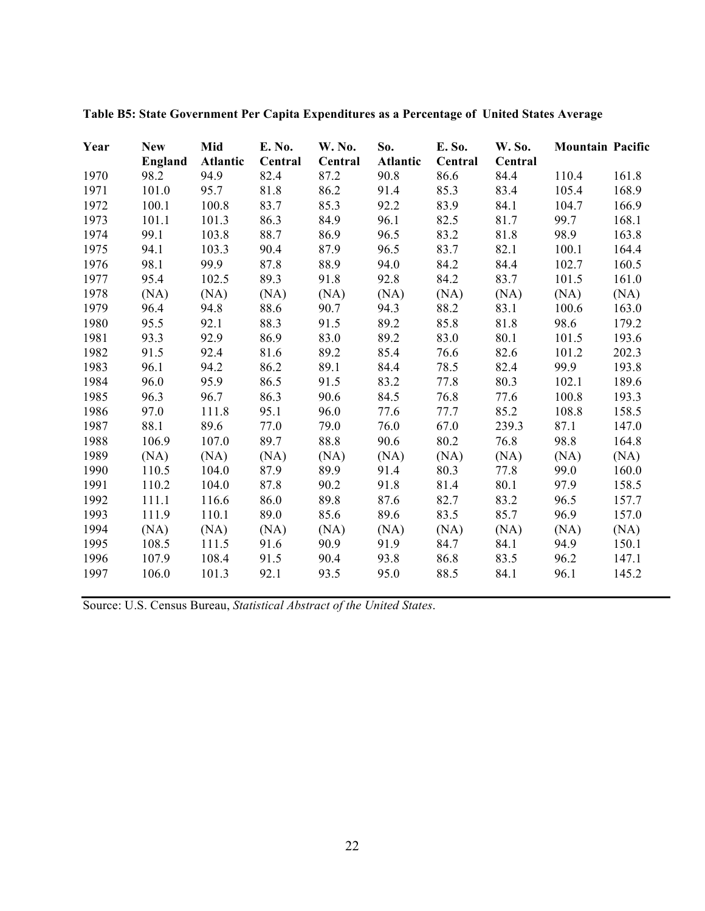**Table B5: State Government Per Capita Expenditures as a Percentage of United States Average**

| Year | New England | Mid Atlantic | E. No. Central | W. No. Central | So. Atlantic | E. So. Central | W. So. Central | Mountain | Pacific |
|---|---|---|---|---|---|---|---|---|---|
| 1970 | 98.2 | 94.9 | 82.4 | 87.2 | 90.8 | 86.6 | 84.4 | 110.4 | 161.8 |
| 1971 | 101.0 | 95.7 | 81.8 | 86.2 | 91.4 | 85.3 | 83.4 | 105.4 | 168.9 |
| 1972 | 100.1 | 100.8 | 83.7 | 85.3 | 92.2 | 83.9 | 84.1 | 104.7 | 166.9 |
| 1973 | 101.1 | 101.3 | 86.3 | 84.9 | 96.1 | 82.5 | 81.7 | 99.7 | 168.1 |
| 1974 | 99.1 | 103.8 | 88.7 | 86.9 | 96.5 | 83.2 | 81.8 | 98.9 | 163.8 |
| 1975 | 94.1 | 103.3 | 90.4 | 87.9 | 96.5 | 83.7 | 82.1 | 100.1 | 164.4 |
| 1976 | 98.1 | 99.9 | 87.8 | 88.9 | 94.0 | 84.2 | 84.4 | 102.7 | 160.5 |
| 1977 | 95.4 | 102.5 | 89.3 | 91.8 | 92.8 | 84.2 | 83.7 | 101.5 | 161.0 |
| 1978 | (NA) | (NA) | (NA) | (NA) | (NA) | (NA) | (NA) | (NA) | (NA) |
| 1979 | 96.4 | 94.8 | 88.6 | 90.7 | 94.3 | 88.2 | 83.1 | 100.6 | 163.0 |
| 1980 | 95.5 | 92.1 | 88.3 | 91.5 | 89.2 | 85.8 | 81.8 | 98.6 | 179.2 |
| 1981 | 93.3 | 92.9 | 86.9 | 83.0 | 89.2 | 83.0 | 80.1 | 101.5 | 193.6 |
| 1982 | 91.5 | 92.4 | 81.6 | 89.2 | 85.4 | 76.6 | 82.6 | 101.2 | 202.3 |
| 1983 | 96.1 | 94.2 | 86.2 | 89.1 | 84.4 | 78.5 | 82.4 | 99.9 | 193.8 |
| 1984 | 96.0 | 95.9 | 86.5 | 91.5 | 83.2 | 77.8 | 80.3 | 102.1 | 189.6 |
| 1985 | 96.3 | 96.7 | 86.3 | 90.6 | 84.5 | 76.8 | 77.6 | 100.8 | 193.3 |
| 1986 | 97.0 | 111.8 | 95.1 | 96.0 | 77.6 | 77.7 | 85.2 | 108.8 | 158.5 |
| 1987 | 88.1 | 89.6 | 77.0 | 79.0 | 76.0 | 67.0 | 239.3 | 87.1 | 147.0 |
| 1988 | 106.9 | 107.0 | 89.7 | 88.8 | 90.6 | 80.2 | 76.8 | 98.8 | 164.8 |
| 1989 | (NA) | (NA) | (NA) | (NA) | (NA) | (NA) | (NA) | (NA) | (NA) |
| 1990 | 110.5 | 104.0 | 87.9 | 89.9 | 91.4 | 80.3 | 77.8 | 99.0 | 160.0 |
| 1991 | 110.2 | 104.0 | 87.8 | 90.2 | 91.8 | 81.4 | 80.1 | 97.9 | 158.5 |
| 1992 | 111.1 | 116.6 | 86.0 | 89.8 | 87.6 | 82.7 | 83.2 | 96.5 | 157.7 |
| 1993 | 111.9 | 110.1 | 89.0 | 85.6 | 89.6 | 83.5 | 85.7 | 96.9 | 157.0 |
| 1994 | (NA) | (NA) | (NA) | (NA) | (NA) | (NA) | (NA) | (NA) | (NA) |
| 1995 | 108.5 | 111.5 | 91.6 | 90.9 | 91.9 | 84.7 | 84.1 | 94.9 | 150.1 |
| 1996 | 107.9 | 108.4 | 91.5 | 90.4 | 93.8 | 86.8 | 83.5 | 96.2 | 147.1 |
| 1997 | 106.0 | 101.3 | 92.1 | 93.5 | 95.0 | 88.5 | 84.1 | 96.1 | 145.2 |

Source: U.S. Census Bureau, *Statistical Abstract of the United States*.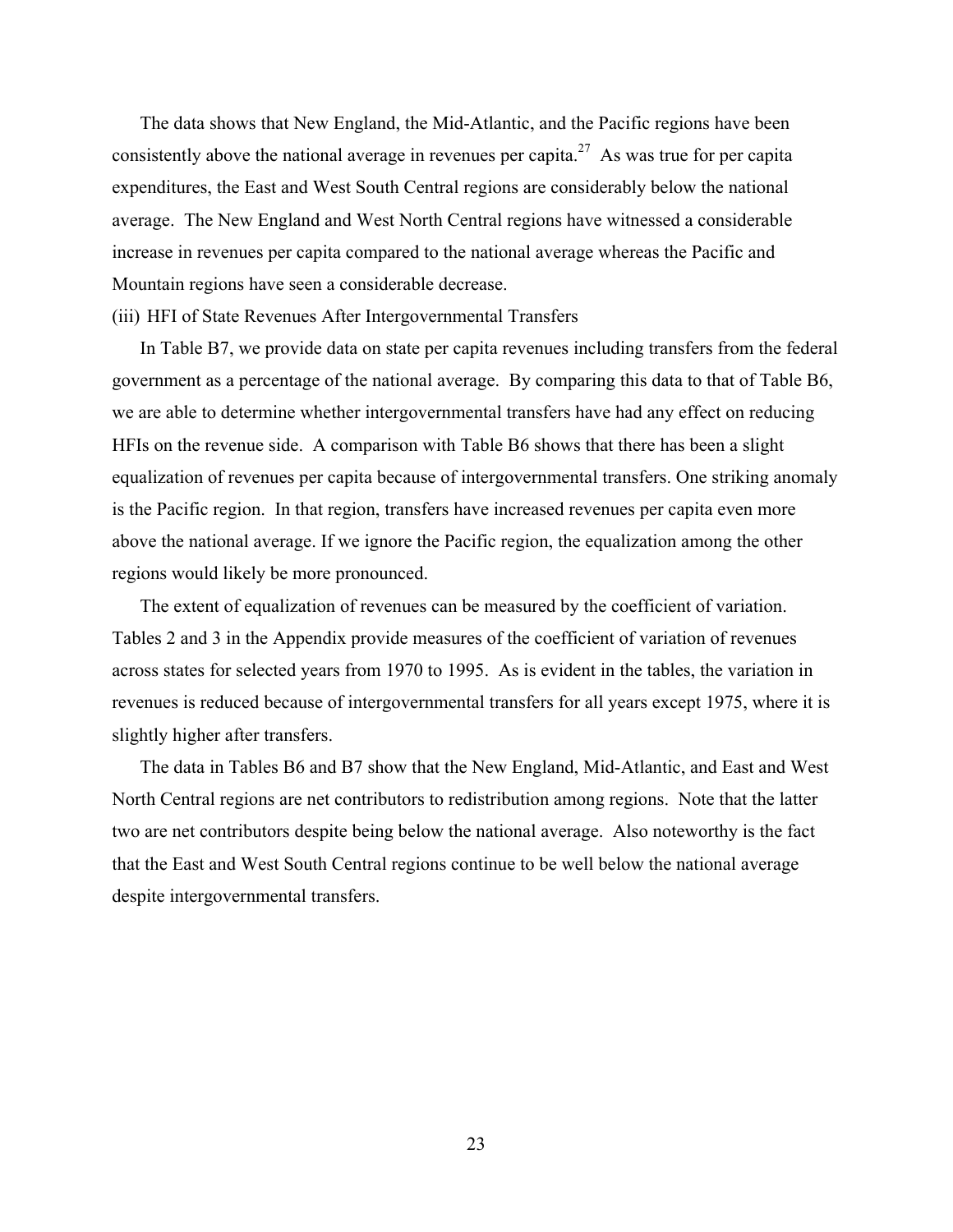The data shows that New England, the Mid-Atlantic, and the Pacific regions have been consistently above the national average in revenues per capita.[27] As was true for per capita expenditures, the East and West South Central regions are considerably below the national average. The New England and West North Central regions have witnessed a considerable increase in revenues per capita compared to the national average whereas the Pacific and Mountain regions have seen a considerable decrease.

(iii) HFI of State Revenues After Intergovernmental Transfers

In Table B7, we provide data on state per capita revenues including transfers from the federal government as a percentage of the national average. By comparing this data to that of Table B6, we are able to determine whether intergovernmental transfers have had any effect on reducing HFIs on the revenue side. A comparison with Table B6 shows that there has been a slight equalization of revenues per capita because of intergovernmental transfers. One striking anomaly is the Pacific region. In that region, transfers have increased revenues per capita even more above the national average. If we ignore the Pacific region, the equalization among the other regions would likely be more pronounced.

The extent of equalization of revenues can be measured by the coefficient of variation. Tables 2 and 3 in the Appendix provide measures of the coefficient of variation of revenues across states for selected years from 1970 to 1995. As is evident in the tables, the variation in revenues is reduced because of intergovernmental transfers for all years except 1975, where it is slightly higher after transfers.

The data in Tables B6 and B7 show that the New England, Mid-Atlantic, and East and West North Central regions are net contributors to redistribution among regions. Note that the latter two are net contributors despite being below the national average. Also noteworthy is the fact that the East and West South Central regions continue to be well below the national average despite intergovernmental transfers.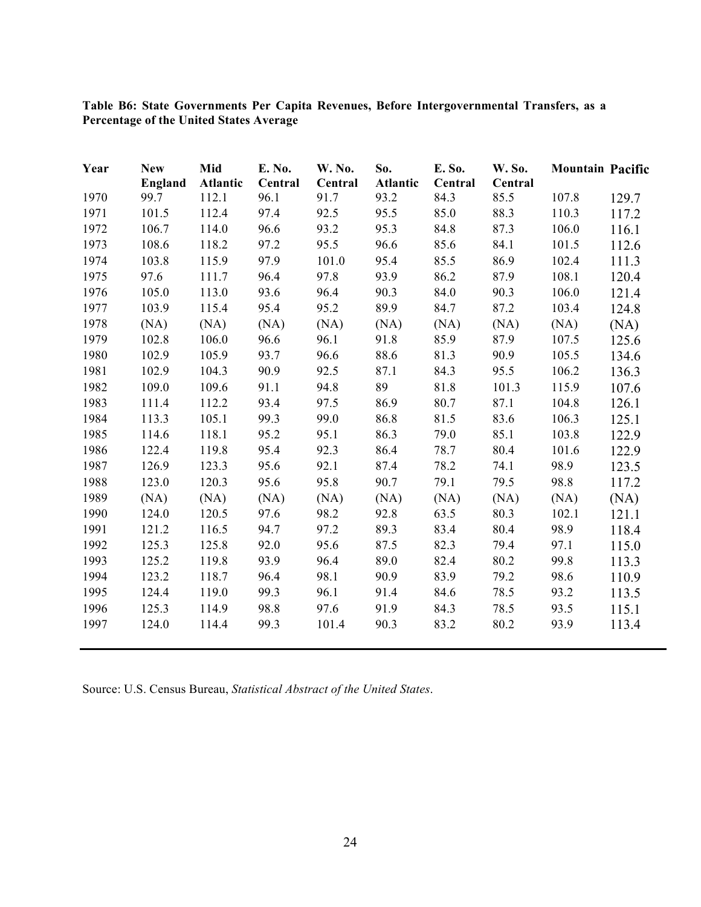**Table B6: State Governments Per Capita Revenues, Before Intergovernmental Transfers, as a Percentage of the United States Average**

| Year | New England | Mid Atlantic | E. No. Central | W. No. Central | So. Atlantic | E. So. Central | W. So. Central | Mountain | Pacific |
|---|---|---|---|---|---|---|---|---|---|
| 1970 | 99.7 | 112.1 | 96.1 | 91.7 | 93.2 | 84.3 | 85.5 | 107.8 | 129.7 |
| 1971 | 101.5 | 112.4 | 97.4 | 92.5 | 95.5 | 85.0 | 88.3 | 110.3 | 117.2 |
| 1972 | 106.7 | 114.0 | 96.6 | 93.2 | 95.3 | 84.8 | 87.3 | 106.0 | 116.1 |
| 1973 | 108.6 | 118.2 | 97.2 | 95.5 | 96.6 | 85.6 | 84.1 | 101.5 | 112.6 |
| 1974 | 103.8 | 115.9 | 97.9 | 101.0 | 95.4 | 85.5 | 86.9 | 102.4 | 111.3 |
| 1975 | 97.6 | 111.7 | 96.4 | 97.8 | 93.9 | 86.2 | 87.9 | 108.1 | 120.4 |
| 1976 | 105.0 | 113.0 | 93.6 | 96.4 | 90.3 | 84.0 | 90.3 | 106.0 | 121.4 |
| 1977 | 103.9 | 115.4 | 95.4 | 95.2 | 89.9 | 84.7 | 87.2 | 103.4 | 124.8 |
| 1978 | (NA) | (NA) | (NA) | (NA) | (NA) | (NA) | (NA) | (NA) | (NA) |
| 1979 | 102.8 | 106.0 | 96.6 | 96.1 | 91.8 | 85.9 | 87.9 | 107.5 | 125.6 |
| 1980 | 102.9 | 105.9 | 93.7 | 96.6 | 88.6 | 81.3 | 90.9 | 105.5 | 134.6 |
| 1981 | 102.9 | 104.3 | 90.9 | 92.5 | 87.1 | 84.3 | 95.5 | 106.2 | 136.3 |
| 1982 | 109.0 | 109.6 | 91.1 | 94.8 | 89 | 81.8 | 101.3 | 115.9 | 107.6 |
| 1983 | 111.4 | 112.2 | 93.4 | 97.5 | 86.9 | 80.7 | 87.1 | 104.8 | 126.1 |
| 1984 | 113.3 | 105.1 | 99.3 | 99.0 | 86.8 | 81.5 | 83.6 | 106.3 | 125.1 |
| 1985 | 114.6 | 118.1 | 95.2 | 95.1 | 86.3 | 79.0 | 85.1 | 103.8 | 122.9 |
| 1986 | 122.4 | 119.8 | 95.4 | 92.3 | 86.4 | 78.7 | 80.4 | 101.6 | 122.9 |
| 1987 | 126.9 | 123.3 | 95.6 | 92.1 | 87.4 | 78.2 | 74.1 | 98.9 | 123.5 |
| 1988 | 123.0 | 120.3 | 95.6 | 95.8 | 90.7 | 79.1 | 79.5 | 98.8 | 117.2 |
| 1989 | (NA) | (NA) | (NA) | (NA) | (NA) | (NA) | (NA) | (NA) | (NA) |
| 1990 | 124.0 | 120.5 | 97.6 | 98.2 | 92.8 | 63.5 | 80.3 | 102.1 | 121.1 |
| 1991 | 121.2 | 116.5 | 94.7 | 97.2 | 89.3 | 83.4 | 80.4 | 98.9 | 118.4 |
| 1992 | 125.3 | 125.8 | 92.0 | 95.6 | 87.5 | 82.3 | 79.4 | 97.1 | 115.0 |
| 1993 | 125.2 | 119.8 | 93.9 | 96.4 | 89.0 | 82.4 | 80.2 | 99.8 | 113.3 |
| 1994 | 123.2 | 118.7 | 96.4 | 98.1 | 90.9 | 83.9 | 79.2 | 98.6 | 110.9 |
| 1995 | 124.4 | 119.0 | 99.3 | 96.1 | 91.4 | 84.6 | 78.5 | 93.2 | 113.5 |
| 1996 | 125.3 | 114.9 | 98.8 | 97.6 | 91.9 | 84.3 | 78.5 | 93.5 | 115.1 |
| 1997 | 124.0 | 114.4 | 99.3 | 101.4 | 90.3 | 83.2 | 80.2 | 93.9 | 113.4 |

Source: U.S. Census Bureau, *Statistical Abstract of the United States*.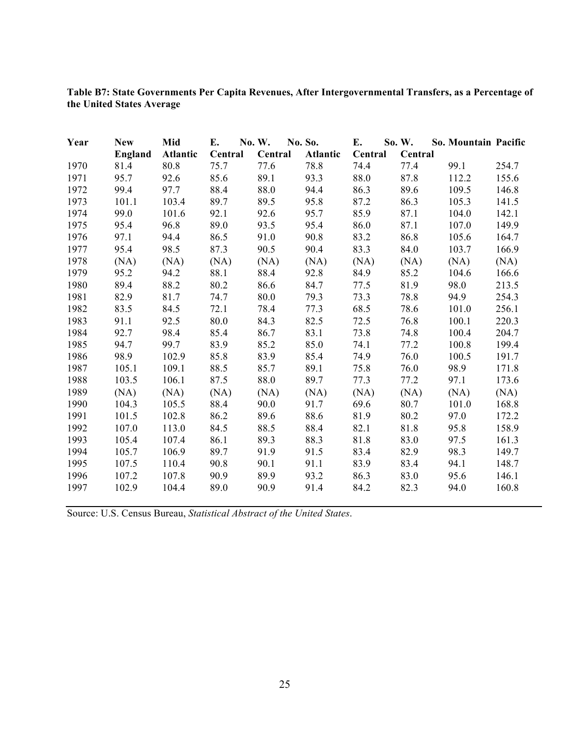**Table B7: State Governments Per Capita Revenues, After Intergovernmental Transfers, as a Percentage of the United States Average**

| Year | New England | Mid Atlantic | E. No. W. Central | No. So. Central | Atlantic | E. So. W. Central | Central | So. Mountain | Pacific |
|---|---|---|---|---|---|---|---|---|---|
| 1970 | 81.4 | 80.8 | 75.7 | 77.6 | 78.8 | 74.4 | 77.4 | 99.1 | 254.7 |
| 1971 | 95.7 | 92.6 | 85.6 | 89.1 | 93.3 | 88.0 | 87.8 | 112.2 | 155.6 |
| 1972 | 99.4 | 97.7 | 88.4 | 88.0 | 94.4 | 86.3 | 89.6 | 109.5 | 146.8 |
| 1973 | 101.1 | 103.4 | 89.7 | 89.5 | 95.8 | 87.2 | 86.3 | 105.3 | 141.5 |
| 1974 | 99.0 | 101.6 | 92.1 | 92.6 | 95.7 | 85.9 | 87.1 | 104.0 | 142.1 |
| 1975 | 95.4 | 96.8 | 89.0 | 93.5 | 95.4 | 86.0 | 87.1 | 107.0 | 149.9 |
| 1976 | 97.1 | 94.4 | 86.5 | 91.0 | 90.8 | 83.2 | 86.8 | 105.6 | 164.7 |
| 1977 | 95.4 | 98.5 | 87.3 | 90.5 | 90.4 | 83.3 | 84.0 | 103.7 | 166.9 |
| 1978 | (NA) | (NA) | (NA) | (NA) | (NA) | (NA) | (NA) | (NA) | (NA) |
| 1979 | 95.2 | 94.2 | 88.1 | 88.4 | 92.8 | 84.9 | 85.2 | 104.6 | 166.6 |
| 1980 | 89.4 | 88.2 | 80.2 | 86.6 | 84.7 | 77.5 | 81.9 | 98.0 | 213.5 |
| 1981 | 82.9 | 81.7 | 74.7 | 80.0 | 79.3 | 73.3 | 78.8 | 94.9 | 254.3 |
| 1982 | 83.5 | 84.5 | 72.1 | 78.4 | 77.3 | 68.5 | 78.6 | 101.0 | 256.1 |
| 1983 | 91.1 | 92.5 | 80.0 | 84.3 | 82.5 | 72.5 | 76.8 | 100.1 | 220.3 |
| 1984 | 92.7 | 98.4 | 85.4 | 86.7 | 83.1 | 73.8 | 74.8 | 100.4 | 204.7 |
| 1985 | 94.7 | 99.7 | 83.9 | 85.2 | 85.0 | 74.1 | 77.2 | 100.8 | 199.4 |
| 1986 | 98.9 | 102.9 | 85.8 | 83.9 | 85.4 | 74.9 | 76.0 | 100.5 | 191.7 |
| 1987 | 105.1 | 109.1 | 88.5 | 85.7 | 89.1 | 75.8 | 76.0 | 98.9 | 171.8 |
| 1988 | 103.5 | 106.1 | 87.5 | 88.0 | 89.7 | 77.3 | 77.2 | 97.1 | 173.6 |
| 1989 | (NA) | (NA) | (NA) | (NA) | (NA) | (NA) | (NA) | (NA) | (NA) |
| 1990 | 104.3 | 105.5 | 88.4 | 90.0 | 91.7 | 69.6 | 80.7 | 101.0 | 168.8 |
| 1991 | 101.5 | 102.8 | 86.2 | 89.6 | 88.6 | 81.9 | 80.2 | 97.0 | 172.2 |
| 1992 | 107.0 | 113.0 | 84.5 | 88.5 | 88.4 | 82.1 | 81.8 | 95.8 | 158.9 |
| 1993 | 105.4 | 107.4 | 86.1 | 89.3 | 88.3 | 81.8 | 83.0 | 97.5 | 161.3 |
| 1994 | 105.7 | 106.9 | 89.7 | 91.9 | 91.5 | 83.4 | 82.9 | 98.3 | 149.7 |
| 1995 | 107.5 | 110.4 | 90.8 | 90.1 | 91.1 | 83.9 | 83.4 | 94.1 | 148.7 |
| 1996 | 107.2 | 107.8 | 90.9 | 89.9 | 93.2 | 86.3 | 83.0 | 95.6 | 146.1 |
| 1997 | 102.9 | 104.4 | 89.0 | 90.9 | 91.4 | 84.2 | 82.3 | 94.0 | 160.8 |

Source: U.S. Census Bureau, *Statistical Abstract of the United States*.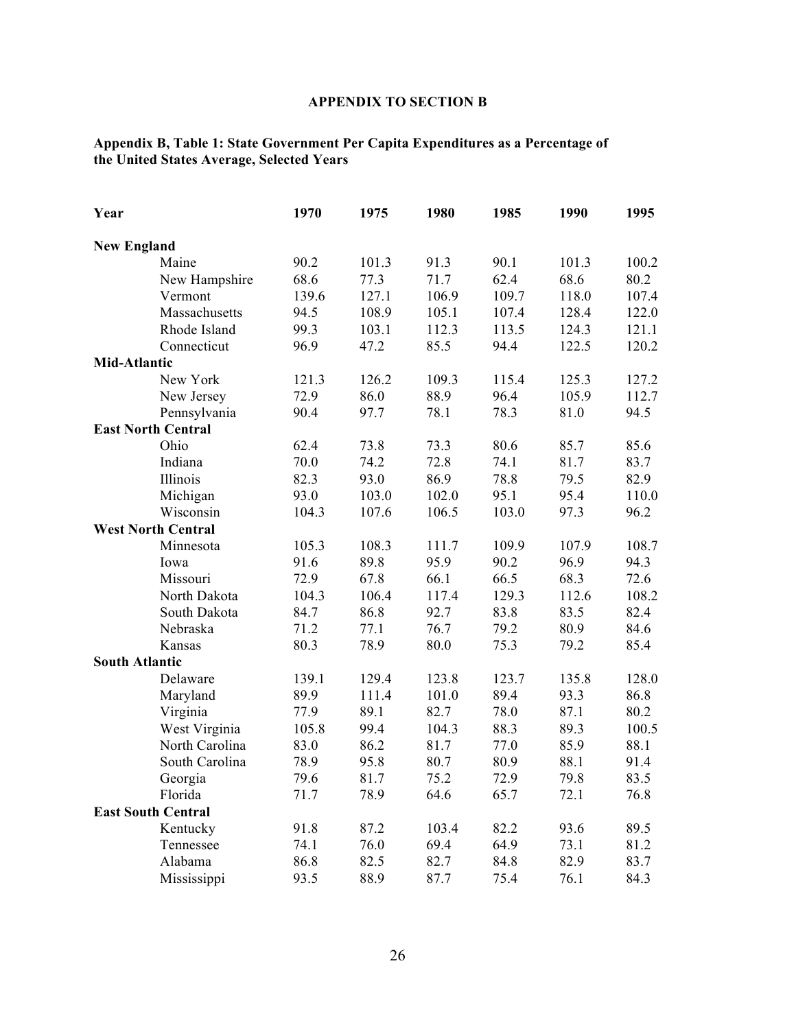## APPENDIX TO SECTION B

**Appendix B, Table 1: State Government Per Capita Expenditures as a Percentage of the United States Average, Selected Years**

| Year | 1970 | 1975 | 1980 | 1985 | 1990 | 1995 |
|---|---|---|---|---|---|---|
| **New England** | | | | | | |
| Maine | 90.2 | 101.3 | 91.3 | 90.1 | 101.3 | 100.2 |
| New Hampshire | 68.6 | 77.3 | 71.7 | 62.4 | 68.6 | 80.2 |
| Vermont | 139.6 | 127.1 | 106.9 | 109.7 | 118.0 | 107.4 |
| Massachusetts | 94.5 | 108.9 | 105.1 | 107.4 | 128.4 | 122.0 |
| Rhode Island | 99.3 | 103.1 | 112.3 | 113.5 | 124.3 | 121.1 |
| Connecticut | 96.9 | 47.2 | 85.5 | 94.4 | 122.5 | 120.2 |
| **Mid-Atlantic** | | | | | | |
| New York | 121.3 | 126.2 | 109.3 | 115.4 | 125.3 | 127.2 |
| New Jersey | 72.9 | 86.0 | 88.9 | 96.4 | 105.9 | 112.7 |
| Pennsylvania | 90.4 | 97.7 | 78.1 | 78.3 | 81.0 | 94.5 |
| **East North Central** | | | | | | |
| Ohio | 62.4 | 73.8 | 73.3 | 80.6 | 85.7 | 85.6 |
| Indiana | 70.0 | 74.2 | 72.8 | 74.1 | 81.7 | 83.7 |
| Illinois | 82.3 | 93.0 | 86.9 | 78.8 | 79.5 | 82.9 |
| Michigan | 93.0 | 103.0 | 102.0 | 95.1 | 95.4 | 110.0 |
| Wisconsin | 104.3 | 107.6 | 106.5 | 103.0 | 97.3 | 96.2 |
| **West North Central** | | | | | | |
| Minnesota | 105.3 | 108.3 | 111.7 | 109.9 | 107.9 | 108.7 |
| Iowa | 91.6 | 89.8 | 95.9 | 90.2 | 96.9 | 94.3 |
| Missouri | 72.9 | 67.8 | 66.1 | 66.5 | 68.3 | 72.6 |
| North Dakota | 104.3 | 106.4 | 117.4 | 129.3 | 112.6 | 108.2 |
| South Dakota | 84.7 | 86.8 | 92.7 | 83.8 | 83.5 | 82.4 |
| Nebraska | 71.2 | 77.1 | 76.7 | 79.2 | 80.9 | 84.6 |
| Kansas | 80.3 | 78.9 | 80.0 | 75.3 | 79.2 | 85.4 |
| **South Atlantic** | | | | | | |
| Delaware | 139.1 | 129.4 | 123.8 | 123.7 | 135.8 | 128.0 |
| Maryland | 89.9 | 111.4 | 101.0 | 89.4 | 93.3 | 86.8 |
| Virginia | 77.9 | 89.1 | 82.7 | 78.0 | 87.1 | 80.2 |
| West Virginia | 105.8 | 99.4 | 104.3 | 88.3 | 89.3 | 100.5 |
| North Carolina | 83.0 | 86.2 | 81.7 | 77.0 | 85.9 | 88.1 |
| South Carolina | 78.9 | 95.8 | 80.7 | 80.9 | 88.1 | 91.4 |
| Georgia | 79.6 | 81.7 | 75.2 | 72.9 | 79.8 | 83.5 |
| Florida | 71.7 | 78.9 | 64.6 | 65.7 | 72.1 | 76.8 |
| **East South Central** | | | | | | |
| Kentucky | 91.8 | 87.2 | 103.4 | 82.2 | 93.6 | 89.5 |
| Tennessee | 74.1 | 76.0 | 69.4 | 64.9 | 73.1 | 81.2 |
| Alabama | 86.8 | 82.5 | 82.7 | 84.8 | 82.9 | 83.7 |
| Mississippi | 93.5 | 88.9 | 87.7 | 75.4 | 76.1 | 84.3 |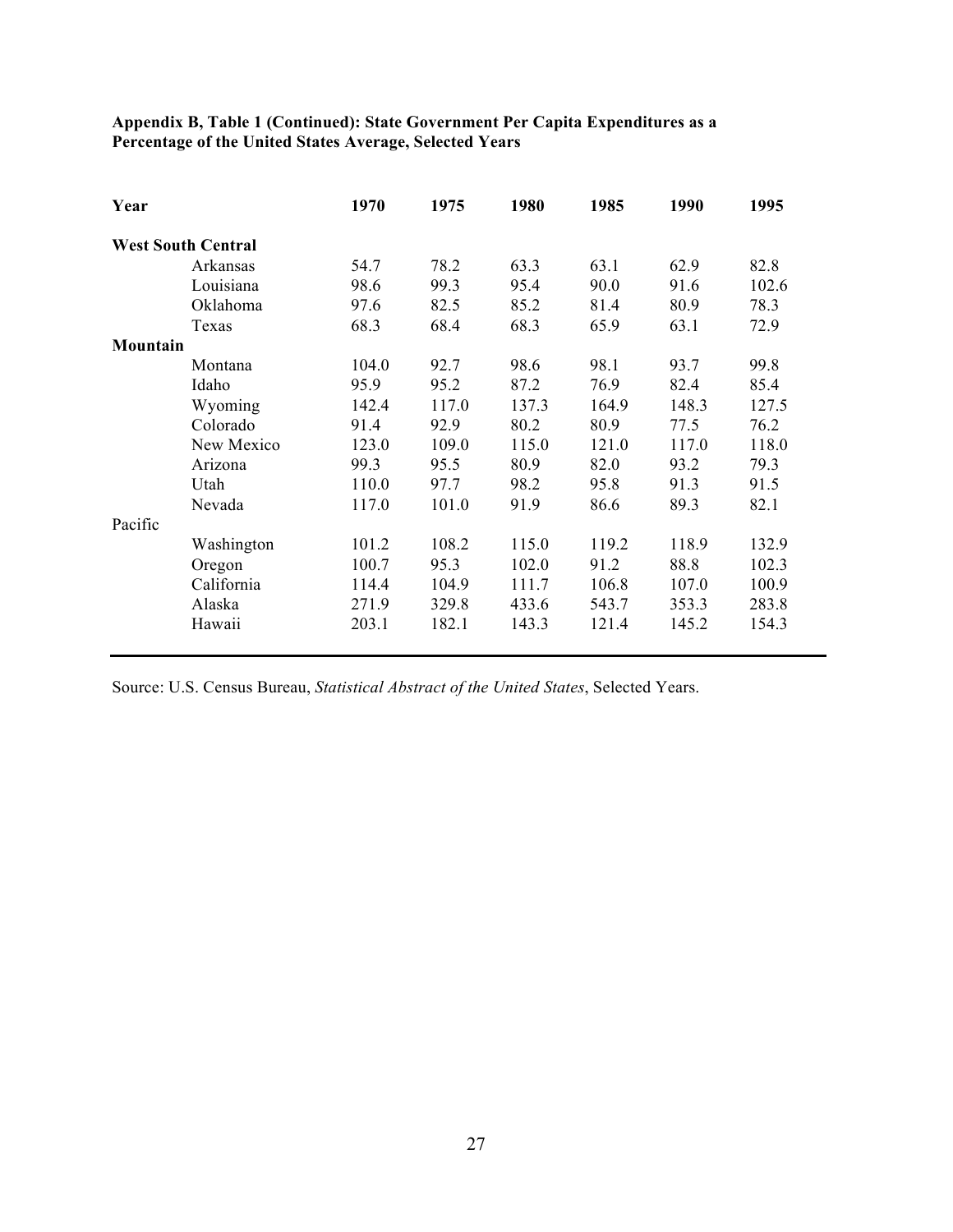**Appendix B, Table 1 (Continued): State Government Per Capita Expenditures as a Percentage of the United States Average, Selected Years**

| Year | 1970 | 1975 | 1980 | 1985 | 1990 | 1995 |
|---|---|---|---|---|---|---|
| **West South Central** | | | | | | |
| Arkansas | 54.7 | 78.2 | 63.3 | 63.1 | 62.9 | 82.8 |
| Louisiana | 98.6 | 99.3 | 95.4 | 90.0 | 91.6 | 102.6 |
| Oklahoma | 97.6 | 82.5 | 85.2 | 81.4 | 80.9 | 78.3 |
| Texas | 68.3 | 68.4 | 68.3 | 65.9 | 63.1 | 72.9 |
| **Mountain** | | | | | | |
| Montana | 104.0 | 92.7 | 98.6 | 98.1 | 93.7 | 99.8 |
| Idaho | 95.9 | 95.2 | 87.2 | 76.9 | 82.4 | 85.4 |
| Wyoming | 142.4 | 117.0 | 137.3 | 164.9 | 148.3 | 127.5 |
| Colorado | 91.4 | 92.9 | 80.2 | 80.9 | 77.5 | 76.2 |
| New Mexico | 123.0 | 109.0 | 115.0 | 121.0 | 117.0 | 118.0 |
| Arizona | 99.3 | 95.5 | 80.9 | 82.0 | 93.2 | 79.3 |
| Utah | 110.0 | 97.7 | 98.2 | 95.8 | 91.3 | 91.5 |
| Nevada | 117.0 | 101.0 | 91.9 | 86.6 | 89.3 | 82.1 |
| Pacific | | | | | | |
| Washington | 101.2 | 108.2 | 115.0 | 119.2 | 118.9 | 132.9 |
| Oregon | 100.7 | 95.3 | 102.0 | 91.2 | 88.8 | 102.3 |
| California | 114.4 | 104.9 | 111.7 | 106.8 | 107.0 | 100.9 |
| Alaska | 271.9 | 329.8 | 433.6 | 543.7 | 353.3 | 283.8 |
| Hawaii | 203.1 | 182.1 | 143.3 | 121.4 | 145.2 | 154.3 |

Source: U.S. Census Bureau, *Statistical Abstract of the United States*, Selected Years.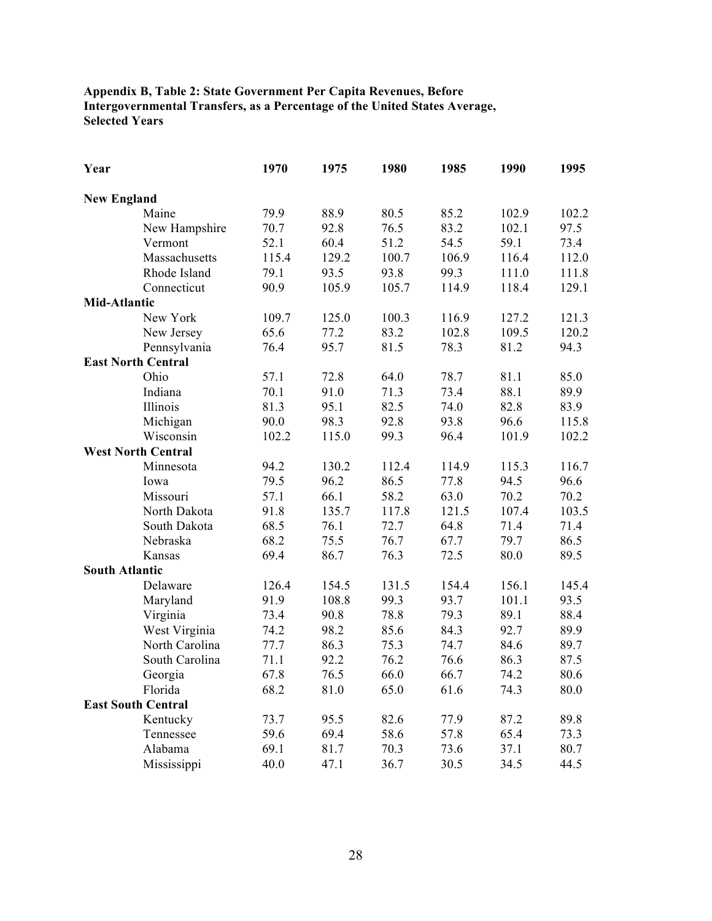**Appendix B, Table 2: State Government Per Capita Revenues, Before Intergovernmental Transfers, as a Percentage of the United States Average, Selected Years**

| Year | 1970 | 1975 | 1980 | 1985 | 1990 | 1995 |
|---|---|---|---|---|---|---|
| **New England** | | | | | | |
| Maine | 79.9 | 88.9 | 80.5 | 85.2 | 102.9 | 102.2 |
| New Hampshire | 70.7 | 92.8 | 76.5 | 83.2 | 102.1 | 97.5 |
| Vermont | 52.1 | 60.4 | 51.2 | 54.5 | 59.1 | 73.4 |
| Massachusetts | 115.4 | 129.2 | 100.7 | 106.9 | 116.4 | 112.0 |
| Rhode Island | 79.1 | 93.5 | 93.8 | 99.3 | 111.0 | 111.8 |
| Connecticut | 90.9 | 105.9 | 105.7 | 114.9 | 118.4 | 129.1 |
| **Mid-Atlantic** | | | | | | |
| New York | 109.7 | 125.0 | 100.3 | 116.9 | 127.2 | 121.3 |
| New Jersey | 65.6 | 77.2 | 83.2 | 102.8 | 109.5 | 120.2 |
| Pennsylvania | 76.4 | 95.7 | 81.5 | 78.3 | 81.2 | 94.3 |
| **East North Central** | | | | | | |
| Ohio | 57.1 | 72.8 | 64.0 | 78.7 | 81.1 | 85.0 |
| Indiana | 70.1 | 91.0 | 71.3 | 73.4 | 88.1 | 89.9 |
| Illinois | 81.3 | 95.1 | 82.5 | 74.0 | 82.8 | 83.9 |
| Michigan | 90.0 | 98.3 | 92.8 | 93.8 | 96.6 | 115.8 |
| Wisconsin | 102.2 | 115.0 | 99.3 | 96.4 | 101.9 | 102.2 |
| **West North Central** | | | | | | |
| Minnesota | 94.2 | 130.2 | 112.4 | 114.9 | 115.3 | 116.7 |
| Iowa | 79.5 | 96.2 | 86.5 | 77.8 | 94.5 | 96.6 |
| Missouri | 57.1 | 66.1 | 58.2 | 63.0 | 70.2 | 70.2 |
| North Dakota | 91.8 | 135.7 | 117.8 | 121.5 | 107.4 | 103.5 |
| South Dakota | 68.5 | 76.1 | 72.7 | 64.8 | 71.4 | 71.4 |
| Nebraska | 68.2 | 75.5 | 76.7 | 67.7 | 79.7 | 86.5 |
| Kansas | 69.4 | 86.7 | 76.3 | 72.5 | 80.0 | 89.5 |
| **South Atlantic** | | | | | | |
| Delaware | 126.4 | 154.5 | 131.5 | 154.4 | 156.1 | 145.4 |
| Maryland | 91.9 | 108.8 | 99.3 | 93.7 | 101.1 | 93.5 |
| Virginia | 73.4 | 90.8 | 78.8 | 79.3 | 89.1 | 88.4 |
| West Virginia | 74.2 | 98.2 | 85.6 | 84.3 | 92.7 | 89.9 |
| North Carolina | 77.7 | 86.3 | 75.3 | 74.7 | 84.6 | 89.7 |
| South Carolina | 71.1 | 92.2 | 76.2 | 76.6 | 86.3 | 87.5 |
| Georgia | 67.8 | 76.5 | 66.0 | 66.7 | 74.2 | 80.6 |
| Florida | 68.2 | 81.0 | 65.0 | 61.6 | 74.3 | 80.0 |
| **East South Central** | | | | | | |
| Kentucky | 73.7 | 95.5 | 82.6 | 77.9 | 87.2 | 89.8 |
| Tennessee | 59.6 | 69.4 | 58.6 | 57.8 | 65.4 | 73.3 |
| Alabama | 69.1 | 81.7 | 70.3 | 73.6 | 37.1 | 80.7 |
| Mississippi | 40.0 | 47.1 | 36.7 | 30.5 | 34.5 | 44.5 |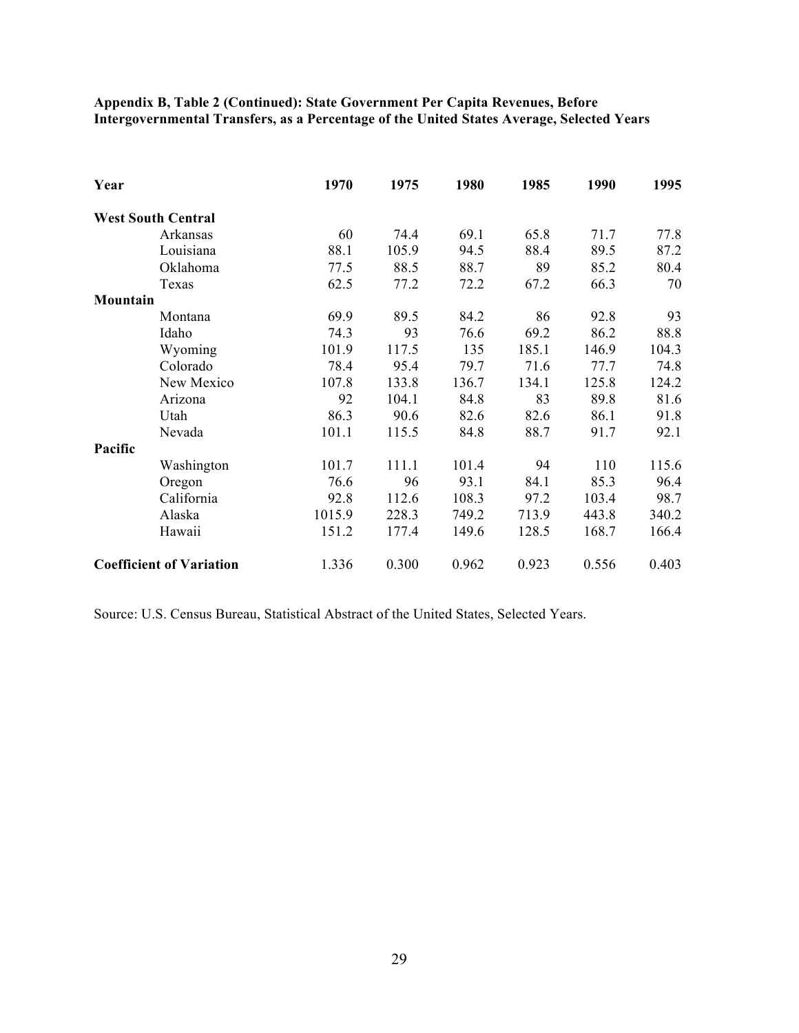**Appendix B, Table 2 (Continued): State Government Per Capita Revenues, Before Intergovernmental Transfers, as a Percentage of the United States Average, Selected Years**

| Year | 1970 | 1975 | 1980 | 1985 | 1990 | 1995 |
|---|---|---|---|---|---|---|
| **West South Central** | | | | | | |
| Arkansas | 60 | 74.4 | 69.1 | 65.8 | 71.7 | 77.8 |
| Louisiana | 88.1 | 105.9 | 94.5 | 88.4 | 89.5 | 87.2 |
| Oklahoma | 77.5 | 88.5 | 88.7 | 89 | 85.2 | 80.4 |
| Texas | 62.5 | 77.2 | 72.2 | 67.2 | 66.3 | 70 |
| **Mountain** | | | | | | |
| Montana | 69.9 | 89.5 | 84.2 | 86 | 92.8 | 93 |
| Idaho | 74.3 | 93 | 76.6 | 69.2 | 86.2 | 88.8 |
| Wyoming | 101.9 | 117.5 | 135 | 185.1 | 146.9 | 104.3 |
| Colorado | 78.4 | 95.4 | 79.7 | 71.6 | 77.7 | 74.8 |
| New Mexico | 107.8 | 133.8 | 136.7 | 134.1 | 125.8 | 124.2 |
| Arizona | 92 | 104.1 | 84.8 | 83 | 89.8 | 81.6 |
| Utah | 86.3 | 90.6 | 82.6 | 82.6 | 86.1 | 91.8 |
| Nevada | 101.1 | 115.5 | 84.8 | 88.7 | 91.7 | 92.1 |
| **Pacific** | | | | | | |
| Washington | 101.7 | 111.1 | 101.4 | 94 | 110 | 115.6 |
| Oregon | 76.6 | 96 | 93.1 | 84.1 | 85.3 | 96.4 |
| California | 92.8 | 112.6 | 108.3 | 97.2 | 103.4 | 98.7 |
| Alaska | 1015.9 | 228.3 | 749.2 | 713.9 | 443.8 | 340.2 |
| Hawaii | 151.2 | 177.4 | 149.6 | 128.5 | 168.7 | 166.4 |
| **Coefficient of Variation** | 1.336 | 0.300 | 0.962 | 0.923 | 0.556 | 0.403 |

Source: U.S. Census Bureau, Statistical Abstract of the United States, Selected Years.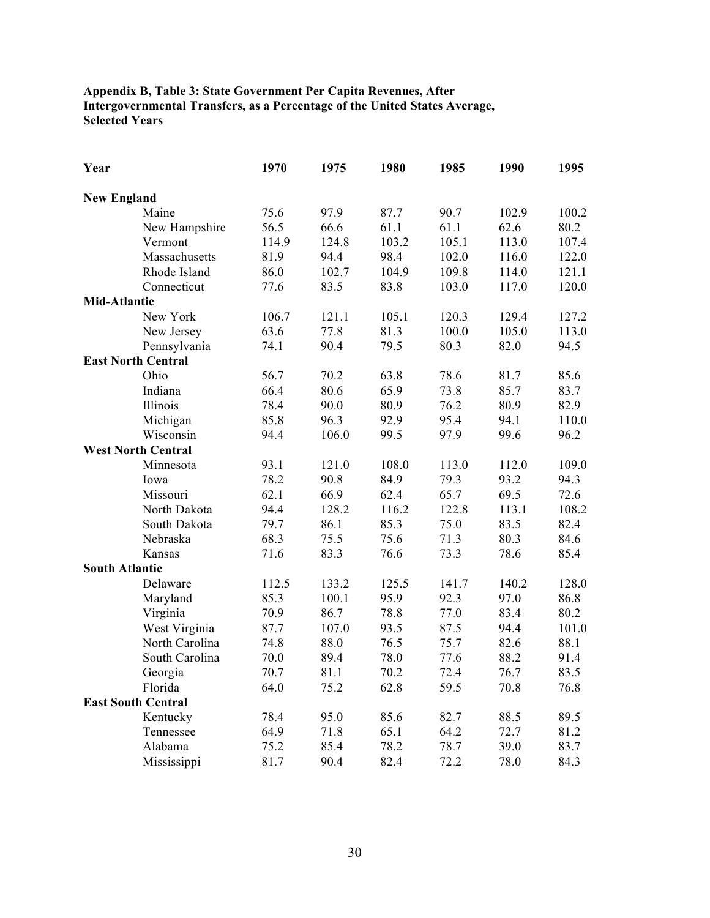**Appendix B, Table 3: State Government Per Capita Revenues, After Intergovernmental Transfers, as a Percentage of the United States Average, Selected Years**

| Year | 1970 | 1975 | 1980 | 1985 | 1990 | 1995 |
|---|---|---|---|---|---|---|
| **New England** | | | | | | |
| Maine | 75.6 | 97.9 | 87.7 | 90.7 | 102.9 | 100.2 |
| New Hampshire | 56.5 | 66.6 | 61.1 | 61.1 | 62.6 | 80.2 |
| Vermont | 114.9 | 124.8 | 103.2 | 105.1 | 113.0 | 107.4 |
| Massachusetts | 81.9 | 94.4 | 98.4 | 102.0 | 116.0 | 122.0 |
| Rhode Island | 86.0 | 102.7 | 104.9 | 109.8 | 114.0 | 121.1 |
| Connecticut | 77.6 | 83.5 | 83.8 | 103.0 | 117.0 | 120.0 |
| **Mid-Atlantic** | | | | | | |
| New York | 106.7 | 121.1 | 105.1 | 120.3 | 129.4 | 127.2 |
| New Jersey | 63.6 | 77.8 | 81.3 | 100.0 | 105.0 | 113.0 |
| Pennsylvania | 74.1 | 90.4 | 79.5 | 80.3 | 82.0 | 94.5 |
| **East North Central** | | | | | | |
| Ohio | 56.7 | 70.2 | 63.8 | 78.6 | 81.7 | 85.6 |
| Indiana | 66.4 | 80.6 | 65.9 | 73.8 | 85.7 | 83.7 |
| Illinois | 78.4 | 90.0 | 80.9 | 76.2 | 80.9 | 82.9 |
| Michigan | 85.8 | 96.3 | 92.9 | 95.4 | 94.1 | 110.0 |
| Wisconsin | 94.4 | 106.0 | 99.5 | 97.9 | 99.6 | 96.2 |
| **West North Central** | | | | | | |
| Minnesota | 93.1 | 121.0 | 108.0 | 113.0 | 112.0 | 109.0 |
| Iowa | 78.2 | 90.8 | 84.9 | 79.3 | 93.2 | 94.3 |
| Missouri | 62.1 | 66.9 | 62.4 | 65.7 | 69.5 | 72.6 |
| North Dakota | 94.4 | 128.2 | 116.2 | 122.8 | 113.1 | 108.2 |
| South Dakota | 79.7 | 86.1 | 85.3 | 75.0 | 83.5 | 82.4 |
| Nebraska | 68.3 | 75.5 | 75.6 | 71.3 | 80.3 | 84.6 |
| Kansas | 71.6 | 83.3 | 76.6 | 73.3 | 78.6 | 85.4 |
| **South Atlantic** | | | | | | |
| Delaware | 112.5 | 133.2 | 125.5 | 141.7 | 140.2 | 128.0 |
| Maryland | 85.3 | 100.1 | 95.9 | 92.3 | 97.0 | 86.8 |
| Virginia | 70.9 | 86.7 | 78.8 | 77.0 | 83.4 | 80.2 |
| West Virginia | 87.7 | 107.0 | 93.5 | 87.5 | 94.4 | 101.0 |
| North Carolina | 74.8 | 88.0 | 76.5 | 75.7 | 82.6 | 88.1 |
| South Carolina | 70.0 | 89.4 | 78.0 | 77.6 | 88.2 | 91.4 |
| Georgia | 70.7 | 81.1 | 70.2 | 72.4 | 76.7 | 83.5 |
| Florida | 64.0 | 75.2 | 62.8 | 59.5 | 70.8 | 76.8 |
| **East South Central** | | | | | | |
| Kentucky | 78.4 | 95.0 | 85.6 | 82.7 | 88.5 | 89.5 |
| Tennessee | 64.9 | 71.8 | 65.1 | 64.2 | 72.7 | 81.2 |
| Alabama | 75.2 | 85.4 | 78.2 | 78.7 | 39.0 | 83.7 |
| Mississippi | 81.7 | 90.4 | 82.4 | 72.2 | 78.0 | 84.3 |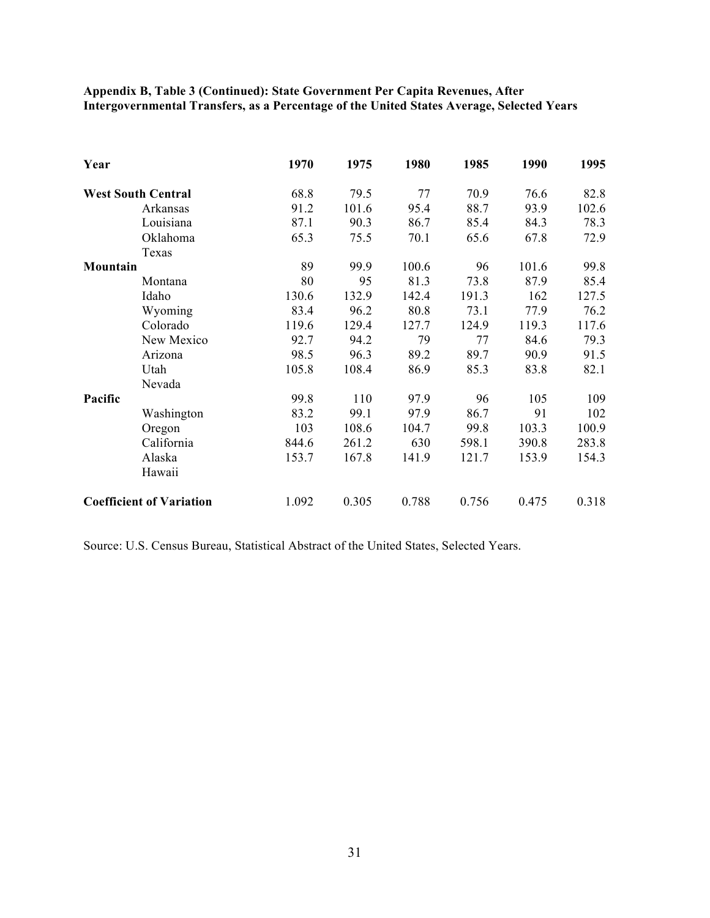**Appendix B, Table 3 (Continued): State Government Per Capita Revenues, After Intergovernmental Transfers, as a Percentage of the United States Average, Selected Years**

| Year | 1970 | 1975 | 1980 | 1985 | 1990 | 1995 |
|---|---|---|---|---|---|---|
| **West South Central** | 68.8 | 79.5 | 77 | 70.9 | 76.6 | 82.8 |
| Arkansas | 91.2 | 101.6 | 95.4 | 88.7 | 93.9 | 102.6 |
| Louisiana | 87.1 | 90.3 | 86.7 | 85.4 | 84.3 | 78.3 |
| Oklahoma | 65.3 | 75.5 | 70.1 | 65.6 | 67.8 | 72.9 |
| Texas | | | | | | |
| **Mountain** | 89 | 99.9 | 100.6 | 96 | 101.6 | 99.8 |
| Montana | 80 | 95 | 81.3 | 73.8 | 87.9 | 85.4 |
| Idaho | 130.6 | 132.9 | 142.4 | 191.3 | 162 | 127.5 |
| Wyoming | 83.4 | 96.2 | 80.8 | 73.1 | 77.9 | 76.2 |
| Colorado | 119.6 | 129.4 | 127.7 | 124.9 | 119.3 | 117.6 |
| New Mexico | 92.7 | 94.2 | 79 | 77 | 84.6 | 79.3 |
| Arizona | 98.5 | 96.3 | 89.2 | 89.7 | 90.9 | 91.5 |
| Utah | 105.8 | 108.4 | 86.9 | 85.3 | 83.8 | 82.1 |
| Nevada | | | | | | |
| **Pacific** | 99.8 | 110 | 97.9 | 96 | 105 | 109 |
| Washington | 83.2 | 99.1 | 97.9 | 86.7 | 91 | 102 |
| Oregon | 103 | 108.6 | 104.7 | 99.8 | 103.3 | 100.9 |
| California | 844.6 | 261.2 | 630 | 598.1 | 390.8 | 283.8 |
| Alaska | 153.7 | 167.8 | 141.9 | 121.7 | 153.9 | 154.3 |
| Hawaii | | | | | | |
| **Coefficient of Variation** | 1.092 | 0.305 | 0.788 | 0.756 | 0.475 | 0.318 |

Source: U.S. Census Bureau, Statistical Abstract of the United States, Selected Years.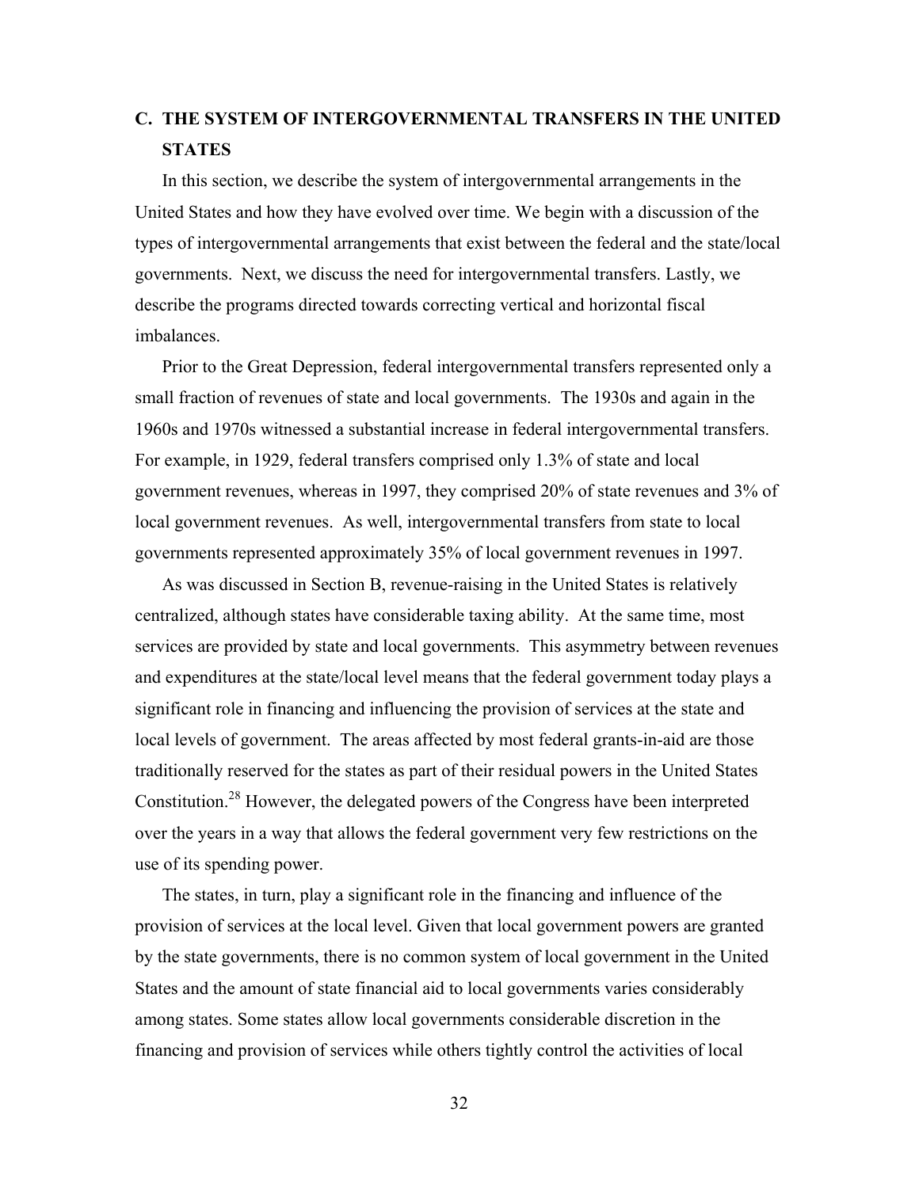## C. THE SYSTEM OF INTERGOVERNMENTAL TRANSFERS IN THE UNITED STATES

In this section, we describe the system of intergovernmental arrangements in the United States and how they have evolved over time. We begin with a discussion of the types of intergovernmental arrangements that exist between the federal and the state/local governments. Next, we discuss the need for intergovernmental transfers. Lastly, we describe the programs directed towards correcting vertical and horizontal fiscal imbalances.

Prior to the Great Depression, federal intergovernmental transfers represented only a small fraction of revenues of state and local governments. The 1930s and again in the 1960s and 1970s witnessed a substantial increase in federal intergovernmental transfers. For example, in 1929, federal transfers comprised only 1.3% of state and local government revenues, whereas in 1997, they comprised 20% of state revenues and 3% of local government revenues. As well, intergovernmental transfers from state to local governments represented approximately 35% of local government revenues in 1997.

As was discussed in Section B, revenue-raising in the United States is relatively centralized, although states have considerable taxing ability. At the same time, most services are provided by state and local governments. This asymmetry between revenues and expenditures at the state/local level means that the federal government today plays a significant role in financing and influencing the provision of services at the state and local levels of government. The areas affected by most federal grants-in-aid are those traditionally reserved for the states as part of their residual powers in the United States Constitution.[28] However, the delegated powers of the Congress have been interpreted over the years in a way that allows the federal government very few restrictions on the use of its spending power.

The states, in turn, play a significant role in the financing and influence of the provision of services at the local level. Given that local government powers are granted by the state governments, there is no common system of local government in the United States and the amount of state financial aid to local governments varies considerably among states. Some states allow local governments considerable discretion in the financing and provision of services while others tightly control the activities of local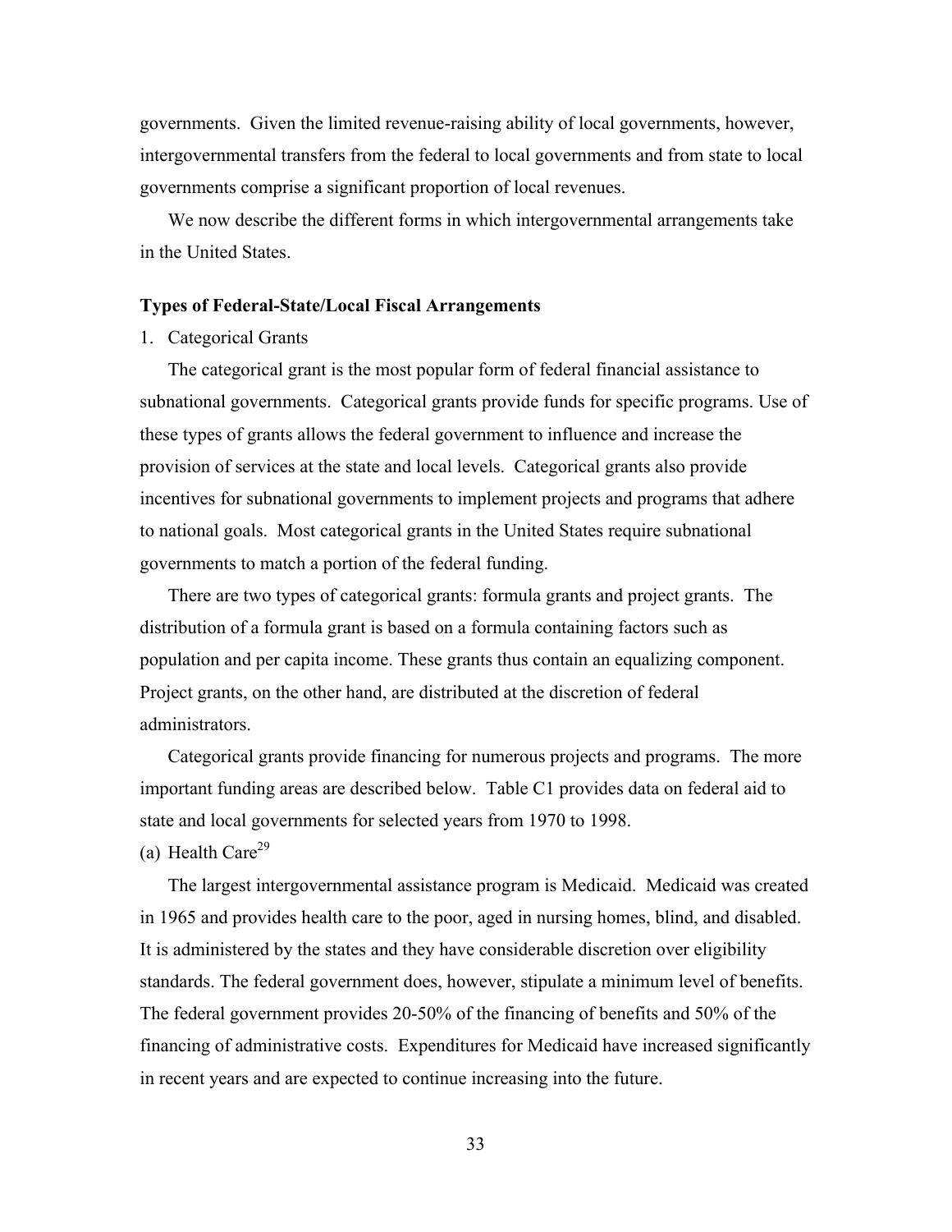governments. Given the limited revenue-raising ability of local governments, however, intergovernmental transfers from the federal to local governments and from state to local governments comprise a significant proportion of local revenues.

We now describe the different forms in which intergovernmental arrangements take in the United States.

**Types of Federal-State/Local Fiscal Arrangements**

1. Categorical Grants

The categorical grant is the most popular form of federal financial assistance to subnational governments. Categorical grants provide funds for specific programs. Use of these types of grants allows the federal government to influence and increase the provision of services at the state and local levels. Categorical grants also provide incentives for subnational governments to implement projects and programs that adhere to national goals. Most categorical grants in the United States require subnational governments to match a portion of the federal funding.

There are two types of categorical grants: formula grants and project grants. The distribution of a formula grant is based on a formula containing factors such as population and per capita income. These grants thus contain an equalizing component. Project grants, on the other hand, are distributed at the discretion of federal administrators.

Categorical grants provide financing for numerous projects and programs. The more important funding areas are described below. Table C1 provides data on federal aid to state and local governments for selected years from 1970 to 1998.

(a) Health Care[29]

The largest intergovernmental assistance program is Medicaid. Medicaid was created in 1965 and provides health care to the poor, aged in nursing homes, blind, and disabled. It is administered by the states and they have considerable discretion over eligibility standards. The federal government does, however, stipulate a minimum level of benefits. The federal government provides 20-50% of the financing of benefits and 50% of the financing of administrative costs. Expenditures for Medicaid have increased significantly in recent years and are expected to continue increasing into the future.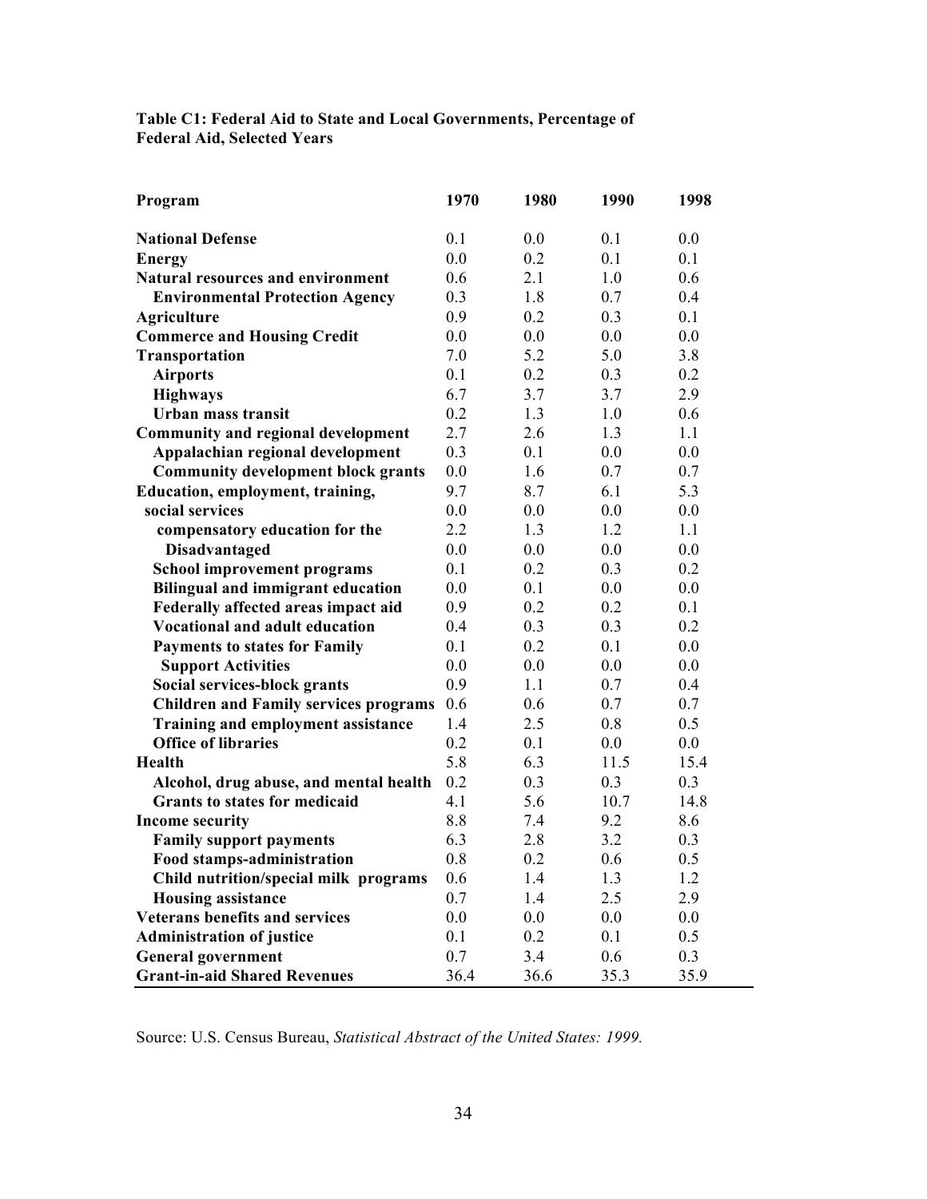**Table C1: Federal Aid to State and Local Governments, Percentage of Federal Aid, Selected Years**

| Program | 1970 | 1980 | 1990 | 1998 |
|---|---|---|---|---|
| **National Defense** | 0.1 | 0.0 | 0.1 | 0.0 |
| **Energy** | 0.0 | 0.2 | 0.1 | 0.1 |
| **Natural resources and environment** | 0.6 | 2.1 | 1.0 | 0.6 |
| **Environmental Protection Agency** | 0.3 | 1.8 | 0.7 | 0.4 |
| **Agriculture** | 0.9 | 0.2 | 0.3 | 0.1 |
| **Commerce and Housing Credit** | 0.0 | 0.0 | 0.0 | 0.0 |
| **Transportation** | 7.0 | 5.2 | 5.0 | 3.8 |
| **Airports** | 0.1 | 0.2 | 0.3 | 0.2 |
| **Highways** | 6.7 | 3.7 | 3.7 | 2.9 |
| **Urban mass transit** | 0.2 | 1.3 | 1.0 | 0.6 |
| **Community and regional development** | 2.7 | 2.6 | 1.3 | 1.1 |
| **Appalachian regional development** | 0.3 | 0.1 | 0.0 | 0.0 |
| **Community development block grants** | 0.0 | 1.6 | 0.7 | 0.7 |
| **Education, employment, training,** | 9.7 | 8.7 | 6.1 | 5.3 |
| **social services** | 0.0 | 0.0 | 0.0 | 0.0 |
| **compensatory education for the** | 2.2 | 1.3 | 1.2 | 1.1 |
| **Disadvantaged** | 0.0 | 0.0 | 0.0 | 0.0 |
| **School improvement programs** | 0.1 | 0.2 | 0.3 | 0.2 |
| **Bilingual and immigrant education** | 0.0 | 0.1 | 0.0 | 0.0 |
| **Federally affected areas impact aid** | 0.9 | 0.2 | 0.2 | 0.1 |
| **Vocational and adult education** | 0.4 | 0.3 | 0.3 | 0.2 |
| **Payments to states for Family** | 0.1 | 0.2 | 0.1 | 0.0 |
| **Support Activities** | 0.0 | 0.0 | 0.0 | 0.0 |
| **Social services-block grants** | 0.9 | 1.1 | 0.7 | 0.4 |
| **Children and Family services programs** | 0.6 | 0.6 | 0.7 | 0.7 |
| **Training and employment assistance** | 1.4 | 2.5 | 0.8 | 0.5 |
| **Office of libraries** | 0.2 | 0.1 | 0.0 | 0.0 |
| **Health** | 5.8 | 6.3 | 11.5 | 15.4 |
| **Alcohol, drug abuse, and mental health** | 0.2 | 0.3 | 0.3 | 0.3 |
| **Grants to states for medicaid** | 4.1 | 5.6 | 10.7 | 14.8 |
| **Income security** | 8.8 | 7.4 | 9.2 | 8.6 |
| **Family support payments** | 6.3 | 2.8 | 3.2 | 0.3 |
| **Food stamps-administration** | 0.8 | 0.2 | 0.6 | 0.5 |
| **Child nutrition/special milk programs** | 0.6 | 1.4 | 1.3 | 1.2 |
| **Housing assistance** | 0.7 | 1.4 | 2.5 | 2.9 |
| **Veterans benefits and services** | 0.0 | 0.0 | 0.0 | 0.0 |
| **Administration of justice** | 0.1 | 0.2 | 0.1 | 0.5 |
| **General government** | 0.7 | 3.4 | 0.6 | 0.3 |
| **Grant-in-aid Shared Revenues** | 36.4 | 36.6 | 35.3 | 35.9 |

Source: U.S. Census Bureau, *Statistical Abstract of the United States: 1999.*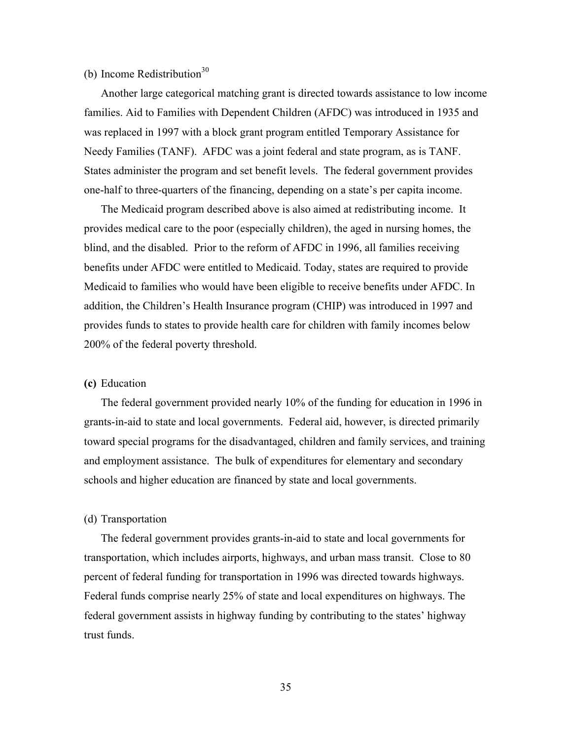(b) Income Redistribution[30]

Another large categorical matching grant is directed towards assistance to low income families. Aid to Families with Dependent Children (AFDC) was introduced in 1935 and was replaced in 1997 with a block grant program entitled Temporary Assistance for Needy Families (TANF). AFDC was a joint federal and state program, as is TANF. States administer the program and set benefit levels. The federal government provides one-half to three-quarters of the financing, depending on a state's per capita income.

The Medicaid program described above is also aimed at redistributing income. It provides medical care to the poor (especially children), the aged in nursing homes, the blind, and the disabled. Prior to the reform of AFDC in 1996, all families receiving benefits under AFDC were entitled to Medicaid. Today, states are required to provide Medicaid to families who would have been eligible to receive benefits under AFDC. In addition, the Children's Health Insurance program (CHIP) was introduced in 1997 and provides funds to states to provide health care for children with family incomes below 200% of the federal poverty threshold.

**(c)** Education

The federal government provided nearly 10% of the funding for education in 1996 in grants-in-aid to state and local governments. Federal aid, however, is directed primarily toward special programs for the disadvantaged, children and family services, and training and employment assistance. The bulk of expenditures for elementary and secondary schools and higher education are financed by state and local governments.

(d) Transportation

The federal government provides grants-in-aid to state and local governments for transportation, which includes airports, highways, and urban mass transit. Close to 80 percent of federal funding for transportation in 1996 was directed towards highways. Federal funds comprise nearly 25% of state and local expenditures on highways. The federal government assists in highway funding by contributing to the states' highway trust funds.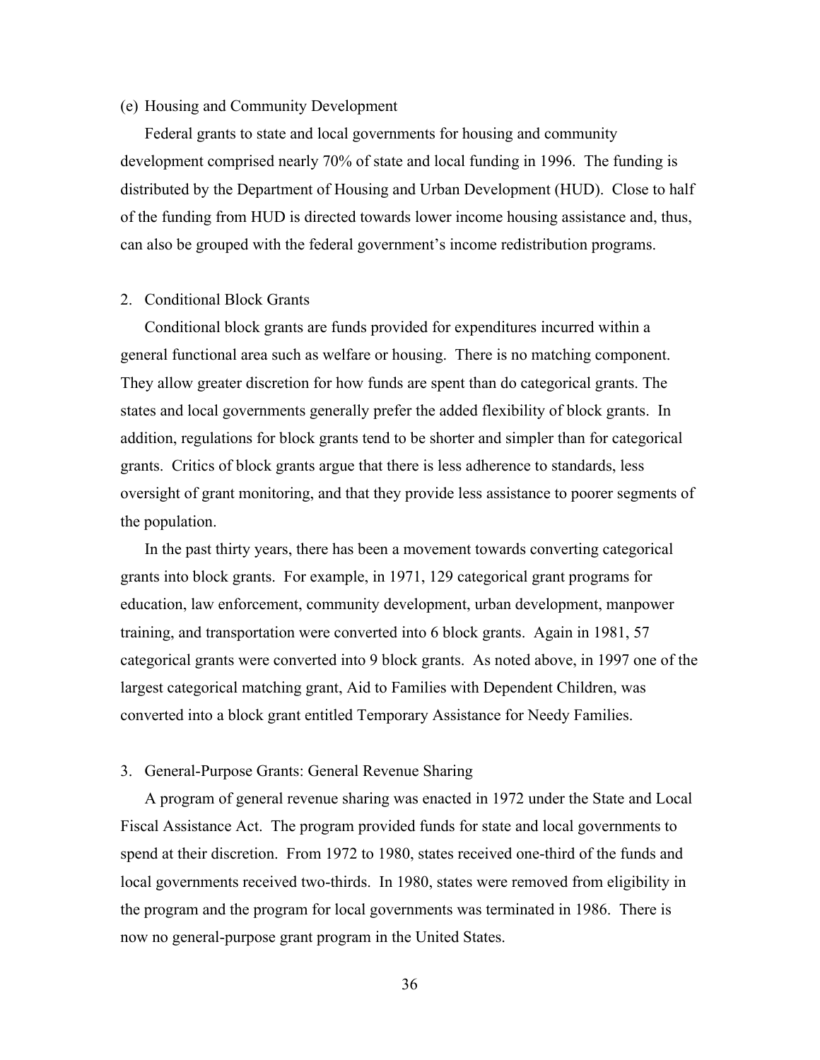(e) Housing and Community Development

Federal grants to state and local governments for housing and community development comprised nearly 70% of state and local funding in 1996. The funding is distributed by the Department of Housing and Urban Development (HUD). Close to half of the funding from HUD is directed towards lower income housing assistance and, thus, can also be grouped with the federal government's income redistribution programs.

2. Conditional Block Grants

Conditional block grants are funds provided for expenditures incurred within a general functional area such as welfare or housing. There is no matching component. They allow greater discretion for how funds are spent than do categorical grants. The states and local governments generally prefer the added flexibility of block grants. In addition, regulations for block grants tend to be shorter and simpler than for categorical grants. Critics of block grants argue that there is less adherence to standards, less oversight of grant monitoring, and that they provide less assistance to poorer segments of the population.

In the past thirty years, there has been a movement towards converting categorical grants into block grants. For example, in 1971, 129 categorical grant programs for education, law enforcement, community development, urban development, manpower training, and transportation were converted into 6 block grants. Again in 1981, 57 categorical grants were converted into 9 block grants. As noted above, in 1997 one of the largest categorical matching grant, Aid to Families with Dependent Children, was converted into a block grant entitled Temporary Assistance for Needy Families.

3. General-Purpose Grants: General Revenue Sharing

A program of general revenue sharing was enacted in 1972 under the State and Local Fiscal Assistance Act. The program provided funds for state and local governments to spend at their discretion. From 1972 to 1980, states received one-third of the funds and local governments received two-thirds. In 1980, states were removed from eligibility in the program and the program for local governments was terminated in 1986. There is now no general-purpose grant program in the United States.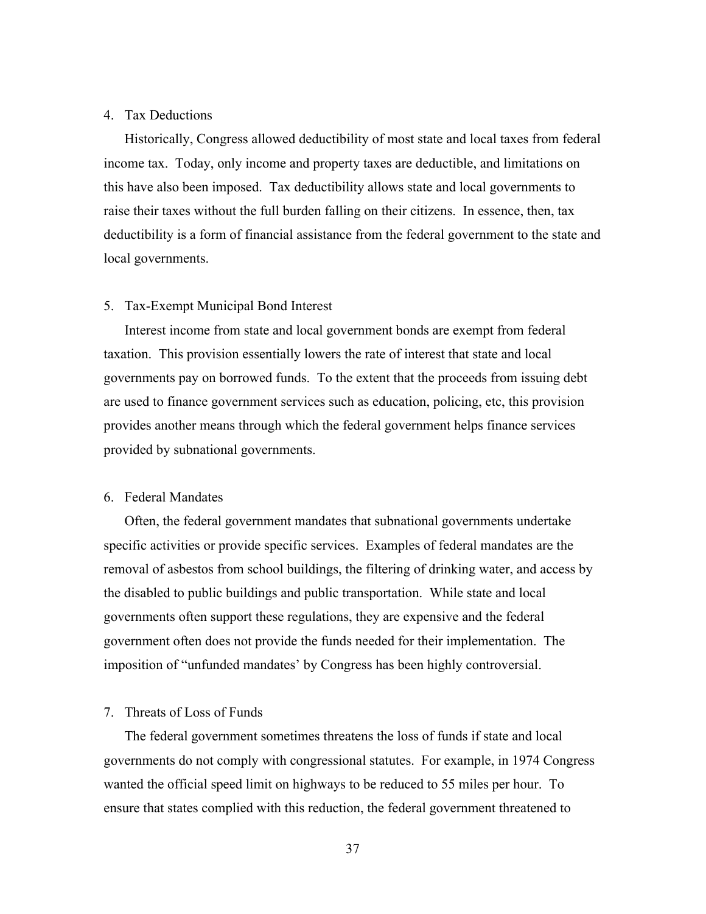4. Tax Deductions

Historically, Congress allowed deductibility of most state and local taxes from federal income tax. Today, only income and property taxes are deductible, and limitations on this have also been imposed. Tax deductibility allows state and local governments to raise their taxes without the full burden falling on their citizens. In essence, then, tax deductibility is a form of financial assistance from the federal government to the state and local governments.

5. Tax-Exempt Municipal Bond Interest

Interest income from state and local government bonds are exempt from federal taxation. This provision essentially lowers the rate of interest that state and local governments pay on borrowed funds. To the extent that the proceeds from issuing debt are used to finance government services such as education, policing, etc, this provision provides another means through which the federal government helps finance services provided by subnational governments.

6. Federal Mandates

Often, the federal government mandates that subnational governments undertake specific activities or provide specific services. Examples of federal mandates are the removal of asbestos from school buildings, the filtering of drinking water, and access by the disabled to public buildings and public transportation. While state and local governments often support these regulations, they are expensive and the federal government often does not provide the funds needed for their implementation. The imposition of "unfunded mandates' by Congress has been highly controversial.

7. Threats of Loss of Funds

The federal government sometimes threatens the loss of funds if state and local governments do not comply with congressional statutes. For example, in 1974 Congress wanted the official speed limit on highways to be reduced to 55 miles per hour. To ensure that states complied with this reduction, the federal government threatened to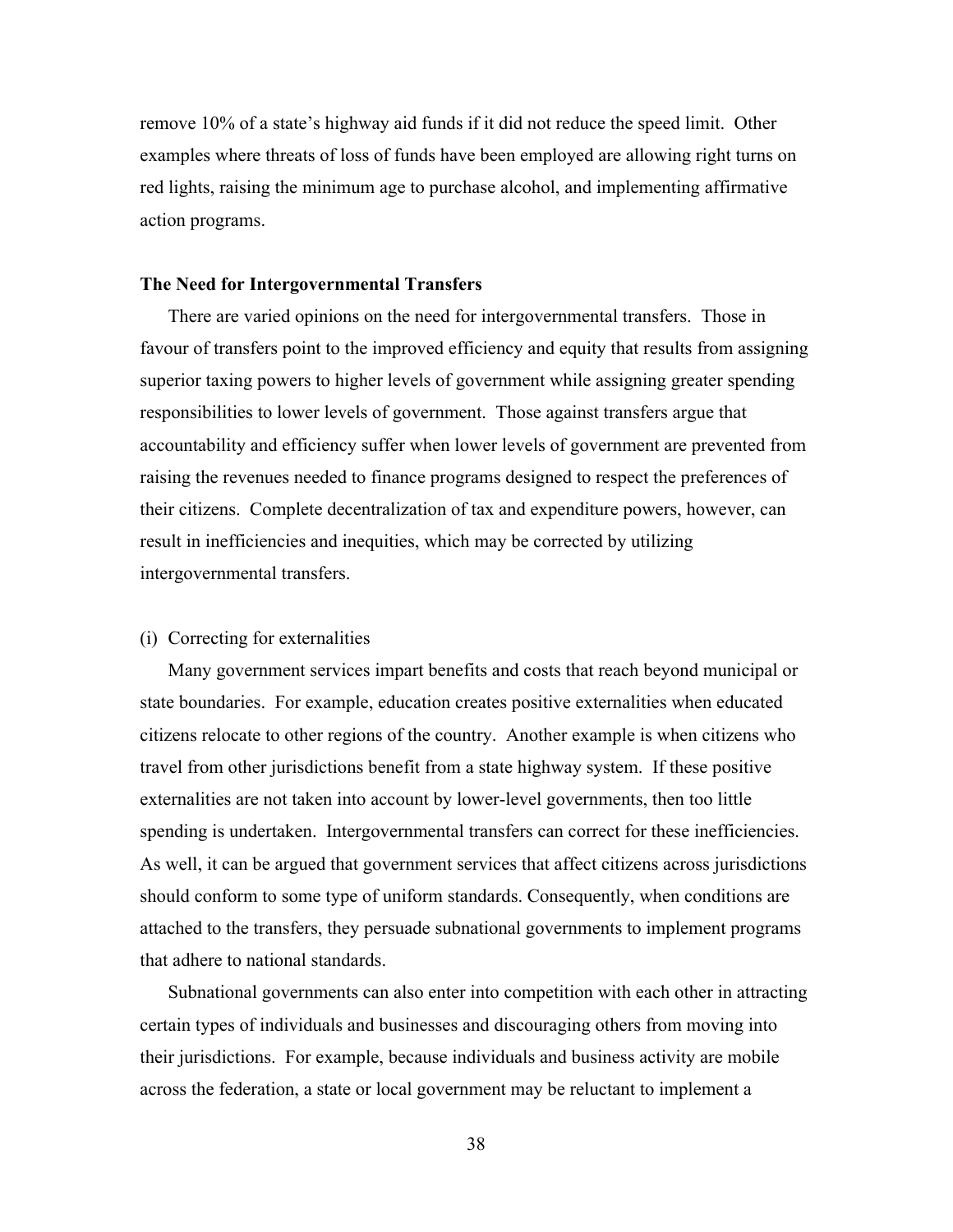remove 10% of a state's highway aid funds if it did not reduce the speed limit. Other examples where threats of loss of funds have been employed are allowing right turns on red lights, raising the minimum age to purchase alcohol, and implementing affirmative action programs.

### The Need for Intergovernmental Transfers

There are varied opinions on the need for intergovernmental transfers. Those in favour of transfers point to the improved efficiency and equity that results from assigning superior taxing powers to higher levels of government while assigning greater spending responsibilities to lower levels of government. Those against transfers argue that accountability and efficiency suffer when lower levels of government are prevented from raising the revenues needed to finance programs designed to respect the preferences of their citizens. Complete decentralization of tax and expenditure powers, however, can result in inefficiencies and inequities, which may be corrected by utilizing intergovernmental transfers.

(i) Correcting for externalities

Many government services impart benefits and costs that reach beyond municipal or state boundaries. For example, education creates positive externalities when educated citizens relocate to other regions of the country. Another example is when citizens who travel from other jurisdictions benefit from a state highway system. If these positive externalities are not taken into account by lower-level governments, then too little spending is undertaken. Intergovernmental transfers can correct for these inefficiencies. As well, it can be argued that government services that affect citizens across jurisdictions should conform to some type of uniform standards. Consequently, when conditions are attached to the transfers, they persuade subnational governments to implement programs that adhere to national standards.

Subnational governments can also enter into competition with each other in attracting certain types of individuals and businesses and discouraging others from moving into their jurisdictions. For example, because individuals and business activity are mobile across the federation, a state or local government may be reluctant to implement a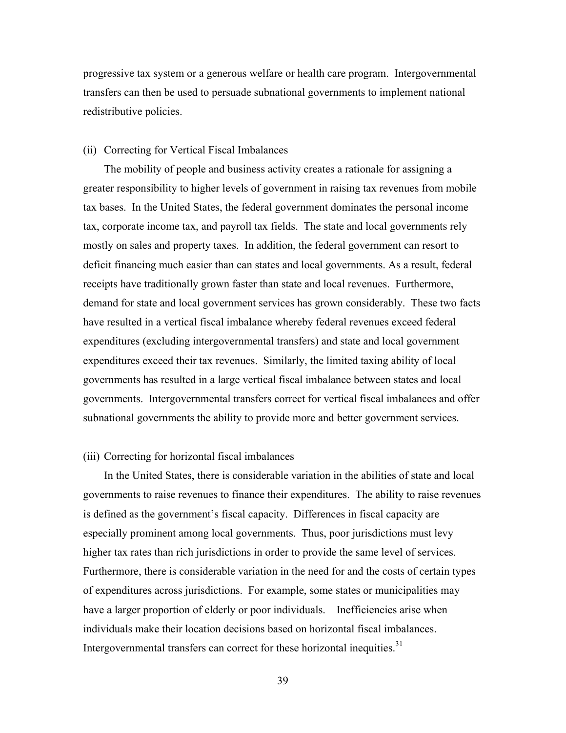progressive tax system or a generous welfare or health care program. Intergovernmental transfers can then be used to persuade subnational governments to implement national redistributive policies.

(ii) Correcting for Vertical Fiscal Imbalances

The mobility of people and business activity creates a rationale for assigning a greater responsibility to higher levels of government in raising tax revenues from mobile tax bases. In the United States, the federal government dominates the personal income tax, corporate income tax, and payroll tax fields. The state and local governments rely mostly on sales and property taxes. In addition, the federal government can resort to deficit financing much easier than can states and local governments. As a result, federal receipts have traditionally grown faster than state and local revenues. Furthermore, demand for state and local government services has grown considerably. These two facts have resulted in a vertical fiscal imbalance whereby federal revenues exceed federal expenditures (excluding intergovernmental transfers) and state and local government expenditures exceed their tax revenues. Similarly, the limited taxing ability of local governments has resulted in a large vertical fiscal imbalance between states and local governments. Intergovernmental transfers correct for vertical fiscal imbalances and offer subnational governments the ability to provide more and better government services.

(iii) Correcting for horizontal fiscal imbalances

In the United States, there is considerable variation in the abilities of state and local governments to raise revenues to finance their expenditures. The ability to raise revenues is defined as the government's fiscal capacity. Differences in fiscal capacity are especially prominent among local governments. Thus, poor jurisdictions must levy higher tax rates than rich jurisdictions in order to provide the same level of services. Furthermore, there is considerable variation in the need for and the costs of certain types of expenditures across jurisdictions. For example, some states or municipalities may have a larger proportion of elderly or poor individuals. Inefficiencies arise when individuals make their location decisions based on horizontal fiscal imbalances. Intergovernmental transfers can correct for these horizontal inequities.[31]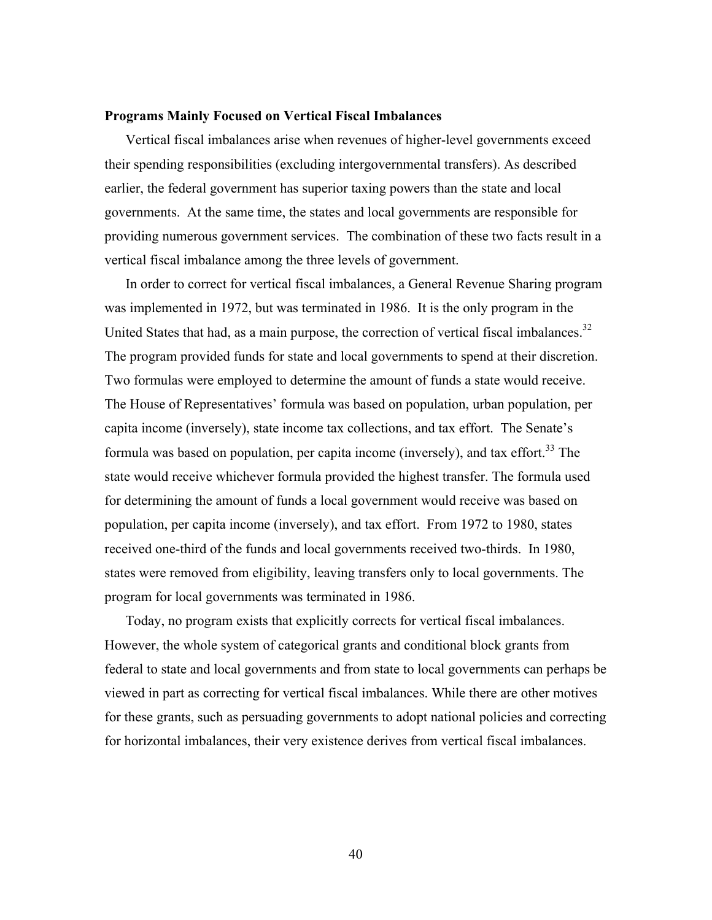### Programs Mainly Focused on Vertical Fiscal Imbalances

Vertical fiscal imbalances arise when revenues of higher-level governments exceed their spending responsibilities (excluding intergovernmental transfers). As described earlier, the federal government has superior taxing powers than the state and local governments. At the same time, the states and local governments are responsible for providing numerous government services. The combination of these two facts result in a vertical fiscal imbalance among the three levels of government.

In order to correct for vertical fiscal imbalances, a General Revenue Sharing program was implemented in 1972, but was terminated in 1986. It is the only program in the United States that had, as a main purpose, the correction of vertical fiscal imbalances.[32] The program provided funds for state and local governments to spend at their discretion. Two formulas were employed to determine the amount of funds a state would receive. The House of Representatives' formula was based on population, urban population, per capita income (inversely), state income tax collections, and tax effort. The Senate's formula was based on population, per capita income (inversely), and tax effort.[33] The state would receive whichever formula provided the highest transfer. The formula used for determining the amount of funds a local government would receive was based on population, per capita income (inversely), and tax effort. From 1972 to 1980, states received one-third of the funds and local governments received two-thirds. In 1980, states were removed from eligibility, leaving transfers only to local governments. The program for local governments was terminated in 1986.

Today, no program exists that explicitly corrects for vertical fiscal imbalances. However, the whole system of categorical grants and conditional block grants from federal to state and local governments and from state to local governments can perhaps be viewed in part as correcting for vertical fiscal imbalances. While there are other motives for these grants, such as persuading governments to adopt national policies and correcting for horizontal imbalances, their very existence derives from vertical fiscal imbalances.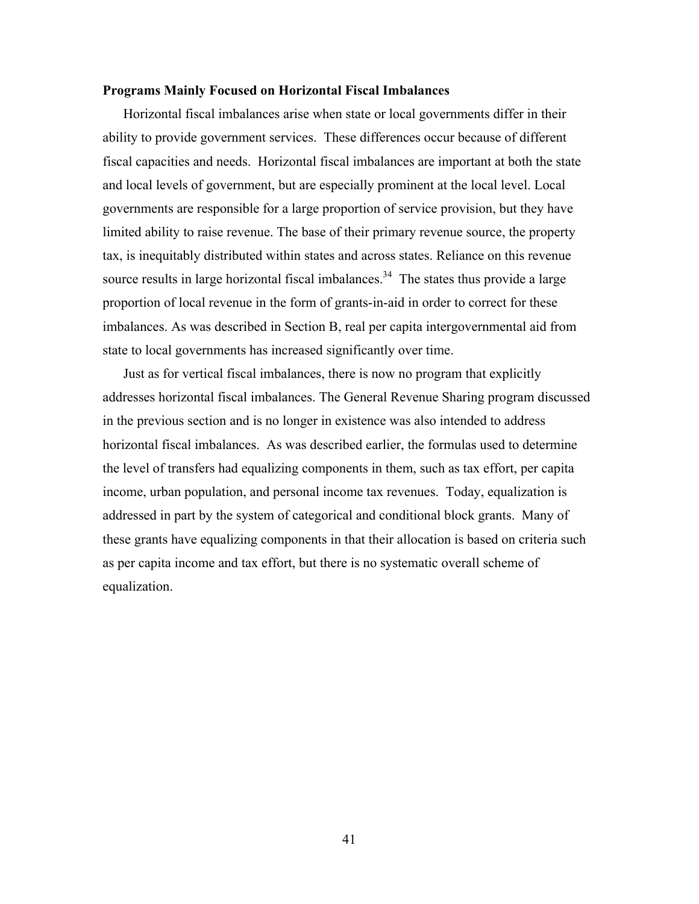**Programs Mainly Focused on Horizontal Fiscal Imbalances**

Horizontal fiscal imbalances arise when state or local governments differ in their ability to provide government services. These differences occur because of different fiscal capacities and needs. Horizontal fiscal imbalances are important at both the state and local levels of government, but are especially prominent at the local level. Local governments are responsible for a large proportion of service provision, but they have limited ability to raise revenue. The base of their primary revenue source, the property tax, is inequitably distributed within states and across states. Reliance on this revenue source results in large horizontal fiscal imbalances.[34] The states thus provide a large proportion of local revenue in the form of grants-in-aid in order to correct for these imbalances. As was described in Section B, real per capita intergovernmental aid from state to local governments has increased significantly over time.

Just as for vertical fiscal imbalances, there is now no program that explicitly addresses horizontal fiscal imbalances. The General Revenue Sharing program discussed in the previous section and is no longer in existence was also intended to address horizontal fiscal imbalances. As was described earlier, the formulas used to determine the level of transfers had equalizing components in them, such as tax effort, per capita income, urban population, and personal income tax revenues. Today, equalization is addressed in part by the system of categorical and conditional block grants. Many of these grants have equalizing components in that their allocation is based on criteria such as per capita income and tax effort, but there is no systematic overall scheme of equalization.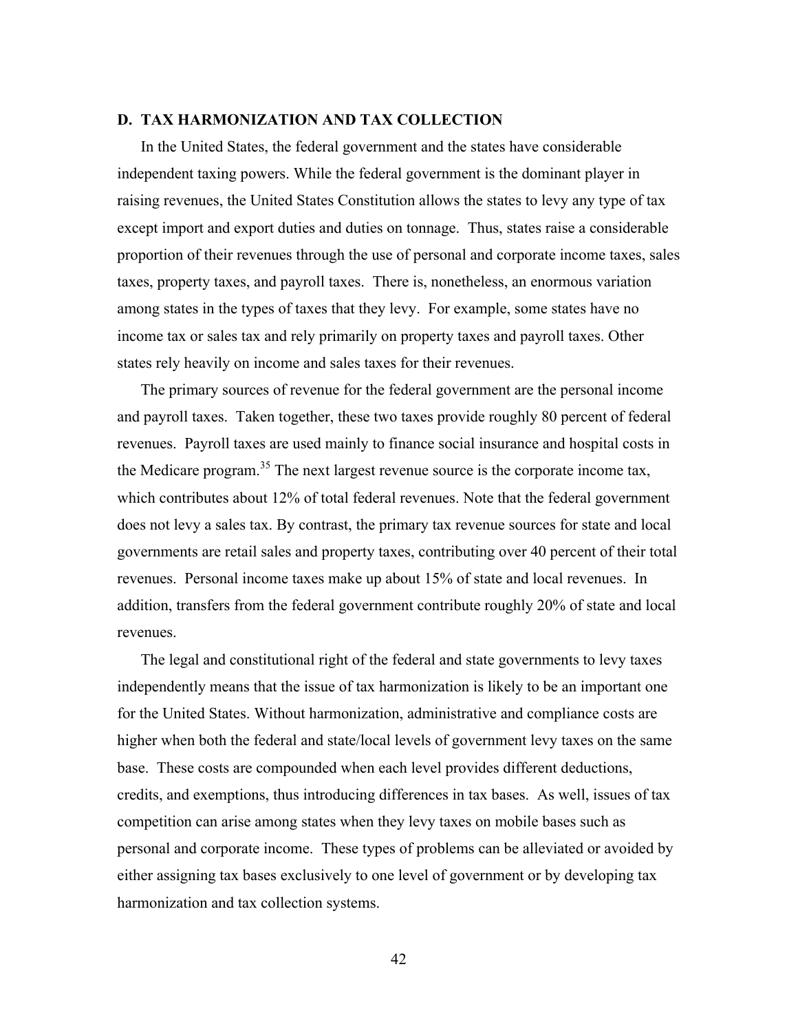## D. TAX HARMONIZATION AND TAX COLLECTION

In the United States, the federal government and the states have considerable independent taxing powers. While the federal government is the dominant player in raising revenues, the United States Constitution allows the states to levy any type of tax except import and export duties and duties on tonnage. Thus, states raise a considerable proportion of their revenues through the use of personal and corporate income taxes, sales taxes, property taxes, and payroll taxes. There is, nonetheless, an enormous variation among states in the types of taxes that they levy. For example, some states have no income tax or sales tax and rely primarily on property taxes and payroll taxes. Other states rely heavily on income and sales taxes for their revenues.

The primary sources of revenue for the federal government are the personal income and payroll taxes. Taken together, these two taxes provide roughly 80 percent of federal revenues. Payroll taxes are used mainly to finance social insurance and hospital costs in the Medicare program.[35] The next largest revenue source is the corporate income tax, which contributes about 12% of total federal revenues. Note that the federal government does not levy a sales tax. By contrast, the primary tax revenue sources for state and local governments are retail sales and property taxes, contributing over 40 percent of their total revenues. Personal income taxes make up about 15% of state and local revenues. In addition, transfers from the federal government contribute roughly 20% of state and local revenues.

The legal and constitutional right of the federal and state governments to levy taxes independently means that the issue of tax harmonization is likely to be an important one for the United States. Without harmonization, administrative and compliance costs are higher when both the federal and state/local levels of government levy taxes on the same base. These costs are compounded when each level provides different deductions, credits, and exemptions, thus introducing differences in tax bases. As well, issues of tax competition can arise among states when they levy taxes on mobile bases such as personal and corporate income. These types of problems can be alleviated or avoided by either assigning tax bases exclusively to one level of government or by developing tax harmonization and tax collection systems.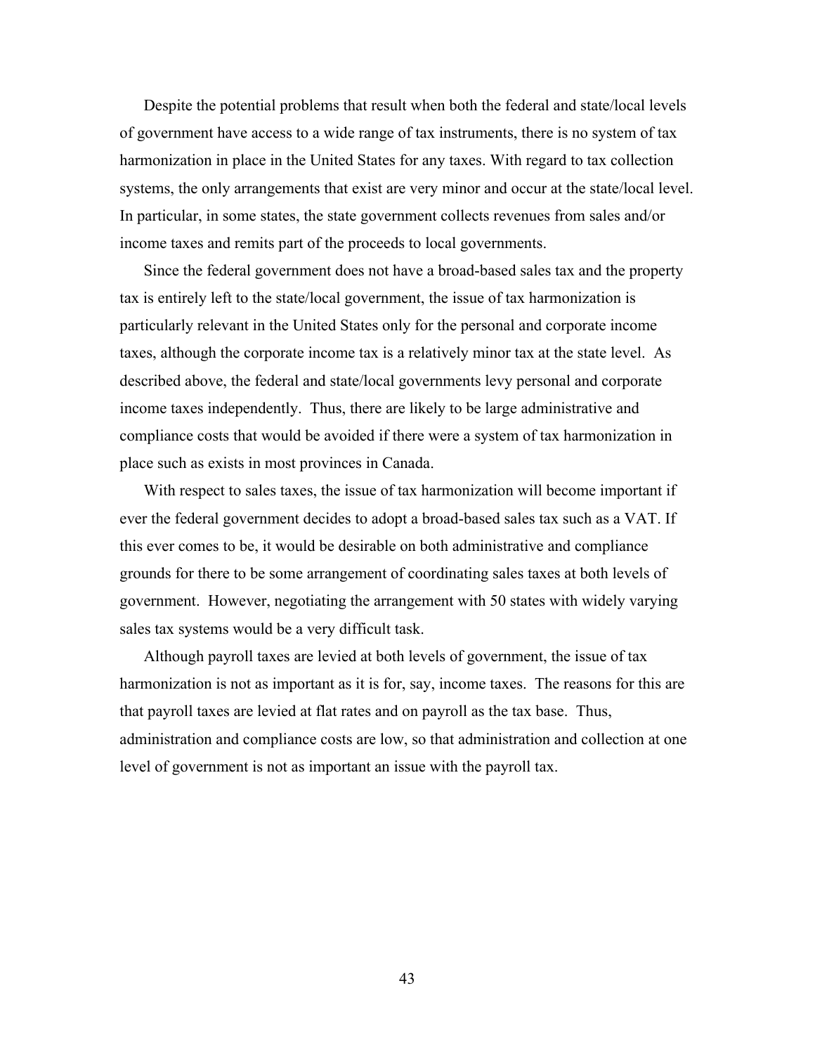Despite the potential problems that result when both the federal and state/local levels of government have access to a wide range of tax instruments, there is no system of tax harmonization in place in the United States for any taxes. With regard to tax collection systems, the only arrangements that exist are very minor and occur at the state/local level. In particular, in some states, the state government collects revenues from sales and/or income taxes and remits part of the proceeds to local governments.

Since the federal government does not have a broad-based sales tax and the property tax is entirely left to the state/local government, the issue of tax harmonization is particularly relevant in the United States only for the personal and corporate income taxes, although the corporate income tax is a relatively minor tax at the state level. As described above, the federal and state/local governments levy personal and corporate income taxes independently. Thus, there are likely to be large administrative and compliance costs that would be avoided if there were a system of tax harmonization in place such as exists in most provinces in Canada.

With respect to sales taxes, the issue of tax harmonization will become important if ever the federal government decides to adopt a broad-based sales tax such as a VAT. If this ever comes to be, it would be desirable on both administrative and compliance grounds for there to be some arrangement of coordinating sales taxes at both levels of government. However, negotiating the arrangement with 50 states with widely varying sales tax systems would be a very difficult task.

Although payroll taxes are levied at both levels of government, the issue of tax harmonization is not as important as it is for, say, income taxes. The reasons for this are that payroll taxes are levied at flat rates and on payroll as the tax base. Thus, administration and compliance costs are low, so that administration and collection at one level of government is not as important an issue with the payroll tax.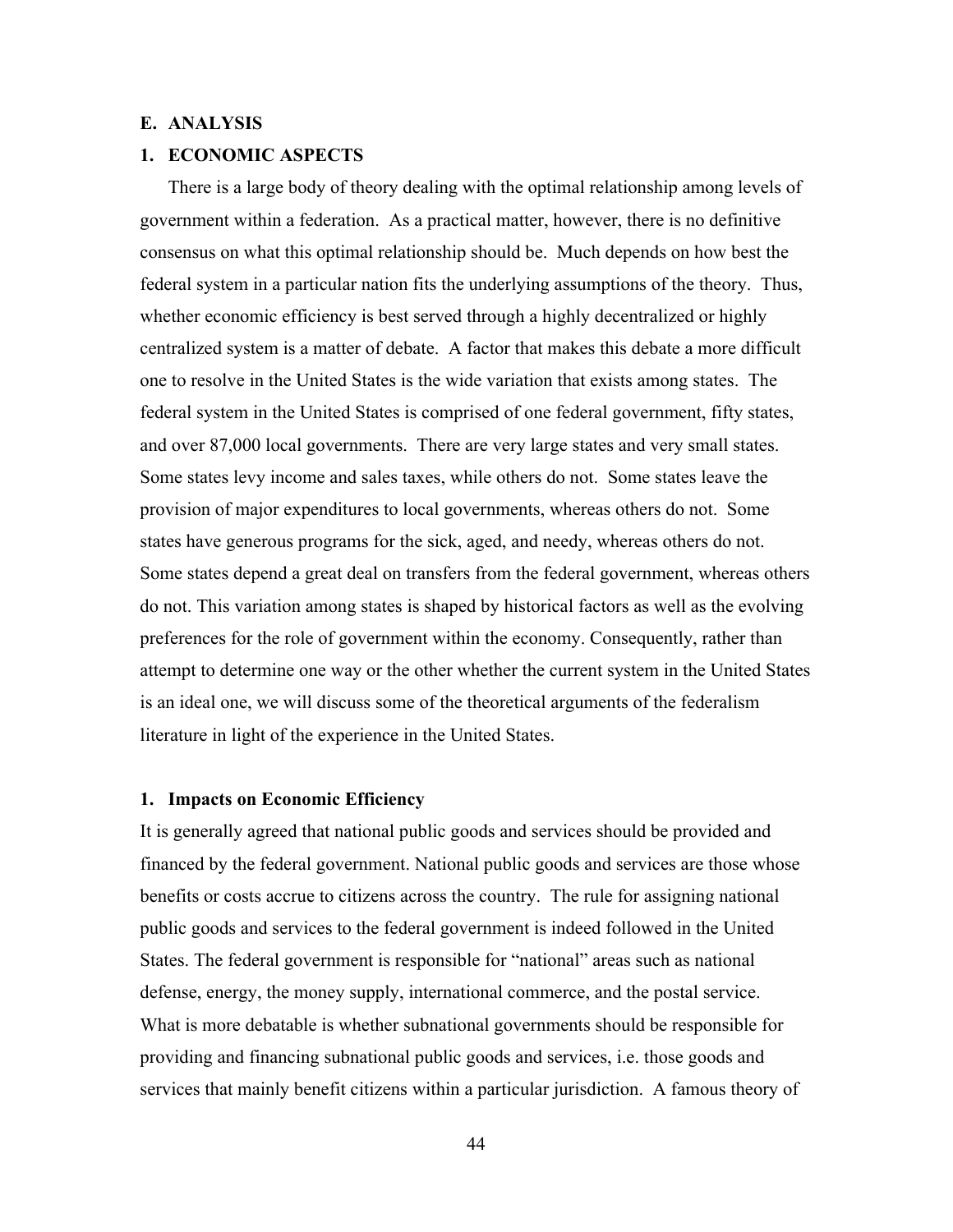## E. ANALYSIS

## 1. ECONOMIC ASPECTS

There is a large body of theory dealing with the optimal relationship among levels of government within a federation. As a practical matter, however, there is no definitive consensus on what this optimal relationship should be. Much depends on how best the federal system in a particular nation fits the underlying assumptions of the theory. Thus, whether economic efficiency is best served through a highly decentralized or highly centralized system is a matter of debate. A factor that makes this debate a more difficult one to resolve in the United States is the wide variation that exists among states. The federal system in the United States is comprised of one federal government, fifty states, and over 87,000 local governments. There are very large states and very small states. Some states levy income and sales taxes, while others do not. Some states leave the provision of major expenditures to local governments, whereas others do not. Some states have generous programs for the sick, aged, and needy, whereas others do not. Some states depend a great deal on transfers from the federal government, whereas others do not. This variation among states is shaped by historical factors as well as the evolving preferences for the role of government within the economy. Consequently, rather than attempt to determine one way or the other whether the current system in the United States is an ideal one, we will discuss some of the theoretical arguments of the federalism literature in light of the experience in the United States.

### 1. Impacts on Economic Efficiency

It is generally agreed that national public goods and services should be provided and financed by the federal government. National public goods and services are those whose benefits or costs accrue to citizens across the country. The rule for assigning national public goods and services to the federal government is indeed followed in the United States. The federal government is responsible for "national" areas such as national defense, energy, the money supply, international commerce, and the postal service. What is more debatable is whether subnational governments should be responsible for providing and financing subnational public goods and services, i.e. those goods and services that mainly benefit citizens within a particular jurisdiction. A famous theory of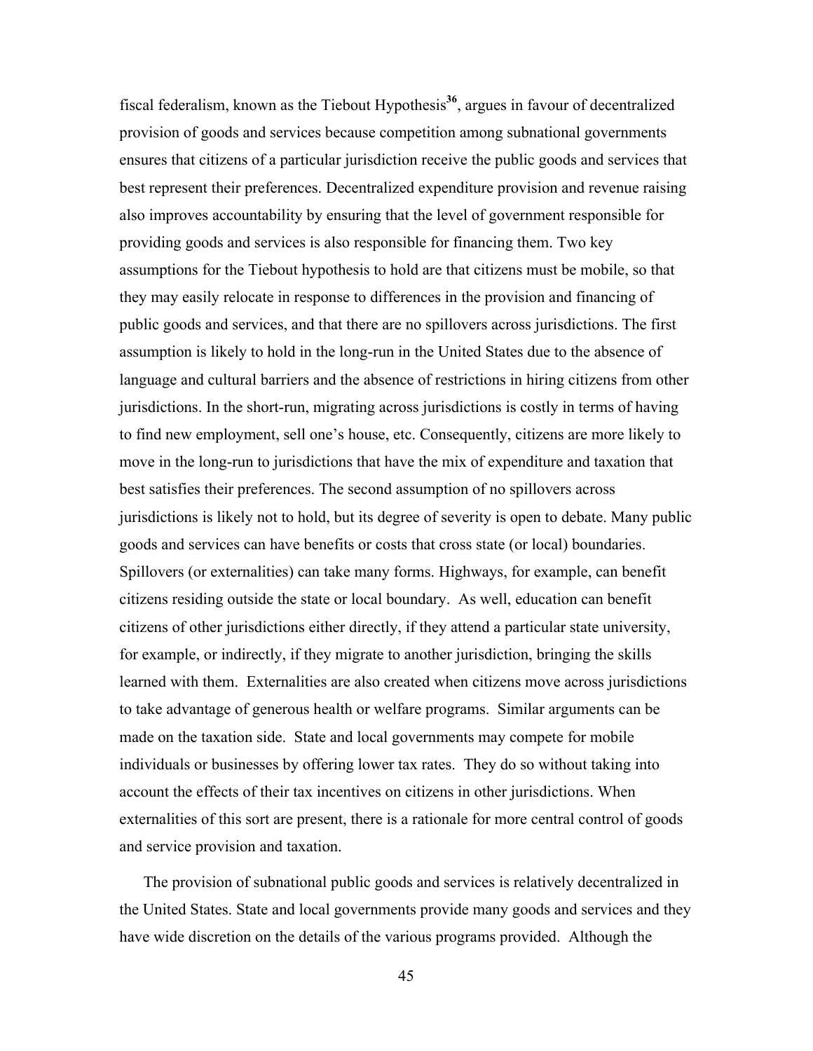fiscal federalism, known as the Tiebout Hypothesis[36], argues in favour of decentralized provision of goods and services because competition among subnational governments ensures that citizens of a particular jurisdiction receive the public goods and services that best represent their preferences. Decentralized expenditure provision and revenue raising also improves accountability by ensuring that the level of government responsible for providing goods and services is also responsible for financing them. Two key assumptions for the Tiebout hypothesis to hold are that citizens must be mobile, so that they may easily relocate in response to differences in the provision and financing of public goods and services, and that there are no spillovers across jurisdictions. The first assumption is likely to hold in the long-run in the United States due to the absence of language and cultural barriers and the absence of restrictions in hiring citizens from other jurisdictions. In the short-run, migrating across jurisdictions is costly in terms of having to find new employment, sell one's house, etc. Consequently, citizens are more likely to move in the long-run to jurisdictions that have the mix of expenditure and taxation that best satisfies their preferences. The second assumption of no spillovers across jurisdictions is likely not to hold, but its degree of severity is open to debate. Many public goods and services can have benefits or costs that cross state (or local) boundaries. Spillovers (or externalities) can take many forms. Highways, for example, can benefit citizens residing outside the state or local boundary. As well, education can benefit citizens of other jurisdictions either directly, if they attend a particular state university, for example, or indirectly, if they migrate to another jurisdiction, bringing the skills learned with them. Externalities are also created when citizens move across jurisdictions to take advantage of generous health or welfare programs. Similar arguments can be made on the taxation side. State and local governments may compete for mobile individuals or businesses by offering lower tax rates. They do so without taking into account the effects of their tax incentives on citizens in other jurisdictions. When externalities of this sort are present, there is a rationale for more central control of goods and service provision and taxation.

The provision of subnational public goods and services is relatively decentralized in the United States. State and local governments provide many goods and services and they have wide discretion on the details of the various programs provided. Although the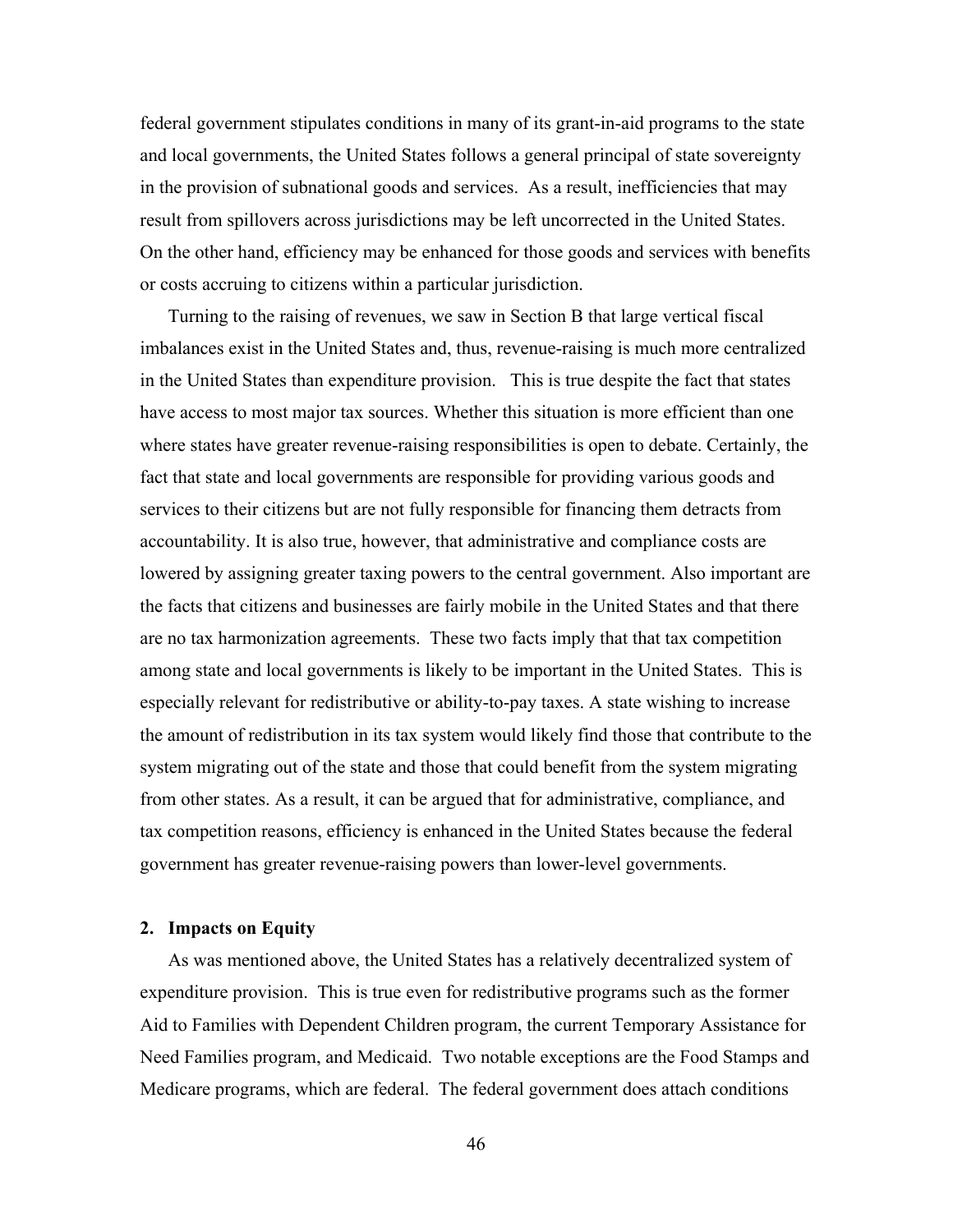federal government stipulates conditions in many of its grant-in-aid programs to the state and local governments, the United States follows a general principal of state sovereignty in the provision of subnational goods and services. As a result, inefficiencies that may result from spillovers across jurisdictions may be left uncorrected in the United States. On the other hand, efficiency may be enhanced for those goods and services with benefits or costs accruing to citizens within a particular jurisdiction.

Turning to the raising of revenues, we saw in Section B that large vertical fiscal imbalances exist in the United States and, thus, revenue-raising is much more centralized in the United States than expenditure provision. This is true despite the fact that states have access to most major tax sources. Whether this situation is more efficient than one where states have greater revenue-raising responsibilities is open to debate. Certainly, the fact that state and local governments are responsible for providing various goods and services to their citizens but are not fully responsible for financing them detracts from accountability. It is also true, however, that administrative and compliance costs are lowered by assigning greater taxing powers to the central government. Also important are the facts that citizens and businesses are fairly mobile in the United States and that there are no tax harmonization agreements. These two facts imply that that tax competition among state and local governments is likely to be important in the United States. This is especially relevant for redistributive or ability-to-pay taxes. A state wishing to increase the amount of redistribution in its tax system would likely find those that contribute to the system migrating out of the state and those that could benefit from the system migrating from other states. As a result, it can be argued that for administrative, compliance, and tax competition reasons, efficiency is enhanced in the United States because the federal government has greater revenue-raising powers than lower-level governments.

### 2. Impacts on Equity

As was mentioned above, the United States has a relatively decentralized system of expenditure provision. This is true even for redistributive programs such as the former Aid to Families with Dependent Children program, the current Temporary Assistance for Need Families program, and Medicaid. Two notable exceptions are the Food Stamps and Medicare programs, which are federal. The federal government does attach conditions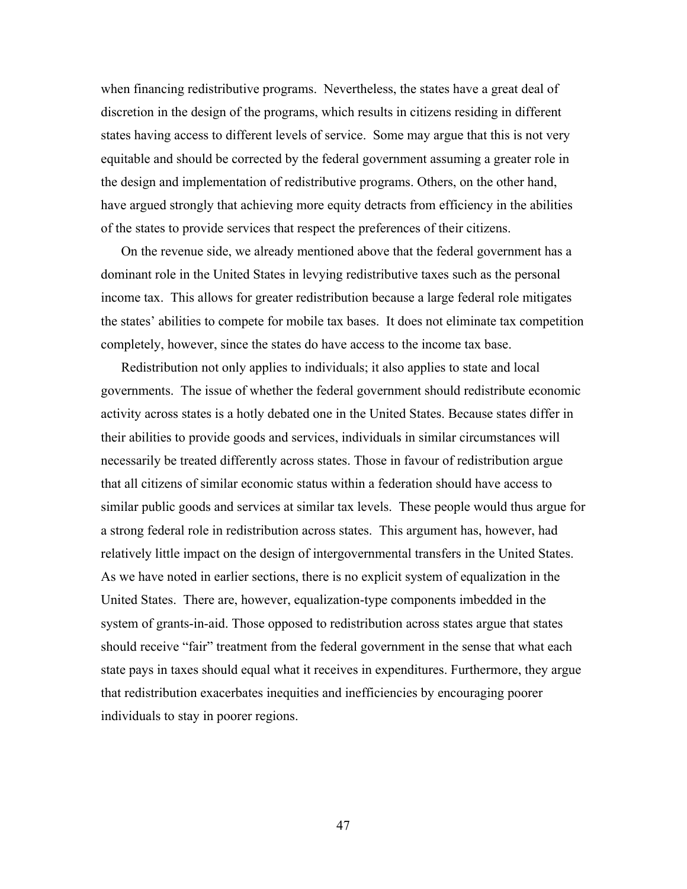when financing redistributive programs. Nevertheless, the states have a great deal of discretion in the design of the programs, which results in citizens residing in different states having access to different levels of service. Some may argue that this is not very equitable and should be corrected by the federal government assuming a greater role in the design and implementation of redistributive programs. Others, on the other hand, have argued strongly that achieving more equity detracts from efficiency in the abilities of the states to provide services that respect the preferences of their citizens.

On the revenue side, we already mentioned above that the federal government has a dominant role in the United States in levying redistributive taxes such as the personal income tax. This allows for greater redistribution because a large federal role mitigates the states' abilities to compete for mobile tax bases. It does not eliminate tax competition completely, however, since the states do have access to the income tax base.

Redistribution not only applies to individuals; it also applies to state and local governments. The issue of whether the federal government should redistribute economic activity across states is a hotly debated one in the United States. Because states differ in their abilities to provide goods and services, individuals in similar circumstances will necessarily be treated differently across states. Those in favour of redistribution argue that all citizens of similar economic status within a federation should have access to similar public goods and services at similar tax levels. These people would thus argue for a strong federal role in redistribution across states. This argument has, however, had relatively little impact on the design of intergovernmental transfers in the United States. As we have noted in earlier sections, there is no explicit system of equalization in the United States. There are, however, equalization-type components imbedded in the system of grants-in-aid. Those opposed to redistribution across states argue that states should receive "fair" treatment from the federal government in the sense that what each state pays in taxes should equal what it receives in expenditures. Furthermore, they argue that redistribution exacerbates inequities and inefficiencies by encouraging poorer individuals to stay in poorer regions.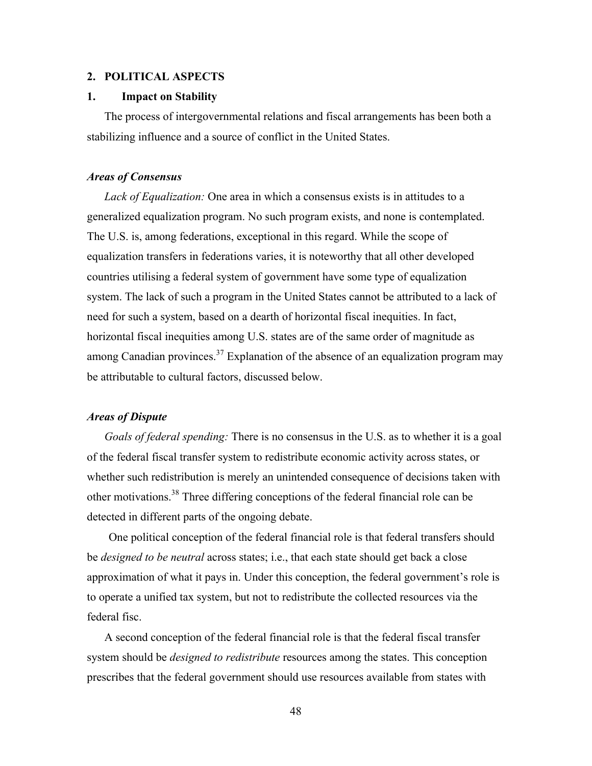## 2. POLITICAL ASPECTS

### 1. Impact on Stability

The process of intergovernmental relations and fiscal arrangements has been both a stabilizing influence and a source of conflict in the United States.

#### *Areas of Consensus*

*Lack of Equalization:* One area in which a consensus exists is in attitudes to a generalized equalization program. No such program exists, and none is contemplated. The U.S. is, among federations, exceptional in this regard. While the scope of equalization transfers in federations varies, it is noteworthy that all other developed countries utilising a federal system of government have some type of equalization system. The lack of such a program in the United States cannot be attributed to a lack of need for such a system, based on a dearth of horizontal fiscal inequities. In fact, horizontal fiscal inequities among U.S. states are of the same order of magnitude as among Canadian provinces.[37] Explanation of the absence of an equalization program may be attributable to cultural factors, discussed below.

#### *Areas of Dispute*

*Goals of federal spending:* There is no consensus in the U.S. as to whether it is a goal of the federal fiscal transfer system to redistribute economic activity across states, or whether such redistribution is merely an unintended consequence of decisions taken with other motivations.[38] Three differing conceptions of the federal financial role can be detected in different parts of the ongoing debate.

One political conception of the federal financial role is that federal transfers should be *designed to be neutral* across states; i.e., that each state should get back a close approximation of what it pays in. Under this conception, the federal government's role is to operate a unified tax system, but not to redistribute the collected resources via the federal fisc.

A second conception of the federal financial role is that the federal fiscal transfer system should be *designed to redistribute* resources among the states. This conception prescribes that the federal government should use resources available from states with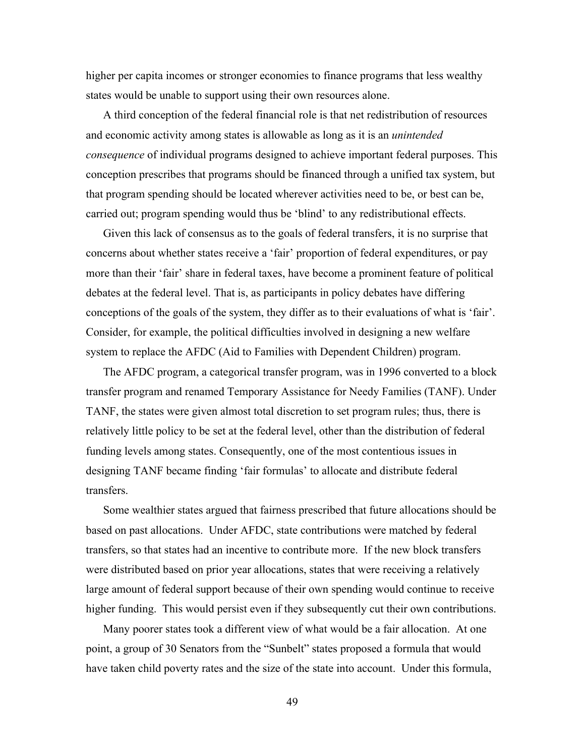higher per capita incomes or stronger economies to finance programs that less wealthy states would be unable to support using their own resources alone.

A third conception of the federal financial role is that net redistribution of resources and economic activity among states is allowable as long as it is an *unintended consequence* of individual programs designed to achieve important federal purposes. This conception prescribes that programs should be financed through a unified tax system, but that program spending should be located wherever activities need to be, or best can be, carried out; program spending would thus be 'blind' to any redistributional effects.

Given this lack of consensus as to the goals of federal transfers, it is no surprise that concerns about whether states receive a 'fair' proportion of federal expenditures, or pay more than their 'fair' share in federal taxes, have become a prominent feature of political debates at the federal level. That is, as participants in policy debates have differing conceptions of the goals of the system, they differ as to their evaluations of what is 'fair'. Consider, for example, the political difficulties involved in designing a new welfare system to replace the AFDC (Aid to Families with Dependent Children) program.

The AFDC program, a categorical transfer program, was in 1996 converted to a block transfer program and renamed Temporary Assistance for Needy Families (TANF). Under TANF, the states were given almost total discretion to set program rules; thus, there is relatively little policy to be set at the federal level, other than the distribution of federal funding levels among states. Consequently, one of the most contentious issues in designing TANF became finding 'fair formulas' to allocate and distribute federal transfers.

Some wealthier states argued that fairness prescribed that future allocations should be based on past allocations. Under AFDC, state contributions were matched by federal transfers, so that states had an incentive to contribute more. If the new block transfers were distributed based on prior year allocations, states that were receiving a relatively large amount of federal support because of their own spending would continue to receive higher funding. This would persist even if they subsequently cut their own contributions.

Many poorer states took a different view of what would be a fair allocation. At one point, a group of 30 Senators from the "Sunbelt" states proposed a formula that would have taken child poverty rates and the size of the state into account. Under this formula,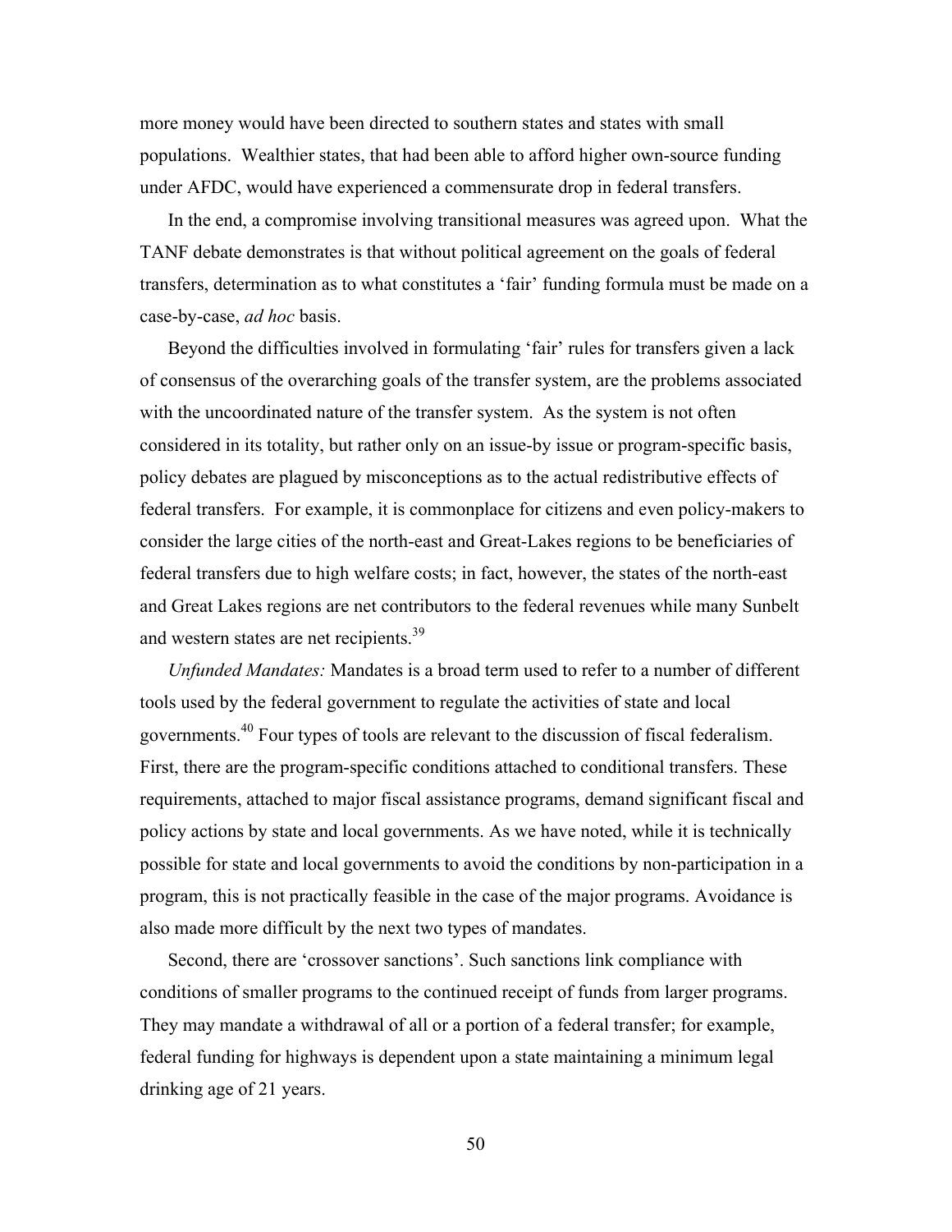more money would have been directed to southern states and states with small populations. Wealthier states, that had been able to afford higher own-source funding under AFDC, would have experienced a commensurate drop in federal transfers.

In the end, a compromise involving transitional measures was agreed upon. What the TANF debate demonstrates is that without political agreement on the goals of federal transfers, determination as to what constitutes a 'fair' funding formula must be made on a case-by-case, *ad hoc* basis.

Beyond the difficulties involved in formulating 'fair' rules for transfers given a lack of consensus of the overarching goals of the transfer system, are the problems associated with the uncoordinated nature of the transfer system. As the system is not often considered in its totality, but rather only on an issue-by issue or program-specific basis, policy debates are plagued by misconceptions as to the actual redistributive effects of federal transfers. For example, it is commonplace for citizens and even policy-makers to consider the large cities of the north-east and Great-Lakes regions to be beneficiaries of federal transfers due to high welfare costs; in fact, however, the states of the north-east and Great Lakes regions are net contributors to the federal revenues while many Sunbelt and western states are net recipients.[39]

*Unfunded Mandates:* Mandates is a broad term used to refer to a number of different tools used by the federal government to regulate the activities of state and local governments.[40] Four types of tools are relevant to the discussion of fiscal federalism. First, there are the program-specific conditions attached to conditional transfers. These requirements, attached to major fiscal assistance programs, demand significant fiscal and policy actions by state and local governments. As we have noted, while it is technically possible for state and local governments to avoid the conditions by non-participation in a program, this is not practically feasible in the case of the major programs. Avoidance is also made more difficult by the next two types of mandates.

Second, there are 'crossover sanctions'. Such sanctions link compliance with conditions of smaller programs to the continued receipt of funds from larger programs. They may mandate a withdrawal of all or a portion of a federal transfer; for example, federal funding for highways is dependent upon a state maintaining a minimum legal drinking age of 21 years.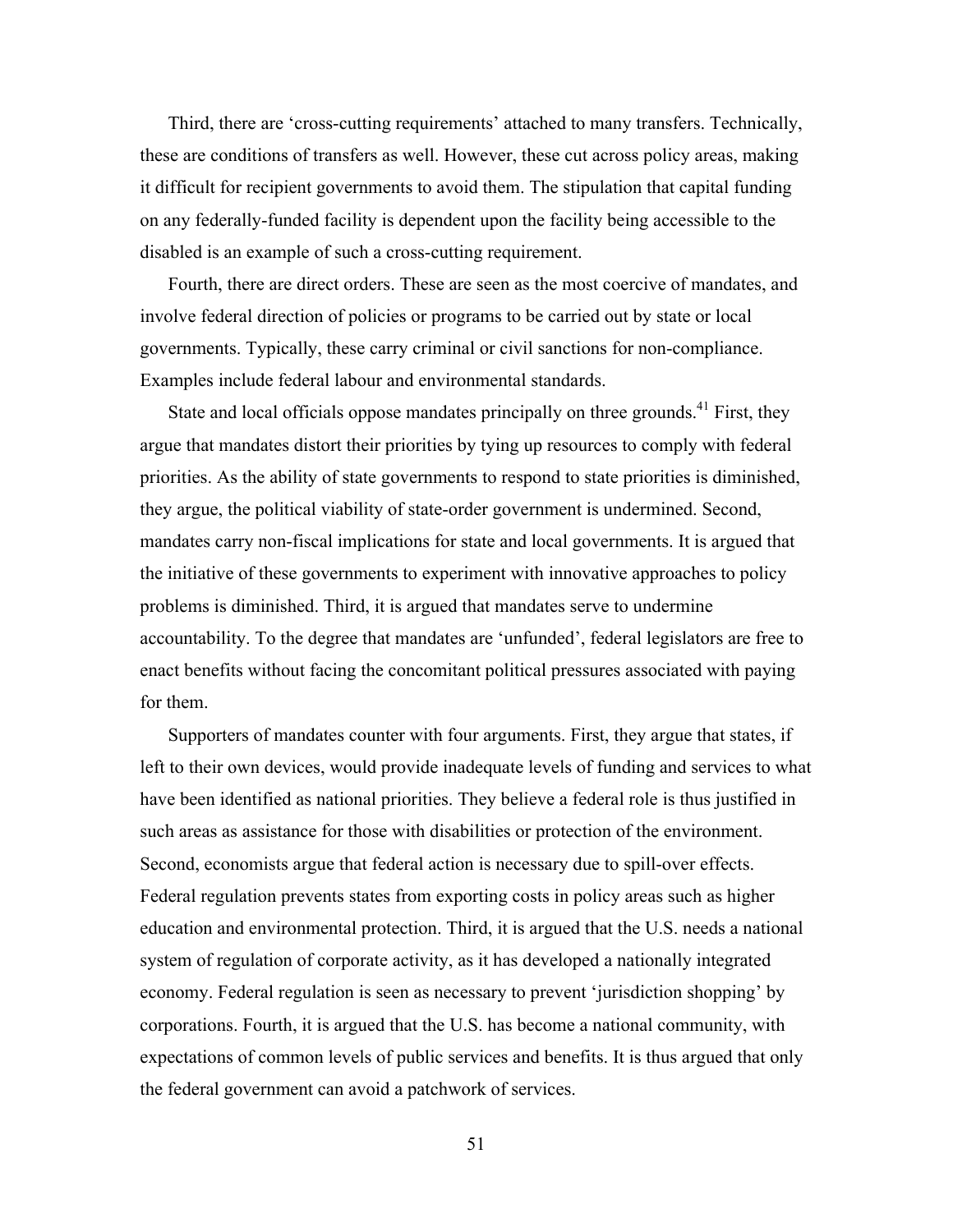Third, there are 'cross-cutting requirements' attached to many transfers. Technically, these are conditions of transfers as well. However, these cut across policy areas, making it difficult for recipient governments to avoid them. The stipulation that capital funding on any federally-funded facility is dependent upon the facility being accessible to the disabled is an example of such a cross-cutting requirement.

Fourth, there are direct orders. These are seen as the most coercive of mandates, and involve federal direction of policies or programs to be carried out by state or local governments. Typically, these carry criminal or civil sanctions for non-compliance. Examples include federal labour and environmental standards.

State and local officials oppose mandates principally on three grounds.[41] First, they argue that mandates distort their priorities by tying up resources to comply with federal priorities. As the ability of state governments to respond to state priorities is diminished, they argue, the political viability of state-order government is undermined. Second, mandates carry non-fiscal implications for state and local governments. It is argued that the initiative of these governments to experiment with innovative approaches to policy problems is diminished. Third, it is argued that mandates serve to undermine accountability. To the degree that mandates are 'unfunded', federal legislators are free to enact benefits without facing the concomitant political pressures associated with paying for them.

Supporters of mandates counter with four arguments. First, they argue that states, if left to their own devices, would provide inadequate levels of funding and services to what have been identified as national priorities. They believe a federal role is thus justified in such areas as assistance for those with disabilities or protection of the environment. Second, economists argue that federal action is necessary due to spill-over effects. Federal regulation prevents states from exporting costs in policy areas such as higher education and environmental protection. Third, it is argued that the U.S. needs a national system of regulation of corporate activity, as it has developed a nationally integrated economy. Federal regulation is seen as necessary to prevent 'jurisdiction shopping' by corporations. Fourth, it is argued that the U.S. has become a national community, with expectations of common levels of public services and benefits. It is thus argued that only the federal government can avoid a patchwork of services.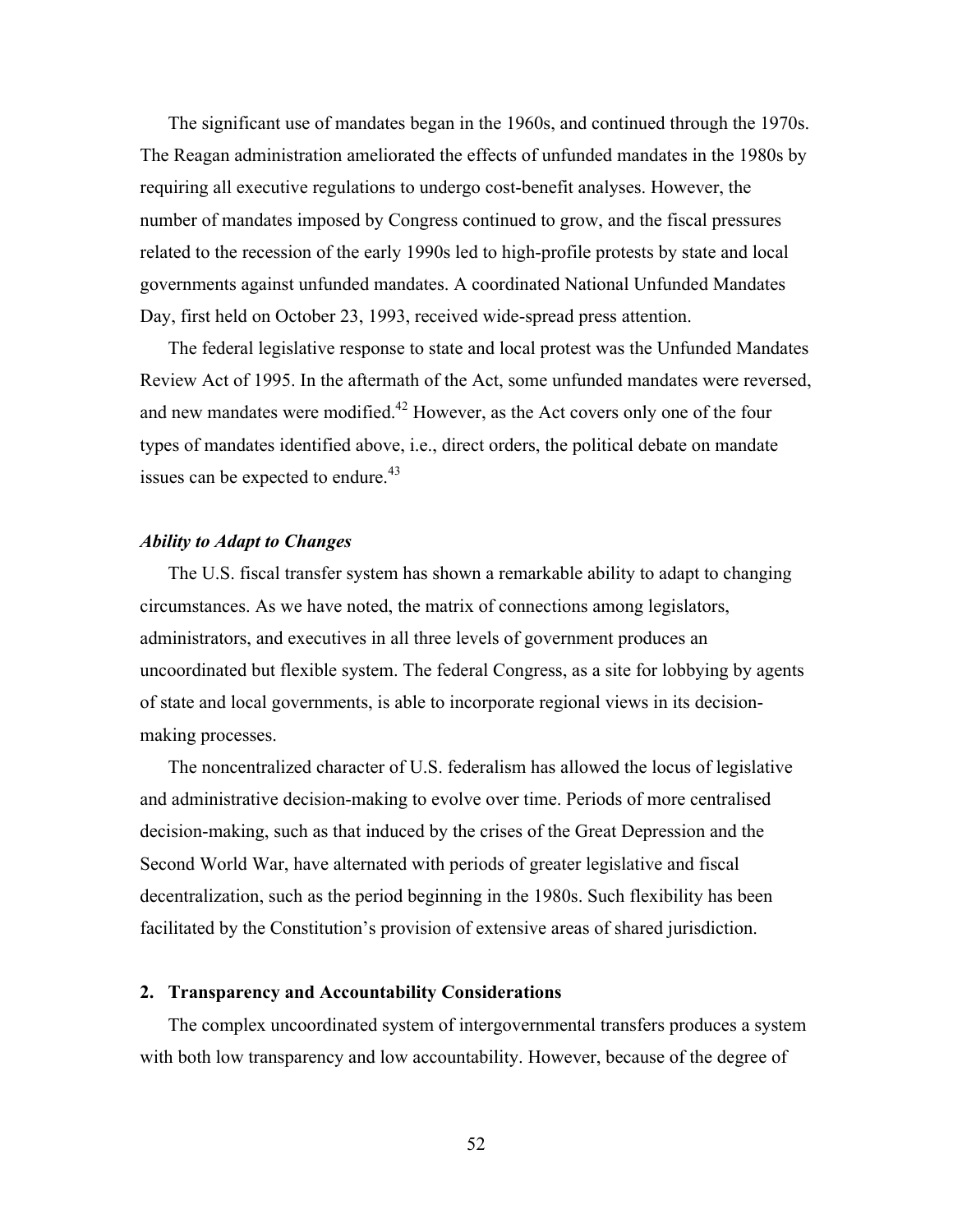The significant use of mandates began in the 1960s, and continued through the 1970s. The Reagan administration ameliorated the effects of unfunded mandates in the 1980s by requiring all executive regulations to undergo cost-benefit analyses. However, the number of mandates imposed by Congress continued to grow, and the fiscal pressures related to the recession of the early 1990s led to high-profile protests by state and local governments against unfunded mandates. A coordinated National Unfunded Mandates Day, first held on October 23, 1993, received wide-spread press attention.

The federal legislative response to state and local protest was the Unfunded Mandates Review Act of 1995. In the aftermath of the Act, some unfunded mandates were reversed, and new mandates were modified.[42] However, as the Act covers only one of the four types of mandates identified above, i.e., direct orders, the political debate on mandate issues can be expected to endure.[43]

***Ability to Adapt to Changes***

The U.S. fiscal transfer system has shown a remarkable ability to adapt to changing circumstances. As we have noted, the matrix of connections among legislators, administrators, and executives in all three levels of government produces an uncoordinated but flexible system. The federal Congress, as a site for lobbying by agents of state and local governments, is able to incorporate regional views in its decision-making processes.

The noncentralized character of U.S. federalism has allowed the locus of legislative and administrative decision-making to evolve over time. Periods of more centralised decision-making, such as that induced by the crises of the Great Depression and the Second World War, have alternated with periods of greater legislative and fiscal decentralization, such as the period beginning in the 1980s. Such flexibility has been facilitated by the Constitution's provision of extensive areas of shared jurisdiction.

## 2. Transparency and Accountability Considerations

The complex uncoordinated system of intergovernmental transfers produces a system with both low transparency and low accountability. However, because of the degree of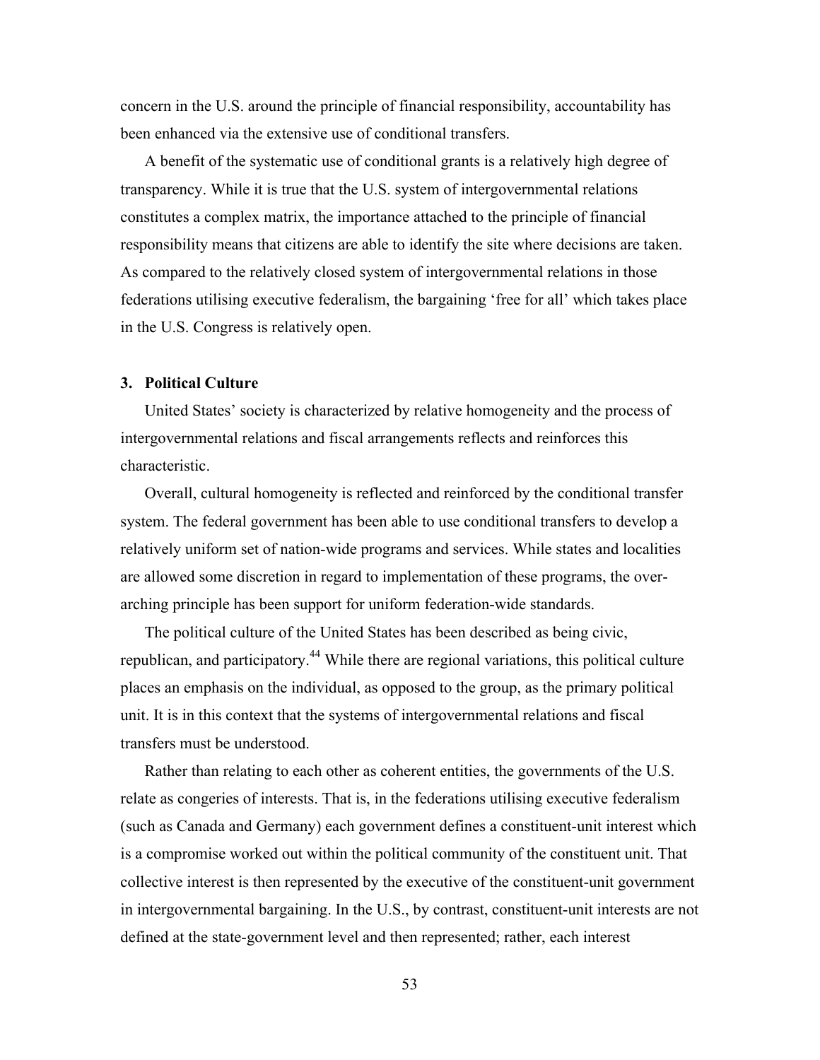concern in the U.S. around the principle of financial responsibility, accountability has been enhanced via the extensive use of conditional transfers.

A benefit of the systematic use of conditional grants is a relatively high degree of transparency. While it is true that the U.S. system of intergovernmental relations constitutes a complex matrix, the importance attached to the principle of financial responsibility means that citizens are able to identify the site where decisions are taken. As compared to the relatively closed system of intergovernmental relations in those federations utilising executive federalism, the bargaining 'free for all' which takes place in the U.S. Congress is relatively open.

### 3. Political Culture

United States' society is characterized by relative homogeneity and the process of intergovernmental relations and fiscal arrangements reflects and reinforces this characteristic.

Overall, cultural homogeneity is reflected and reinforced by the conditional transfer system. The federal government has been able to use conditional transfers to develop a relatively uniform set of nation-wide programs and services. While states and localities are allowed some discretion in regard to implementation of these programs, the over-arching principle has been support for uniform federation-wide standards.

The political culture of the United States has been described as being civic, republican, and participatory.[44] While there are regional variations, this political culture places an emphasis on the individual, as opposed to the group, as the primary political unit. It is in this context that the systems of intergovernmental relations and fiscal transfers must be understood.

Rather than relating to each other as coherent entities, the governments of the U.S. relate as congeries of interests. That is, in the federations utilising executive federalism (such as Canada and Germany) each government defines a constituent-unit interest which is a compromise worked out within the political community of the constituent unit. That collective interest is then represented by the executive of the constituent-unit government in intergovernmental bargaining. In the U.S., by contrast, constituent-unit interests are not defined at the state-government level and then represented; rather, each interest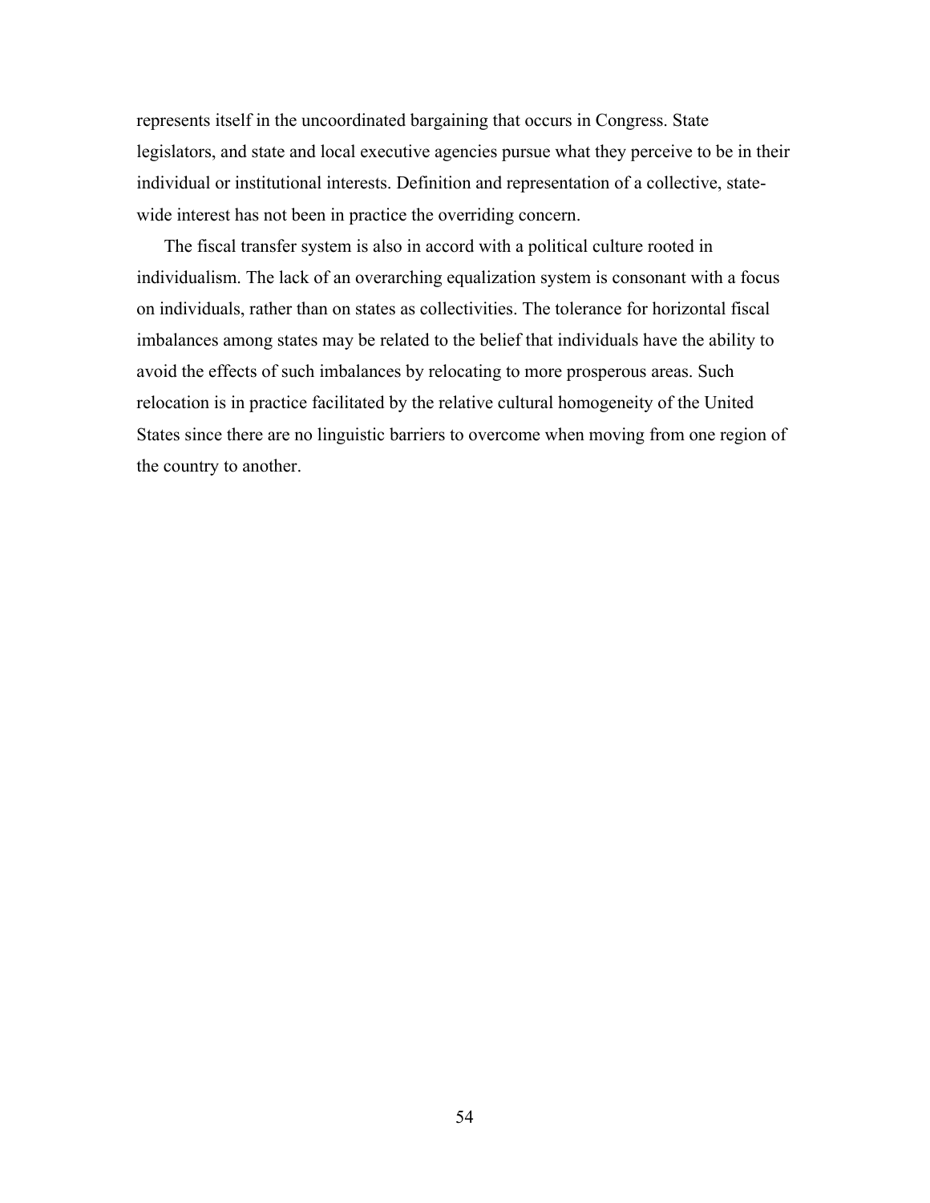represents itself in the uncoordinated bargaining that occurs in Congress. State legislators, and state and local executive agencies pursue what they perceive to be in their individual or institutional interests. Definition and representation of a collective, state-wide interest has not been in practice the overriding concern.

The fiscal transfer system is also in accord with a political culture rooted in individualism. The lack of an overarching equalization system is consonant with a focus on individuals, rather than on states as collectivities. The tolerance for horizontal fiscal imbalances among states may be related to the belief that individuals have the ability to avoid the effects of such imbalances by relocating to more prosperous areas. Such relocation is in practice facilitated by the relative cultural homogeneity of the United States since there are no linguistic barriers to overcome when moving from one region of the country to another.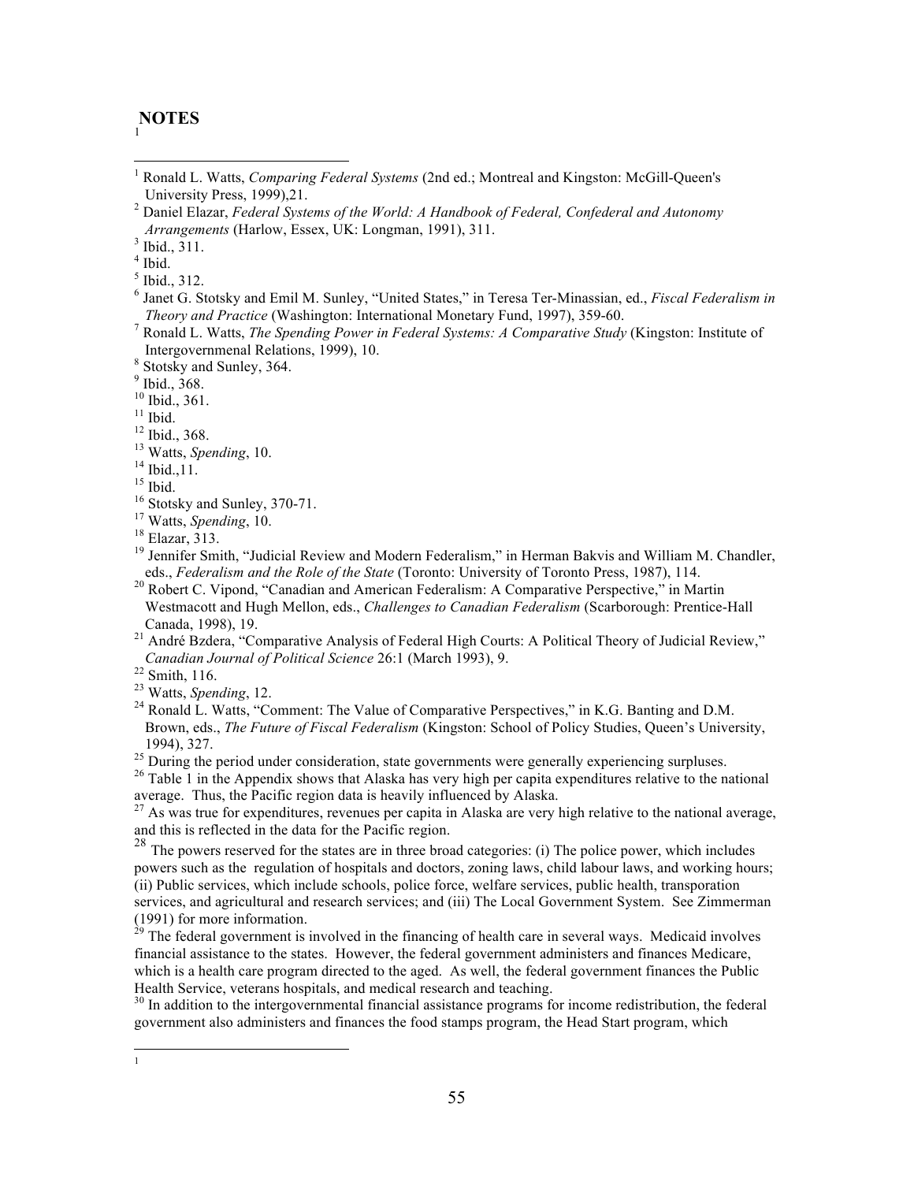## NOTES

[1] Ronald L. Watts, *Comparing Federal Systems* (2nd ed.; Montreal and Kingston: McGill-Queen's University Press, 1999),21.

[2] Daniel Elazar, *Federal Systems of the World: A Handbook of Federal, Confederal and Autonomy Arrangements* (Harlow, Essex, UK: Longman, 1991), 311.

[3] Ibid., 311.

[4] Ibid.

[5] Ibid., 312.

[6] Janet G. Stotsky and Emil M. Sunley, "United States," in Teresa Ter-Minassian, ed., *Fiscal Federalism in Theory and Practice* (Washington: International Monetary Fund, 1997), 359-60.

[7] Ronald L. Watts, *The Spending Power in Federal Systems: A Comparative Study* (Kingston: Institute of Intergovernmenal Relations, 1999), 10.

[8] Stotsky and Sunley, 364.

[9] Ibid., 368.

[10] Ibid., 361.

[11] Ibid.

[12] Ibid., 368.

[13] Watts, *Spending*, 10.

[14] Ibid.,11.

[15] Ibid.

[16] Stotsky and Sunley, 370-71.

[17] Watts, *Spending*, 10.

[18] Elazar, 313.

[19] Jennifer Smith, "Judicial Review and Modern Federalism," in Herman Bakvis and William M. Chandler, eds., *Federalism and the Role of the State* (Toronto: University of Toronto Press, 1987), 114.

[20] Robert C. Vipond, "Canadian and American Federalism: A Comparative Perspective," in Martin Westmacott and Hugh Mellon, eds., *Challenges to Canadian Federalism* (Scarborough: Prentice-Hall Canada, 1998), 19.

[21] André Bzdera, "Comparative Analysis of Federal High Courts: A Political Theory of Judicial Review," *Canadian Journal of Political Science* 26:1 (March 1993), 9.

[22] Smith, 116.

[23] Watts, *Spending*, 12.

[24] Ronald L. Watts, "Comment: The Value of Comparative Perspectives," in K.G. Banting and D.M. Brown, eds., *The Future of Fiscal Federalism* (Kingston: School of Policy Studies, Queen's University, 1994), 327.

[25] During the period under consideration, state governments were generally experiencing surpluses.

[26] Table 1 in the Appendix shows that Alaska has very high per capita expenditures relative to the national average. Thus, the Pacific region data is heavily influenced by Alaska.

[27] As was true for expenditures, revenues per capita in Alaska are very high relative to the national average, and this is reflected in the data for the Pacific region.

[28] The powers reserved for the states are in three broad categories: (i) The police power, which includes powers such as the regulation of hospitals and doctors, zoning laws, child labour laws, and working hours; (ii) Public services, which include schools, police force, welfare services, public health, transporation services, and agricultural and research services; and (iii) The Local Government System. See Zimmerman (1991) for more information.

[29] The federal government is involved in the financing of health care in several ways. Medicaid involves financial assistance to the states. However, the federal government administers and finances Medicare, which is a health care program directed to the aged. As well, the federal government finances the Public Health Service, veterans hospitals, and medical research and teaching.

[30] In addition to the intergovernmental financial assistance programs for income redistribution, the federal government also administers and finances the food stamps program, the Head Start program, which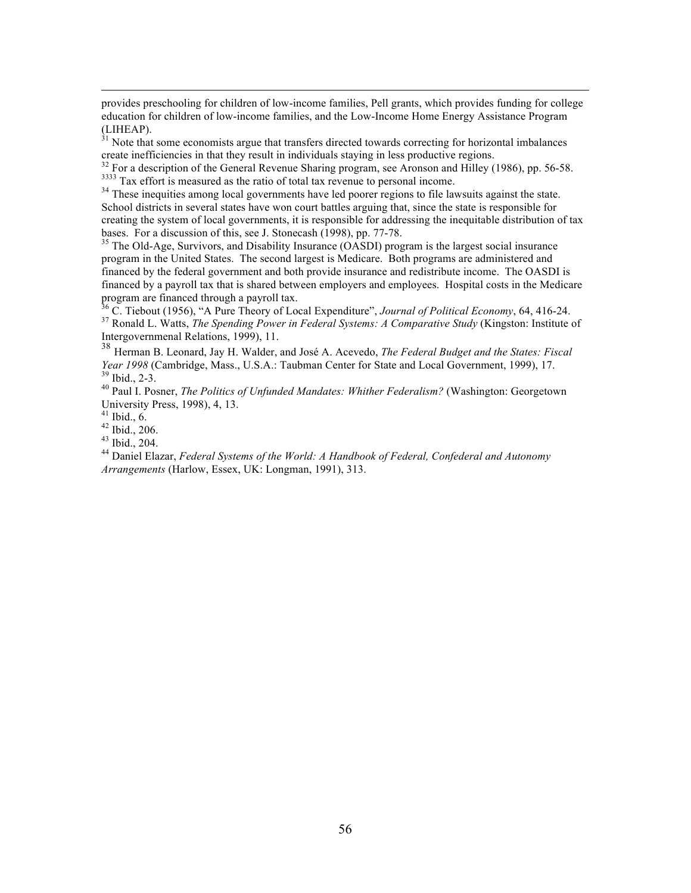provides preschooling for children of low-income families, Pell grants, which provides funding for college education for children of low-income families, and the Low-Income Home Energy Assistance Program (LIHEAP).

[31] Note that some economists argue that transfers directed towards correcting for horizontal imbalances create inefficiencies in that they result in individuals staying in less productive regions.

[32] For a description of the General Revenue Sharing program, see Aronson and Hilley (1986), pp. 56-58.

[3333] Tax effort is measured as the ratio of total tax revenue to personal income.

[34] These inequities among local governments have led poorer regions to file lawsuits against the state. School districts in several states have won court battles arguing that, since the state is responsible for creating the system of local governments, it is responsible for addressing the inequitable distribution of tax bases. For a discussion of this, see J. Stonecash (1998), pp. 77-78.

[35] The Old-Age, Survivors, and Disability Insurance (OASDI) program is the largest social insurance program in the United States. The second largest is Medicare. Both programs are administered and financed by the federal government and both provide insurance and redistribute income. The OASDI is financed by a payroll tax that is shared between employers and employees. Hospital costs in the Medicare program are financed through a payroll tax.

[36] C. Tiebout (1956), "A Pure Theory of Local Expenditure", *Journal of Political Economy*, 64, 416-24.

[37] Ronald L. Watts, *The Spending Power in Federal Systems: A Comparative Study* (Kingston: Institute of Intergovernmenal Relations, 1999), 11.

[38] Herman B. Leonard, Jay H. Walder, and José A. Acevedo, *The Federal Budget and the States: Fiscal Year 1998* (Cambridge, Mass., U.S.A.: Taubman Center for State and Local Government, 1999), 17.

[39] Ibid., 2-3.

[40] Paul I. Posner, *The Politics of Unfunded Mandates: Whither Federalism?* (Washington: Georgetown University Press, 1998), 4, 13.

[41] Ibid., 6.

[42] Ibid., 206.

[43] Ibid., 204.

[44] Daniel Elazar, *Federal Systems of the World: A Handbook of Federal, Confederal and Autonomy Arrangements* (Harlow, Essex, UK: Longman, 1991), 313.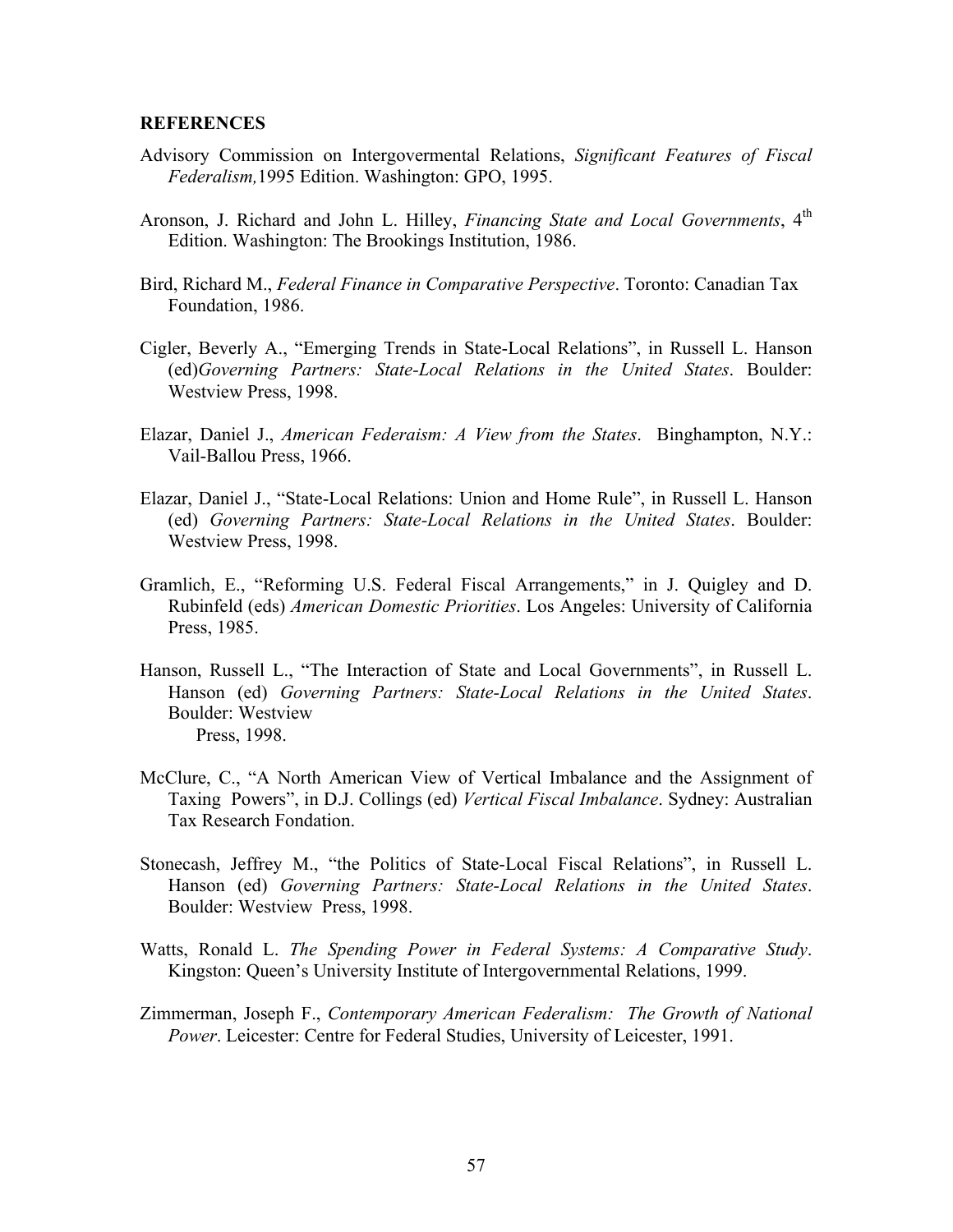**REFERENCES**

Advisory Commission on Intergovermental Relations, *Significant Features of Fiscal Federalism,*1995 Edition. Washington: GPO, 1995.

Aronson, J. Richard and John L. Hilley, *Financing State and Local Governments*, 4th Edition. Washington: The Brookings Institution, 1986.

Bird, Richard M., *Federal Finance in Comparative Perspective*. Toronto: Canadian Tax Foundation, 1986.

Cigler, Beverly A., "Emerging Trends in State-Local Relations", in Russell L. Hanson (ed)*Governing Partners: State-Local Relations in the United States*. Boulder: Westview Press, 1998.

Elazar, Daniel J., *American Federaism: A View from the States*. Binghampton, N.Y.: Vail-Ballou Press, 1966.

Elazar, Daniel J., "State-Local Relations: Union and Home Rule", in Russell L. Hanson (ed) *Governing Partners: State-Local Relations in the United States*. Boulder: Westview Press, 1998.

Gramlich, E., "Reforming U.S. Federal Fiscal Arrangements," in J. Quigley and D. Rubinfeld (eds) *American Domestic Priorities*. Los Angeles: University of California Press, 1985.

Hanson, Russell L., "The Interaction of State and Local Governments", in Russell L. Hanson (ed) *Governing Partners: State-Local Relations in the United States*. Boulder: Westview Press, 1998.

McClure, C., "A North American View of Vertical Imbalance and the Assignment of Taxing Powers", in D.J. Collings (ed) *Vertical Fiscal Imbalance*. Sydney: Australian Tax Research Fondation.

Stonecash, Jeffrey M., "the Politics of State-Local Fiscal Relations", in Russell L. Hanson (ed) *Governing Partners: State-Local Relations in the United States*. Boulder: Westview Press, 1998.

Watts, Ronald L. *The Spending Power in Federal Systems: A Comparative Study*. Kingston: Queen's University Institute of Intergovernmental Relations, 1999.

Zimmerman, Joseph F., *Contemporary American Federalism: The Growth of National Power*. Leicester: Centre for Federal Studies, University of Leicester, 1991.